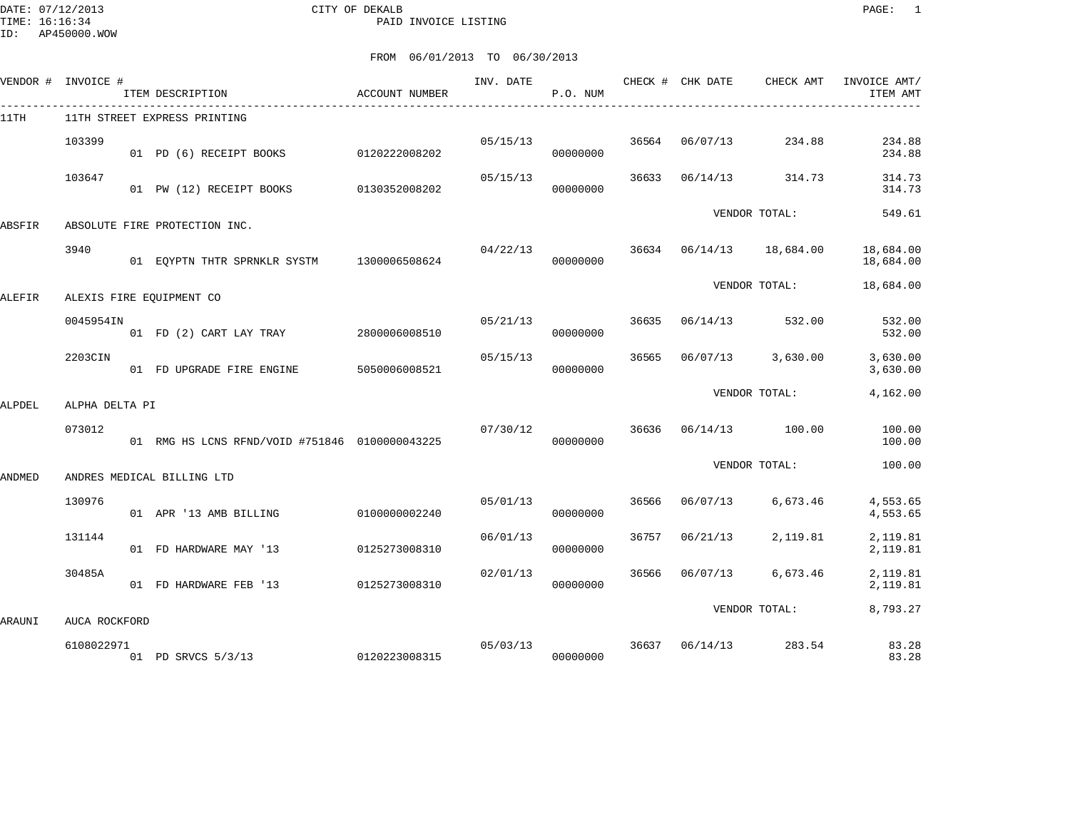DATE: 07/12/2013 CITY OF DEKALB
TIME: 16:16:34 PAID INVOICE LISTING
ID: AP450000.WOW

FROM 06/01/2013 TO 06/30/2013

| VENDOR # | INVOICE # / ITEM DESCRIPTION | ACCOUNT NUMBER | INV. DATE | P.O. NUM | CHECK # | CHK DATE | CHECK AMT | INVOICE AMT/ ITEM AMT |
|---|---|---|---|---|---|---|---|---|
| 11TH | 11TH STREET EXPRESS PRINTING | | | | | | | |
| | 103399 | | 05/15/13 | | 36564 | 06/07/13 | 234.88 | 234.88 |
| | 01 PD (6) RECEIPT BOOKS | 0120222008202 | | 00000000 | | | | 234.88 |
| | 103647 | | 05/15/13 | | 36633 | 06/14/13 | 314.73 | 314.73 |
| | 01 PW (12) RECEIPT BOOKS | 0130352008202 | | 00000000 | | | | 314.73 |
| | | | | | | VENDOR TOTAL: | | 549.61 |
| ABSFIR | ABSOLUTE FIRE PROTECTION INC. | | | | | | | |
| | 3940 | | 04/22/13 | | 36634 | 06/14/13 | 18,684.00 | 18,684.00 |
| | 01 EQYPTN THTR SPRNKLR SYSTM | 1300006508624 | | 00000000 | | | | 18,684.00 |
| | | | | | | VENDOR TOTAL: | | 18,684.00 |
| ALEFIR | ALEXIS FIRE EQUIPMENT CO | | | | | | | |
| | 0045954IN | | 05/21/13 | | 36635 | 06/14/13 | 532.00 | 532.00 |
| | 01 FD (2) CART LAY TRAY | 2800006008510 | | 00000000 | | | | 532.00 |
| | 2203CIN | | 05/15/13 | | 36565 | 06/07/13 | 3,630.00 | 3,630.00 |
| | 01 FD UPGRADE FIRE ENGINE | 5050006008521 | | 00000000 | | | | 3,630.00 |
| | | | | | | VENDOR TOTAL: | | 4,162.00 |
| ALPDEL | ALPHA DELTA PI | | | | | | | |
| | 073012 | | 07/30/12 | | 36636 | 06/14/13 | 100.00 | 100.00 |
| | 01 RMG HS LCNS RFND/VOID #751846 | 0100000043225 | | 00000000 | | | | 100.00 |
| | | | | | | VENDOR TOTAL: | | 100.00 |
| ANDMED | ANDRES MEDICAL BILLING LTD | | | | | | | |
| | 130976 | | 05/01/13 | | 36566 | 06/07/13 | 6,673.46 | 4,553.65 |
| | 01 APR '13 AMB BILLING | 0100000002240 | | 00000000 | | | | 4,553.65 |
| | 131144 | | 06/01/13 | | 36757 | 06/21/13 | 2,119.81 | 2,119.81 |
| | 01 FD HARDWARE MAY '13 | 0125273008310 | | 00000000 | | | | 2,119.81 |
| | 30485A | | 02/01/13 | | 36566 | 06/07/13 | 6,673.46 | 2,119.81 |
| | 01 FD HARDWARE FEB '13 | 0125273008310 | | 00000000 | | | | 2,119.81 |
| | | | | | | VENDOR TOTAL: | | 8,793.27 |
| ARAUNI | AUCA ROCKFORD | | | | | | | |
| | 6108022971 | | 05/03/13 | | 36637 | 06/14/13 | 283.54 | 83.28 |
| | 01 PD SRVCS 5/3/13 | 0120223008315 | | 00000000 | | | | 83.28 |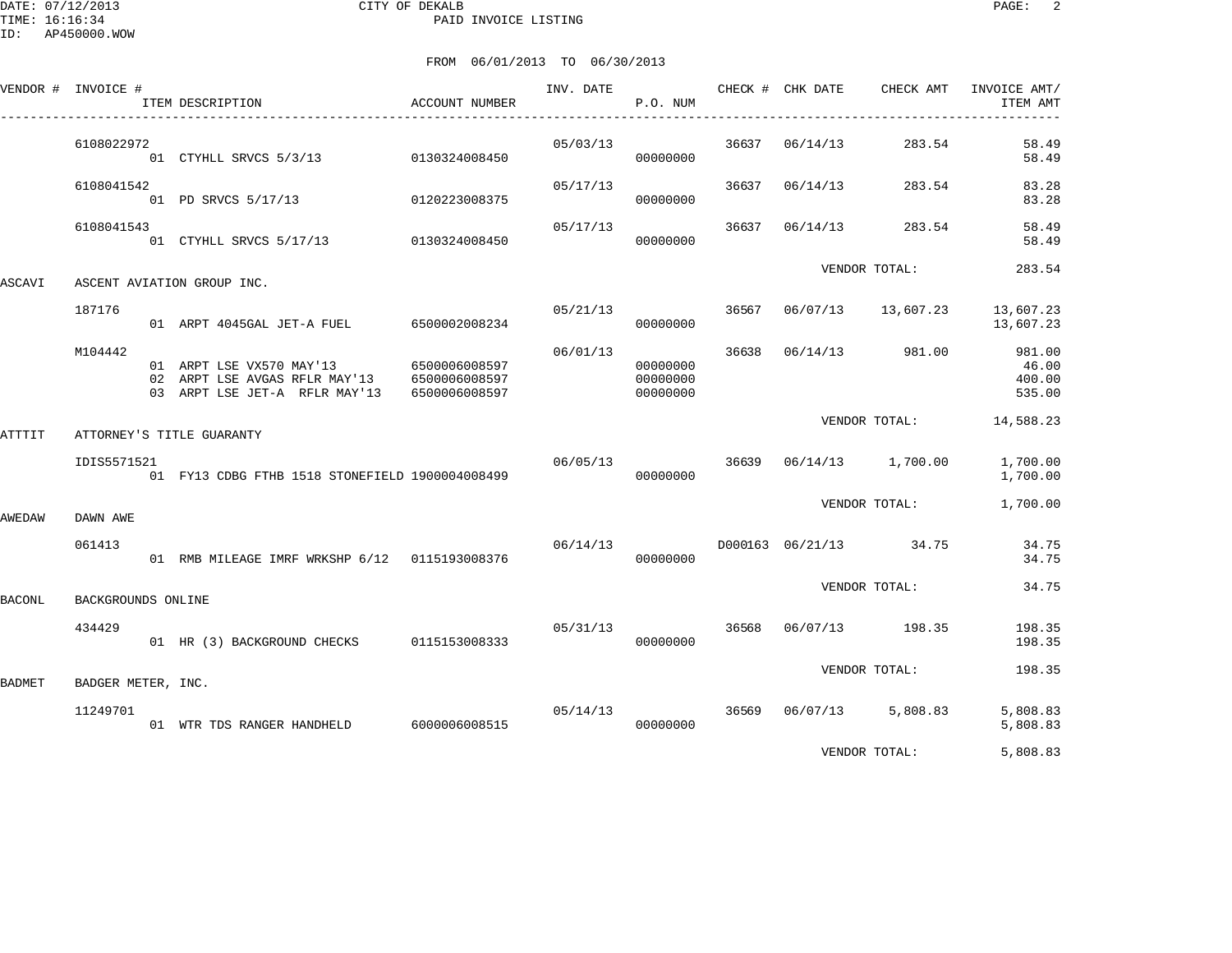CITY OF DEKALB
PAID INVOICE LISTING

DATE: 07/12/2013
TIME: 16:16:34
ID: AP450000.WOW

FROM 06/01/2013 TO 06/30/2013

| VENDOR # | INVOICE # / ITEM DESCRIPTION | ACCOUNT NUMBER | INV. DATE | P.O. NUM | CHECK # | CHK DATE | CHECK AMT | INVOICE AMT/ ITEM AMT |
|---|---|---|---|---|---|---|---|---|
| | 6108022972 | | 05/03/13 | | 36637 | 06/14/13 | 283.54 | 58.49 |
| | 01 CTYHLL SRVCS 5/3/13 | 0130324008450 | | 00000000 | | | | 58.49 |
| | 6108041542 | | 05/17/13 | | 36637 | 06/14/13 | 283.54 | 83.28 |
| | 01 PD SRVCS 5/17/13 | 0120223008375 | | 00000000 | | | | 83.28 |
| | 6108041543 | | 05/17/13 | | 36637 | 06/14/13 | 283.54 | 58.49 |
| | 01 CTYHLL SRVCS 5/17/13 | 0130324008450 | | 00000000 | | | | 58.49 |
| | | | | | | VENDOR TOTAL: | | 283.54 |
| ASCAVI | ASCENT AVIATION GROUP INC. | | | | | | | |
| | 187176 | | 05/21/13 | | 36567 | 06/07/13 | 13,607.23 | 13,607.23 |
| | 01 ARPT 4045GAL JET-A FUEL | 6500002008234 | | 00000000 | | | | 13,607.23 |
| | M104442 | | 06/01/13 | | 36638 | 06/14/13 | 981.00 | 981.00 |
| | 01 ARPT LSE VX570 MAY'13 | 6500006008597 | | 00000000 | | | | 46.00 |
| | 02 ARPT LSE AVGAS RFLR MAY'13 | 6500006008597 | | 00000000 | | | | 400.00 |
| | 03 ARPT LSE JET-A RFLR MAY'13 | 6500006008597 | | 00000000 | | | | 535.00 |
| | | | | | | VENDOR TOTAL: | | 14,588.23 |
| ATTTIT | ATTORNEY'S TITLE GUARANTY | | | | | | | |
| | IDIS5571521 | | 06/05/13 | | 36639 | 06/14/13 | 1,700.00 | 1,700.00 |
| | 01 FY13 CDBG FTHB 1518 STONEFIELD | 1900004008499 | | 00000000 | | | | 1,700.00 |
| | | | | | | VENDOR TOTAL: | | 1,700.00 |
| AWEDAW | DAWN AWE | | | | | | | |
| | 061413 | | 06/14/13 | | D000163 | 06/21/13 | 34.75 | 34.75 |
| | 01 RMB MILEAGE IMRF WRKSHP 6/12 | 0115193008376 | | 00000000 | | | | 34.75 |
| | | | | | | VENDOR TOTAL: | | 34.75 |
| BACONL | BACKGROUNDS ONLINE | | | | | | | |
| | 434429 | | 05/31/13 | | 36568 | 06/07/13 | 198.35 | 198.35 |
| | 01 HR (3) BACKGROUND CHECKS | 0115153008333 | | 00000000 | | | | 198.35 |
| | | | | | | VENDOR TOTAL: | | 198.35 |
| BADMET | BADGER METER, INC. | | | | | | | |
| | 11249701 | | 05/14/13 | | 36569 | 06/07/13 | 5,808.83 | 5,808.83 |
| | 01 WTR TDS RANGER HANDHELD | 6000006008515 | | 00000000 | | | | 5,808.83 |
| | | | | | | VENDOR TOTAL: | | 5,808.83 |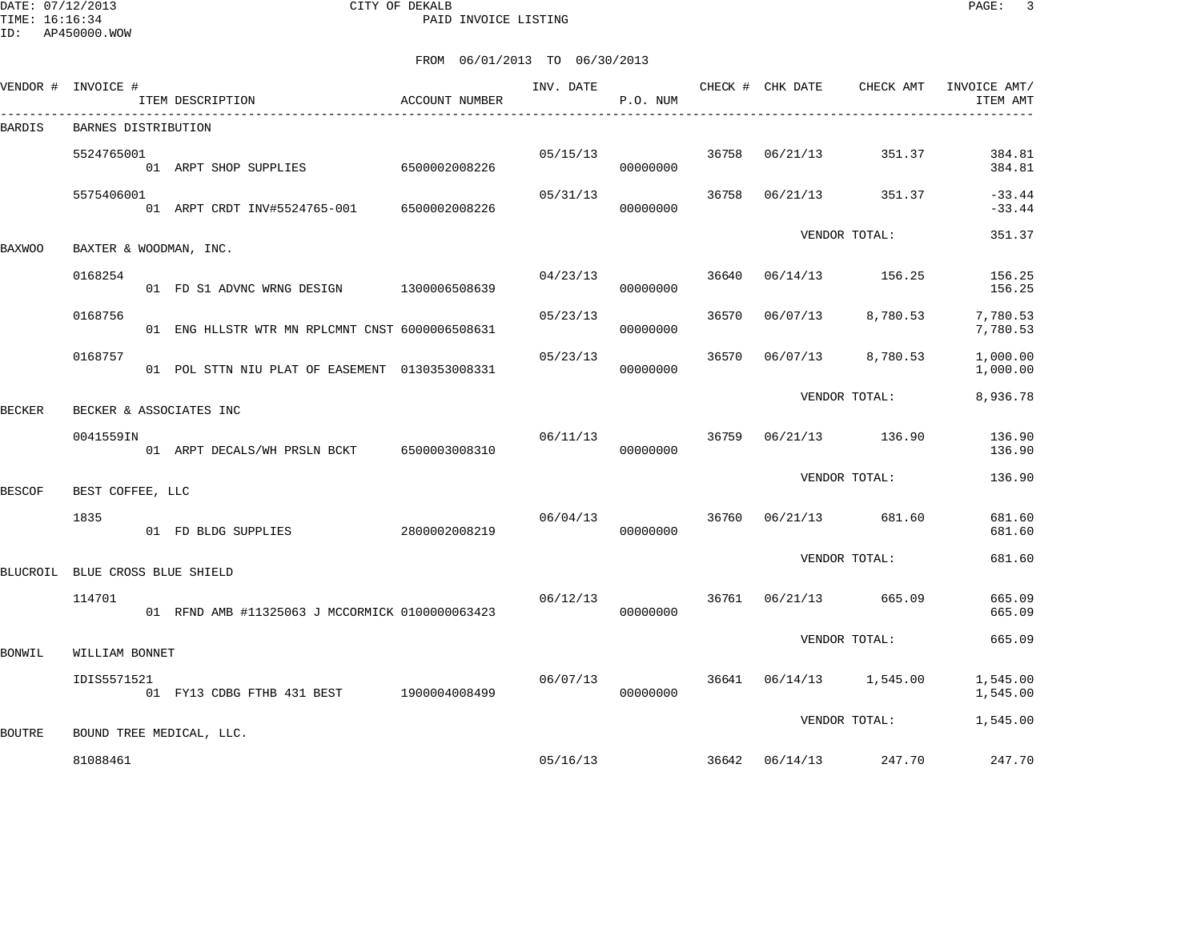CITY OF DEKALB
PAID INVOICE LISTING

DATE: 07/12/2013
TIME: 16:16:34
ID: AP450000.WOW

FROM 06/01/2013 TO 06/30/2013

| VENDOR # | INVOICE # / ITEM DESCRIPTION | ACCOUNT NUMBER | INV. DATE | P.O. NUM | CHECK # | CHK DATE | CHECK AMT | INVOICE AMT/ ITEM AMT |
|---|---|---|---|---|---|---|---|---|
| BARDIS | BARNES DISTRIBUTION | | | | | | | |
| | 5524765001 | | 05/15/13 | | 36758 | 06/21/13 | 351.37 | 384.81 |
| | 01 ARPT SHOP SUPPLIES | 6500002008226 | | 00000000 | | | | 384.81 |
| | 5575406001 | | 05/31/13 | | 36758 | 06/21/13 | 351.37 | -33.44 |
| | 01 ARPT CRDT INV#5524765-001 | 6500002008226 | | 00000000 | | | | -33.44 |
| | | | | | | VENDOR TOTAL: | | 351.37 |
| BAXWOO | BAXTER & WOODMAN, INC. | | | | | | | |
| | 0168254 | | 04/23/13 | | 36640 | 06/14/13 | 156.25 | 156.25 |
| | 01 FD S1 ADVNC WRNG DESIGN | 1300006508639 | | 00000000 | | | | 156.25 |
| | 0168756 | | 05/23/13 | | 36570 | 06/07/13 | 8,780.53 | 7,780.53 |
| | 01 ENG HLLSTR WTR MN RPLCMNT CNST | 6000006508631 | | 00000000 | | | | 7,780.53 |
| | 0168757 | | 05/23/13 | | 36570 | 06/07/13 | 8,780.53 | 1,000.00 |
| | 01 POL STTN NIU PLAT OF EASEMENT | 0130353008331 | | 00000000 | | | | 1,000.00 |
| | | | | | | VENDOR TOTAL: | | 8,936.78 |
| BECKER | BECKER & ASSOCIATES INC | | | | | | | |
| | 0041559IN | | 06/11/13 | | 36759 | 06/21/13 | 136.90 | 136.90 |
| | 01 ARPT DECALS/WH PRSLN BCKT | 6500003008310 | | 00000000 | | | | 136.90 |
| | | | | | | VENDOR TOTAL: | | 136.90 |
| BESCOF | BEST COFFEE, LLC | | | | | | | |
| | 1835 | | 06/04/13 | | 36760 | 06/21/13 | 681.60 | 681.60 |
| | 01 FD BLDG SUPPLIES | 2800002008219 | | 00000000 | | | | 681.60 |
| | | | | | | VENDOR TOTAL: | | 681.60 |
| BLUCROIL | BLUE CROSS BLUE SHIELD | | | | | | | |
| | 114701 | | 06/12/13 | | 36761 | 06/21/13 | 665.09 | 665.09 |
| | 01 RFND AMB #11325063 J MCCORMICK | 0100000063423 | | 00000000 | | | | 665.09 |
| | | | | | | VENDOR TOTAL: | | 665.09 |
| BONWIL | WILLIAM BONNET | | | | | | | |
| | IDIS5571521 | | 06/07/13 | | 36641 | 06/14/13 | 1,545.00 | 1,545.00 |
| | 01 FY13 CDBG FTHB 431 BEST | 1900004008499 | | 00000000 | | | | 1,545.00 |
| | | | | | | VENDOR TOTAL: | | 1,545.00 |
| BOUTRE | BOUND TREE MEDICAL, LLC. | | | | | | | |
| | 81088461 | | 05/16/13 | | 36642 | 06/14/13 | 247.70 | 247.70 |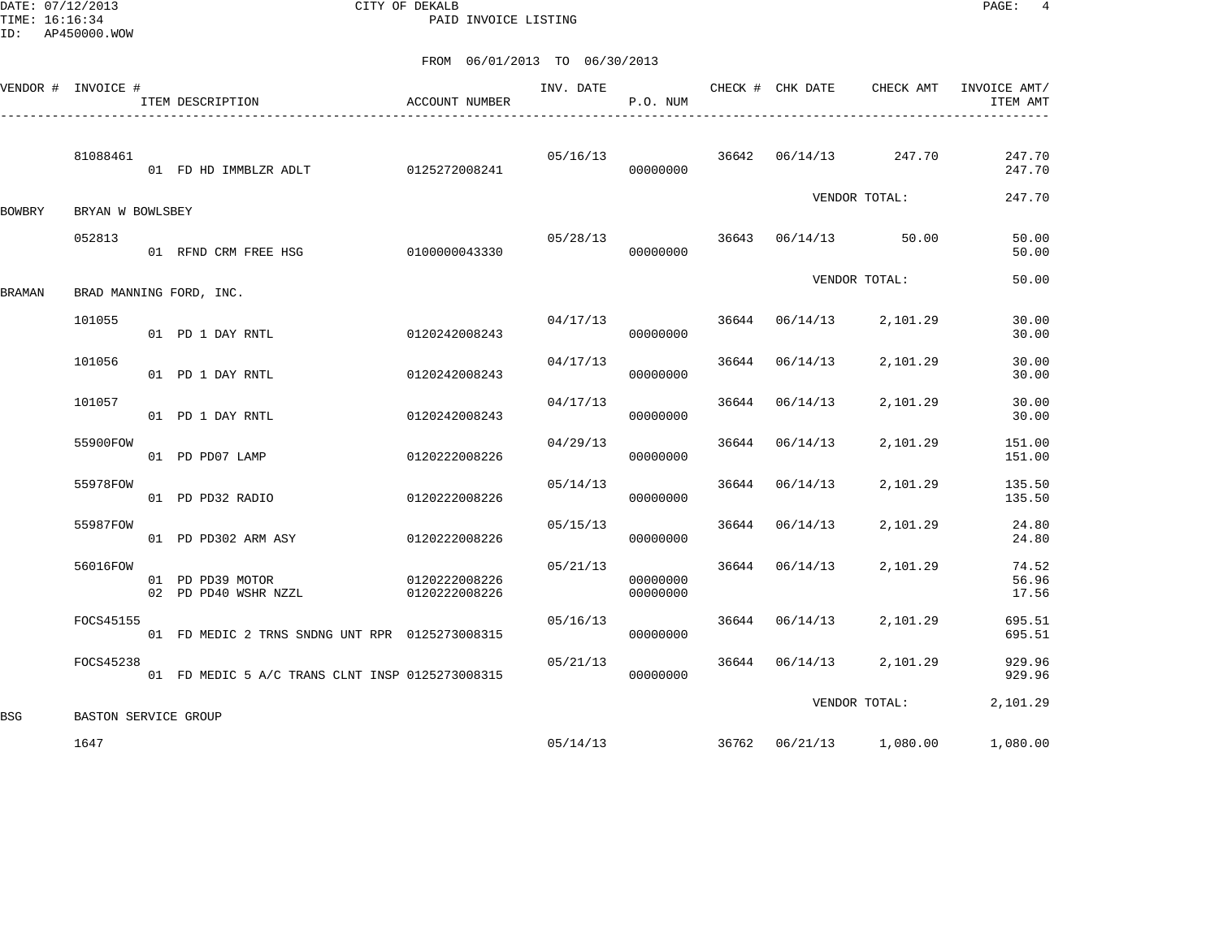CITY OF DEKALB

PAID INVOICE LISTING

FROM 06/01/2013 TO 06/30/2013

| VENDOR # | INVOICE # | ITEM DESCRIPTION | ACCOUNT NUMBER | INV. DATE | P.O. NUM | CHECK # | CHK DATE | CHECK AMT | INVOICE AMT/ ITEM AMT |
|---|---|---|---|---|---|---|---|---|---|
| | 81088461 | | | 05/16/13 | | 36642 | 06/14/13 | 247.70 | 247.70 |
| | | 01 FD HD IMMBLZR ADLT | 0125272008241 | | 00000000 | | | | 247.70 |
| | | | | | | | VENDOR TOTAL: | | 247.70 |
| BOWBRY | BRYAN W BOWLSBEY | | | | | | | | |
| | 052813 | | | 05/28/13 | | 36643 | 06/14/13 | 50.00 | 50.00 |
| | | 01 RFND CRM FREE HSG | 0100000043330 | | 00000000 | | | | 50.00 |
| | | | | | | | VENDOR TOTAL: | | 50.00 |
| BRAMAN | BRAD MANNING FORD, INC. | | | | | | | | |
| | 101055 | | | 04/17/13 | | 36644 | 06/14/13 | 2,101.29 | 30.00 |
| | | 01 PD 1 DAY RNTL | 0120242008243 | | 00000000 | | | | 30.00 |
| | 101056 | | | 04/17/13 | | 36644 | 06/14/13 | 2,101.29 | 30.00 |
| | | 01 PD 1 DAY RNTL | 0120242008243 | | 00000000 | | | | 30.00 |
| | 101057 | | | 04/17/13 | | 36644 | 06/14/13 | 2,101.29 | 30.00 |
| | | 01 PD 1 DAY RNTL | 0120242008243 | | 00000000 | | | | 30.00 |
| | 55900FOW | | | 04/29/13 | | 36644 | 06/14/13 | 2,101.29 | 151.00 |
| | | 01 PD PD07 LAMP | 0120222008226 | | 00000000 | | | | 151.00 |
| | 55978FOW | | | 05/14/13 | | 36644 | 06/14/13 | 2,101.29 | 135.50 |
| | | 01 PD PD32 RADIO | 0120222008226 | | 00000000 | | | | 135.50 |
| | 55987FOW | | | 05/15/13 | | 36644 | 06/14/13 | 2,101.29 | 24.80 |
| | | 01 PD PD302 ARM ASY | 0120222008226 | | 00000000 | | | | 24.80 |
| | 56016FOW | | | 05/21/13 | | 36644 | 06/14/13 | 2,101.29 | 74.52 |
| | | 01 PD PD39 MOTOR | 0120222008226 | | 00000000 | | | | 56.96 |
| | | 02 PD PD40 WSHR NZZL | 0120222008226 | | 00000000 | | | | 17.56 |
| | FOCS45155 | | | 05/16/13 | | 36644 | 06/14/13 | 2,101.29 | 695.51 |
| | | 01 FD MEDIC 2 TRNS SNDNG UNT RPR | 0125273008315 | | 00000000 | | | | 695.51 |
| | FOCS45238 | | | 05/21/13 | | 36644 | 06/14/13 | 2,101.29 | 929.96 |
| | | 01 FD MEDIC 5 A/C TRANS CLNT INSP | 0125273008315 | | 00000000 | | | | 929.96 |
| | | | | | | | VENDOR TOTAL: | | 2,101.29 |
| BSG | BASTON SERVICE GROUP | | | | | | | | |
| | 1647 | | | 05/14/13 | | 36762 | 06/21/13 | 1,080.00 | 1,080.00 |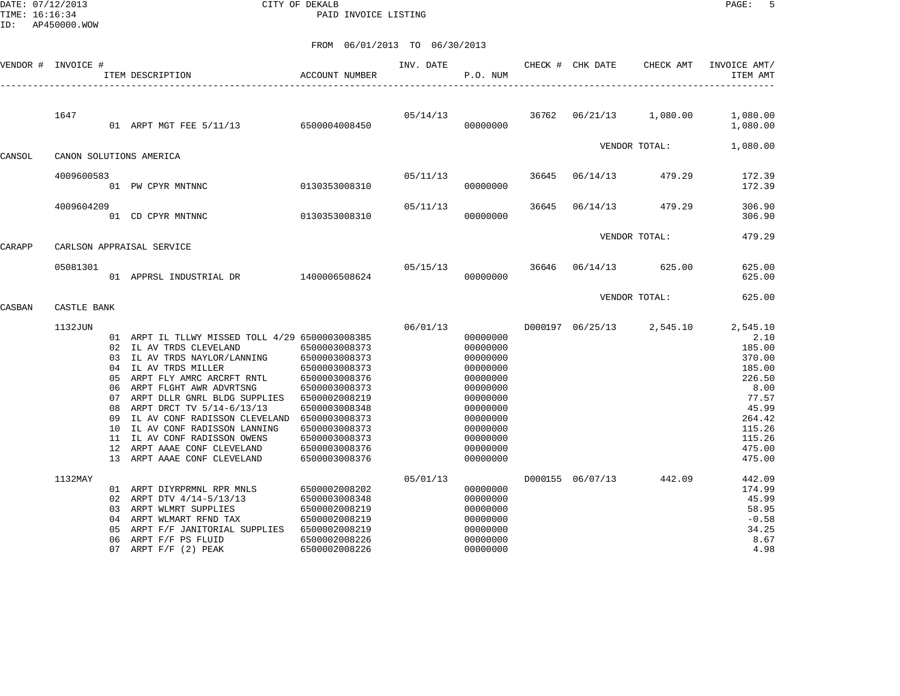CITY OF DEKALB
PAID INVOICE LISTING

FROM 06/01/2013 TO 06/30/2013

| VENDOR # | INVOICE # | ITEM DESCRIPTION | ACCOUNT NUMBER | INV. DATE | P.O. NUM | CHECK # | CHK DATE | CHECK AMT | INVOICE AMT/ ITEM AMT |
|---|---|---|---|---|---|---|---|---|---|
| | 1647 | | | 05/14/13 | | 36762 | 06/21/13 | 1,080.00 | 1,080.00 |
| | | 01 ARPT MGT FEE 5/11/13 | 6500004008450 | | 00000000 | | | | 1,080.00 |
| | | | | | | | | VENDOR TOTAL: | 1,080.00 |
| CANSOL | CANON SOLUTIONS AMERICA | | | | | | | | |
| | 4009600583 | | | 05/11/13 | | 36645 | 06/14/13 | 479.29 | 172.39 |
| | | 01 PW CPYR MNTNNC | 0130353008310 | | 00000000 | | | | 172.39 |
| | 4009604209 | | | 05/11/13 | | 36645 | 06/14/13 | 479.29 | 306.90 |
| | | 01 CD CPYR MNTNNC | 0130353008310 | | 00000000 | | | | 306.90 |
| | | | | | | | | VENDOR TOTAL: | 479.29 |
| CARAPP | CARLSON APPRAISAL SERVICE | | | | | | | | |
| | 05081301 | | | 05/15/13 | | 36646 | 06/14/13 | 625.00 | 625.00 |
| | | 01 APPRSL INDUSTRIAL DR | 1400006508624 | | 00000000 | | | | 625.00 |
| | | | | | | | | VENDOR TOTAL: | 625.00 |
| CASBAN | CASTLE BANK | | | | | | | | |
| | 1132JUN | | | 06/01/13 | | D000197 | 06/25/13 | 2,545.10 | 2,545.10 |
| | | 01 ARPT IL TLLWY MISSED TOLL 4/29 | 6500003008385 | | 00000000 | | | | 2.10 |
| | | 02 IL AV TRDS CLEVELAND | 6500003008373 | | 00000000 | | | | 185.00 |
| | | 03 IL AV TRDS NAYLOR/LANNING | 6500003008373 | | 00000000 | | | | 370.00 |
| | | 04 IL AV TRDS MILLER | 6500003008373 | | 00000000 | | | | 185.00 |
| | | 05 ARPT FLY AMRC ARCRFT RNTL | 6500003008376 | | 00000000 | | | | 226.50 |
| | | 06 ARPT FLGHT AWR ADVRTSNG | 6500003008373 | | 00000000 | | | | 8.00 |
| | | 07 ARPT DLLR GNRL BLDG SUPPLIES | 6500002008219 | | 00000000 | | | | 77.57 |
| | | 08 ARPT DRCT TV 5/14-6/13/13 | 6500003008348 | | 00000000 | | | | 45.99 |
| | | 09 IL AV CONF RADISSON CLEVELAND | 6500003008373 | | 00000000 | | | | 264.42 |
| | | 10 IL AV CONF RADISSON LANNING | 6500003008373 | | 00000000 | | | | 115.26 |
| | | 11 IL AV CONF RADISSON OWENS | 6500003008373 | | 00000000 | | | | 115.26 |
| | | 12 ARPT AAAE CONF CLEVELAND | 6500003008376 | | 00000000 | | | | 475.00 |
| | | 13 ARPT AAAE CONF CLEVELAND | 6500003008376 | | 00000000 | | | | 475.00 |
| | 1132MAY | | | 05/01/13 | | D000155 | 06/07/13 | 442.09 | 442.09 |
| | | 01 ARPT DIYRPRMNL RPR MNLS | 6500002008202 | | 00000000 | | | | 174.99 |
| | | 02 ARPT DTV 4/14-5/13/13 | 6500003008348 | | 00000000 | | | | 45.99 |
| | | 03 ARPT WLMRT SUPPLIES | 6500002008219 | | 00000000 | | | | 58.95 |
| | | 04 ARPT WLMART RFND TAX | 6500002008219 | | 00000000 | | | | -0.58 |
| | | 05 ARPT F/F JANITORIAL SUPPLIES | 6500002008219 | | 00000000 | | | | 34.25 |
| | | 06 ARPT F/F PS FLUID | 6500002008226 | | 00000000 | | | | 8.67 |
| | | 07 ARPT F/F (2) PEAK | 6500002008226 | | 00000000 | | | | 4.98 |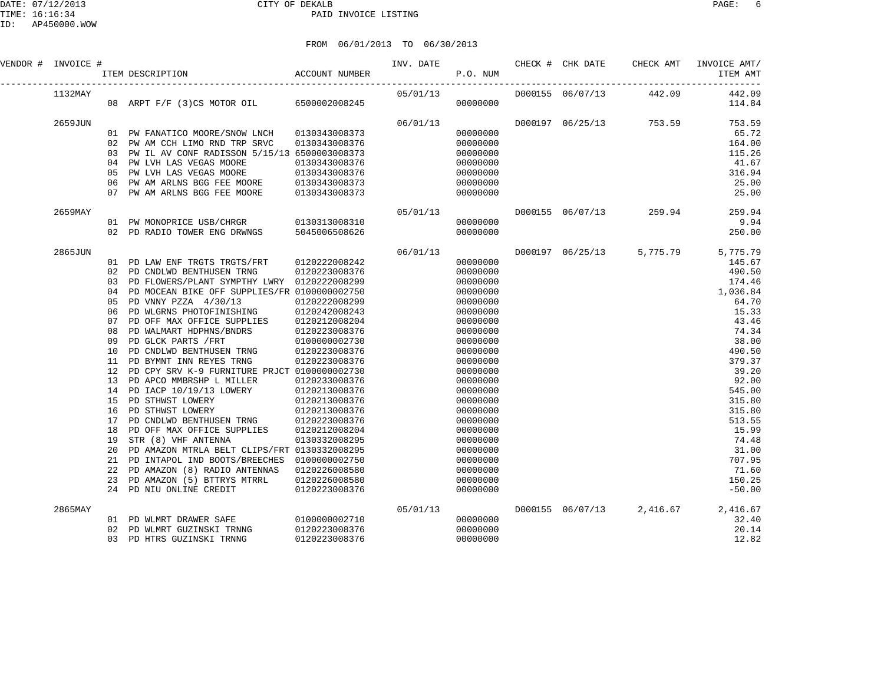CITY OF DEKALB
PAID INVOICE LISTING

FROM 06/01/2013 TO 06/30/2013

| VENDOR # | INVOICE # | ITEM DESCRIPTION | ACCOUNT NUMBER | INV. DATE | P.O. NUM | CHECK # | CHK DATE | CHECK AMT | INVOICE AMT/ ITEM AMT |
|---|---|---|---|---|---|---|---|---|---|
| | 1132MAY | | | 05/01/13 | | D000155 | 06/07/13 | 442.09 | 442.09 |
| | | 08 ARPT F/F (3)CS MOTOR OIL | 6500002008245 | | 00000000 | | | | 114.84 |
| | 2659JUN | | | 06/01/13 | | D000197 | 06/25/13 | 753.59 | 753.59 |
| | | 01 PW FANATICO MOORE/SNOW LNCH | 0130343008373 | | 00000000 | | | | 65.72 |
| | | 02 PW AM CCH LIMO RND TRP SRVC | 0130343008376 | | 00000000 | | | | 164.00 |
| | | 03 PW IL AV CONF RADISSON 5/15/13 | 6500003008373 | | 00000000 | | | | 115.26 |
| | | 04 PW LVH LAS VEGAS MOORE | 0130343008376 | | 00000000 | | | | 41.67 |
| | | 05 PW LVH LAS VEGAS MOORE | 0130343008376 | | 00000000 | | | | 316.94 |
| | | 06 PW AM ARLNS BGG FEE MOORE | 0130343008373 | | 00000000 | | | | 25.00 |
| | | 07 PW AM ARLNS BGG FEE MOORE | 0130343008373 | | 00000000 | | | | 25.00 |
| | 2659MAY | | | 05/01/13 | | D000155 | 06/07/13 | 259.94 | 259.94 |
| | | 01 PW MONOPRICE USB/CHRGR | 0130313008310 | | 00000000 | | | | 9.94 |
| | | 02 PD RADIO TOWER ENG DRWNGS | 5045006508626 | | 00000000 | | | | 250.00 |
| | 2865JUN | | | 06/01/13 | | D000197 | 06/25/13 | 5,775.79 | 5,775.79 |
| | | 01 PD LAW ENF TRGTS TRGTS/FRT | 0120222008242 | | 00000000 | | | | 145.67 |
| | | 02 PD CNDLWD BENTHUSEN TRNG | 0120223008376 | | 00000000 | | | | 490.50 |
| | | 03 PD FLOWERS/PLANT SYMPTHY LWRY | 0120222008299 | | 00000000 | | | | 174.46 |
| | | 04 PD MOCEAN BIKE OFF SUPPLIES/FR | 0100000002750 | | 00000000 | | | | 1,036.84 |
| | | 05 PD VNNY PZZA 4/30/13 | 0120222008299 | | 00000000 | | | | 64.70 |
| | | 06 PD WLGRNS PHOTOFINISHING | 0120242008243 | | 00000000 | | | | 15.33 |
| | | 07 PD OFF MAX OFFICE SUPPLIES | 0120212008204 | | 00000000 | | | | 43.46 |
| | | 08 PD WALMART HDPHNS/BNDRS | 0120223008376 | | 00000000 | | | | 74.34 |
| | | 09 PD GLCK PARTS /FRT | 0100000002730 | | 00000000 | | | | 38.00 |
| | | 10 PD CNDLWD BENTHUSEN TRNG | 0120223008376 | | 00000000 | | | | 490.50 |
| | | 11 PD BYMNT INN REYES TRNG | 0120223008376 | | 00000000 | | | | 379.37 |
| | | 12 PD CPY SRV K-9 FURNITURE PRJCT | 0100000002730 | | 00000000 | | | | 39.20 |
| | | 13 PD APCO MMBRSHP L MILLER | 0120233008376 | | 00000000 | | | | 92.00 |
| | | 14 PD IACP 10/19/13 LOWERY | 0120213008376 | | 00000000 | | | | 545.00 |
| | | 15 PD STHWST LOWERY | 0120213008376 | | 00000000 | | | | 315.80 |
| | | 16 PD STHWST LOWERY | 0120213008376 | | 00000000 | | | | 315.80 |
| | | 17 PD CNDLWD BENTHUSEN TRNG | 0120223008376 | | 00000000 | | | | 513.55 |
| | | 18 PD OFF MAX OFFICE SUPPLIES | 0120212008204 | | 00000000 | | | | 15.99 |
| | | 19 STR (8) VHF ANTENNA | 0130332008295 | | 00000000 | | | | 74.48 |
| | | 20 PD AMAZON MTRLA BELT CLIPS/FRT | 0130332008295 | | 00000000 | | | | 31.00 |
| | | 21 PD INTAPOL IND BOOTS/BREECHES | 0100000002750 | | 00000000 | | | | 707.95 |
| | | 22 PD AMAZON (8) RADIO ANTENNAS | 0120226008580 | | 00000000 | | | | 71.60 |
| | | 23 PD AMAZON (5) BTTRYS MTRRL | 0120226008580 | | 00000000 | | | | 150.25 |
| | | 24 PD NIU ONLINE CREDIT | 0120223008376 | | 00000000 | | | | -50.00 |
| | 2865MAY | | | 05/01/13 | | D000155 | 06/07/13 | 2,416.67 | 2,416.67 |
| | | 01 PD WLMRT DRAWER SAFE | 0100000002710 | | 00000000 | | | | 32.40 |
| | | 02 PD WLMRT GUZINSKI TRNNG | 0120223008376 | | 00000000 | | | | 20.14 |
| | | 03 PD HTRS GUZINSKI TRNNG | 0120223008376 | | 00000000 | | | | 12.82 |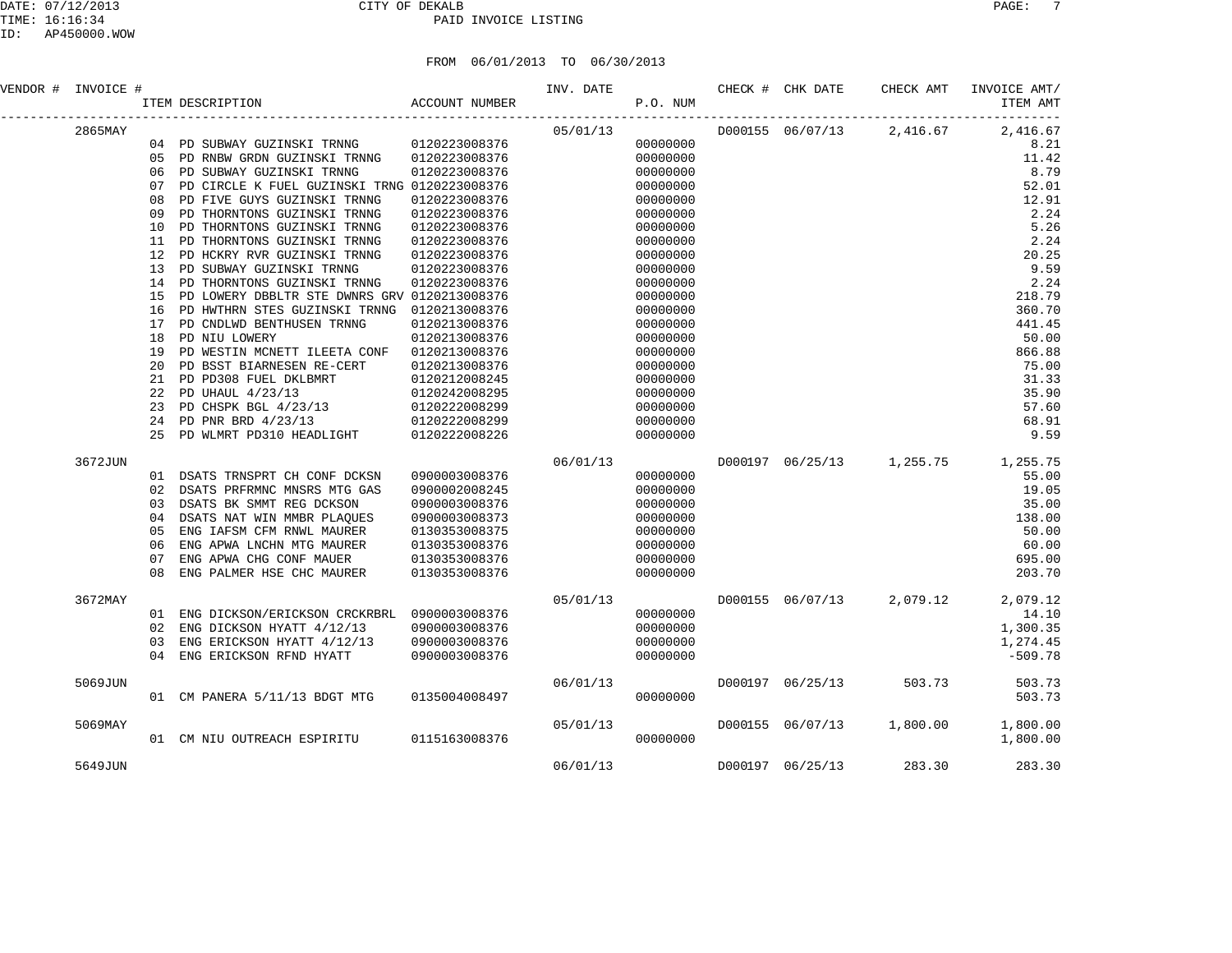DATE: 07/12/2013 CITY OF DEKALB
TIME: 16:16:34 PAID INVOICE LISTING
ID: AP450000.WOW

FROM 06/01/2013 TO 06/30/2013

| VENDOR # | INVOICE # | ITEM DESCRIPTION | ACCOUNT NUMBER | INV. DATE | P.O. NUM | CHECK # | CHK DATE | CHECK AMT | INVOICE AMT/ ITEM AMT |
|---|---|---|---|---|---|---|---|---|---|
| | 2865MAY | | | 05/01/13 | | D000155 | 06/07/13 | 2,416.67 | 2,416.67 |
| | | 04 PD SUBWAY GUZINSKI TRNNG | 0120223008376 | | 00000000 | | | | 8.21 |
| | | 05 PD RNBW GRDN GUZINSKI TRNNG | 0120223008376 | | 00000000 | | | | 11.42 |
| | | 06 PD SUBWAY GUZINSKI TRNNG | 0120223008376 | | 00000000 | | | | 8.79 |
| | | 07 PD CIRCLE K FUEL GUZINSKI TRNG | 0120223008376 | | 00000000 | | | | 52.01 |
| | | 08 PD FIVE GUYS GUZINSKI TRNNG | 0120223008376 | | 00000000 | | | | 12.91 |
| | | 09 PD THORNTONS GUZINSKI TRNNG | 0120223008376 | | 00000000 | | | | 2.24 |
| | | 10 PD THORNTONS GUZINSKI TRNNG | 0120223008376 | | 00000000 | | | | 5.26 |
| | | 11 PD THORNTONS GUZINSKI TRNNG | 0120223008376 | | 00000000 | | | | 2.24 |
| | | 12 PD HCKRY RVR GUZINSKI TRNNG | 0120223008376 | | 00000000 | | | | 20.25 |
| | | 13 PD SUBWAY GUZINSKI TRNNG | 0120223008376 | | 00000000 | | | | 9.59 |
| | | 14 PD THORNTONS GUZINSKI TRNNG | 0120223008376 | | 00000000 | | | | 2.24 |
| | | 15 PD LOWERY DBBLTR STE DWNRS GRV | 0120213008376 | | 00000000 | | | | 218.79 |
| | | 16 PD HWTHRN STES GUZINSKI TRNNG | 0120213008376 | | 00000000 | | | | 360.70 |
| | | 17 PD CNDLWD BENTHUSEN TRNNG | 0120213008376 | | 00000000 | | | | 441.45 |
| | | 18 PD NIU LOWERY | 0120213008376 | | 00000000 | | | | 50.00 |
| | | 19 PD WESTIN MCNETT ILEETA CONF | 0120213008376 | | 00000000 | | | | 866.88 |
| | | 20 PD BSST BIARNESEN RE-CERT | 0120213008376 | | 00000000 | | | | 75.00 |
| | | 21 PD PD308 FUEL DKLBMRT | 0120212008245 | | 00000000 | | | | 31.33 |
| | | 22 PD UHAUL 4/23/13 | 0120242008295 | | 00000000 | | | | 35.90 |
| | | 23 PD CHSPK BGL 4/23/13 | 0120222008299 | | 00000000 | | | | 57.60 |
| | | 24 PD PNR BRD 4/23/13 | 0120222008299 | | 00000000 | | | | 68.91 |
| | | 25 PD WLMRT PD310 HEADLIGHT | 0120222008226 | | 00000000 | | | | 9.59 |
| | 3672JUN | | | 06/01/13 | | D000197 | 06/25/13 | 1,255.75 | 1,255.75 |
| | | 01 DSATS TRNSPRT CH CONF DCKSN | 0900003008376 | | 00000000 | | | | 55.00 |
| | | 02 DSATS PRFRMNC MNSRS MTG GAS | 0900002008245 | | 00000000 | | | | 19.05 |
| | | 03 DSATS BK SMMT REG DCKSON | 0900003008376 | | 00000000 | | | | 35.00 |
| | | 04 DSATS NAT WIN MMBR PLAQUES | 0900003008373 | | 00000000 | | | | 138.00 |
| | | 05 ENG IAFSM CFM RNWL MAURER | 0130353008375 | | 00000000 | | | | 50.00 |
| | | 06 ENG APWA LNCHN MTG MAURER | 0130353008376 | | 00000000 | | | | 60.00 |
| | | 07 ENG APWA CHG CONF MAUER | 0130353008376 | | 00000000 | | | | 695.00 |
| | | 08 ENG PALMER HSE CHC MAURER | 0130353008376 | | 00000000 | | | | 203.70 |
| | 3672MAY | | | 05/01/13 | | D000155 | 06/07/13 | 2,079.12 | 2,079.12 |
| | | 01 ENG DICKSON/ERICKSON CRCKRBRL | 0900003008376 | | 00000000 | | | | 14.10 |
| | | 02 ENG DICKSON HYATT 4/12/13 | 0900003008376 | | 00000000 | | | | 1,300.35 |
| | | 03 ENG ERICKSON HYATT 4/12/13 | 0900003008376 | | 00000000 | | | | 1,274.45 |
| | | 04 ENG ERICKSON RFND HYATT | 0900003008376 | | 00000000 | | | | -509.78 |
| | 5069JUN | | | 06/01/13 | | D000197 | 06/25/13 | 503.73 | 503.73 |
| | | 01 CM PANERA 5/11/13 BDGT MTG | 0135004008497 | | 00000000 | | | | 503.73 |
| | 5069MAY | | | 05/01/13 | | D000155 | 06/07/13 | 1,800.00 | 1,800.00 |
| | | 01 CM NIU OUTREACH ESPIRITU | 0115163008376 | | 00000000 | | | | 1,800.00 |
| | 5649JUN | | | 06/01/13 | | D000197 | 06/25/13 | 283.30 | 283.30 |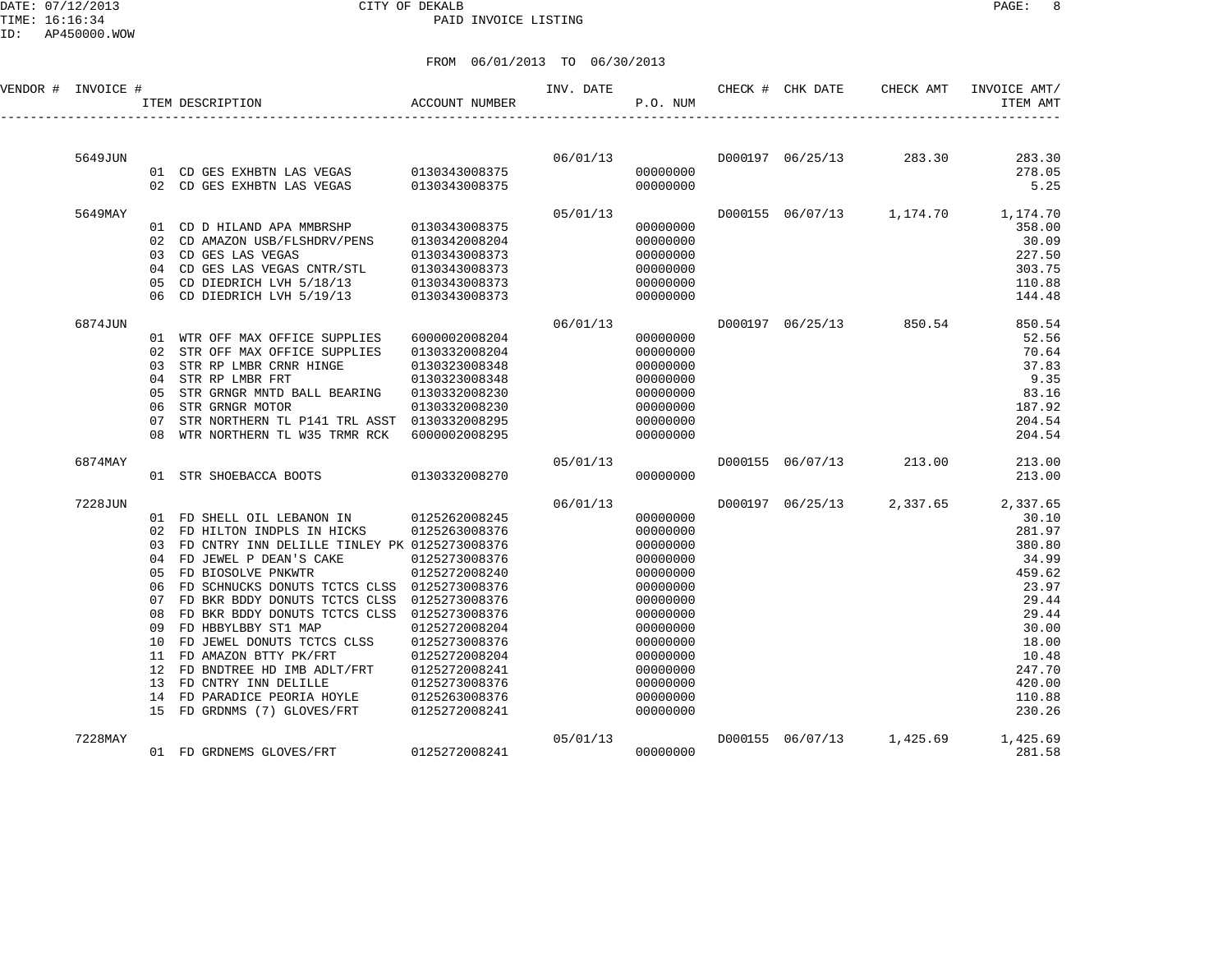CITY OF DEKALB

PAID INVOICE LISTING

FROM 06/01/2013 TO 06/30/2013

| VENDOR # | INVOICE # | ITEM DESCRIPTION | ACCOUNT NUMBER | INV. DATE | P.O. NUM | CHECK # | CHK DATE | CHECK AMT | INVOICE AMT/ ITEM AMT |
|---|---|---|---|---|---|---|---|---|---|
| | 5649JUN | | | 06/01/13 | | D000197 | 06/25/13 | 283.30 | 283.30 |
| | | 01 CD GES EXHBTN LAS VEGAS | 0130343008375 | | 00000000 | | | | 278.05 |
| | | 02 CD GES EXHBTN LAS VEGAS | 0130343008375 | | 00000000 | | | | 5.25 |
| | 5649MAY | | | 05/01/13 | | D000155 | 06/07/13 | 1,174.70 | 1,174.70 |
| | | 01 CD D HILAND APA MMBRSHP | 0130343008375 | | 00000000 | | | | 358.00 |
| | | 02 CD AMAZON USB/FLSHDRV/PENS | 0130342008204 | | 00000000 | | | | 30.09 |
| | | 03 CD GES LAS VEGAS | 0130343008373 | | 00000000 | | | | 227.50 |
| | | 04 CD GES LAS VEGAS CNTR/STL | 0130343008373 | | 00000000 | | | | 303.75 |
| | | 05 CD DIEDRICH LVH 5/18/13 | 0130343008373 | | 00000000 | | | | 110.88 |
| | | 06 CD DIEDRICH LVH 5/19/13 | 0130343008373 | | 00000000 | | | | 144.48 |
| | 6874JUN | | | 06/01/13 | | D000197 | 06/25/13 | 850.54 | 850.54 |
| | | 01 WTR OFF MAX OFFICE SUPPLIES | 6000002008204 | | 00000000 | | | | 52.56 |
| | | 02 STR OFF MAX OFFICE SUPPLIES | 0130332008204 | | 00000000 | | | | 70.64 |
| | | 03 STR RP LMBR CRNR HINGE | 0130323008348 | | 00000000 | | | | 37.83 |
| | | 04 STR RP LMBR FRT | 0130323008348 | | 00000000 | | | | 9.35 |
| | | 05 STR GRNGR MNTD BALL BEARING | 0130332008230 | | 00000000 | | | | 83.16 |
| | | 06 STR GRNGR MOTOR | 0130332008230 | | 00000000 | | | | 187.92 |
| | | 07 STR NORTHERN TL P141 TRL ASST | 0130332008295 | | 00000000 | | | | 204.54 |
| | | 08 WTR NORTHERN TL W35 TRMR RCK | 6000002008295 | | 00000000 | | | | 204.54 |
| | 6874MAY | | | 05/01/13 | | D000155 | 06/07/13 | 213.00 | 213.00 |
| | | 01 STR SHOEBACCA BOOTS | 0130332008270 | | 00000000 | | | | 213.00 |
| | 7228JUN | | | 06/01/13 | | D000197 | 06/25/13 | 2,337.65 | 2,337.65 |
| | | 01 FD SHELL OIL LEBANON IN | 0125262008245 | | 00000000 | | | | 30.10 |
| | | 02 FD HILTON INDPLS IN HICKS | 0125263008376 | | 00000000 | | | | 281.97 |
| | | 03 FD CNTRY INN DELILLE TINLEY PK | 0125273008376 | | 00000000 | | | | 380.80 |
| | | 04 FD JEWEL P DEAN'S CAKE | 0125273008376 | | 00000000 | | | | 34.99 |
| | | 05 FD BIOSOLVE PNKWTR | 0125272008240 | | 00000000 | | | | 459.62 |
| | | 06 FD SCHNUCKS DONUTS TCTCS CLSS | 0125273008376 | | 00000000 | | | | 23.97 |
| | | 07 FD BKR BDDY DONUTS TCTCS CLSS | 0125273008376 | | 00000000 | | | | 29.44 |
| | | 08 FD BKR BDDY DONUTS TCTCS CLSS | 0125273008376 | | 00000000 | | | | 29.44 |
| | | 09 FD HBBYLBBY ST1 MAP | 0125272008204 | | 00000000 | | | | 30.00 |
| | | 10 FD JEWEL DONUTS TCTCS CLSS | 0125273008376 | | 00000000 | | | | 18.00 |
| | | 11 FD AMAZON BTTY PK/FRT | 0125272008204 | | 00000000 | | | | 10.48 |
| | | 12 FD BNDTREE HD IMB ADLT/FRT | 0125272008241 | | 00000000 | | | | 247.70 |
| | | 13 FD CNTRY INN DELILLE | 0125273008376 | | 00000000 | | | | 420.00 |
| | | 14 FD PARADICE PEORIA HOYLE | 0125263008376 | | 00000000 | | | | 110.88 |
| | | 15 FD GRDNMS (7) GLOVES/FRT | 0125272008241 | | 00000000 | | | | 230.26 |
| | 7228MAY | | | 05/01/13 | | D000155 | 06/07/13 | 1,425.69 | 1,425.69 |
| | | 01 FD GRDNEMS GLOVES/FRT | 0125272008241 | | 00000000 | | | | 281.58 |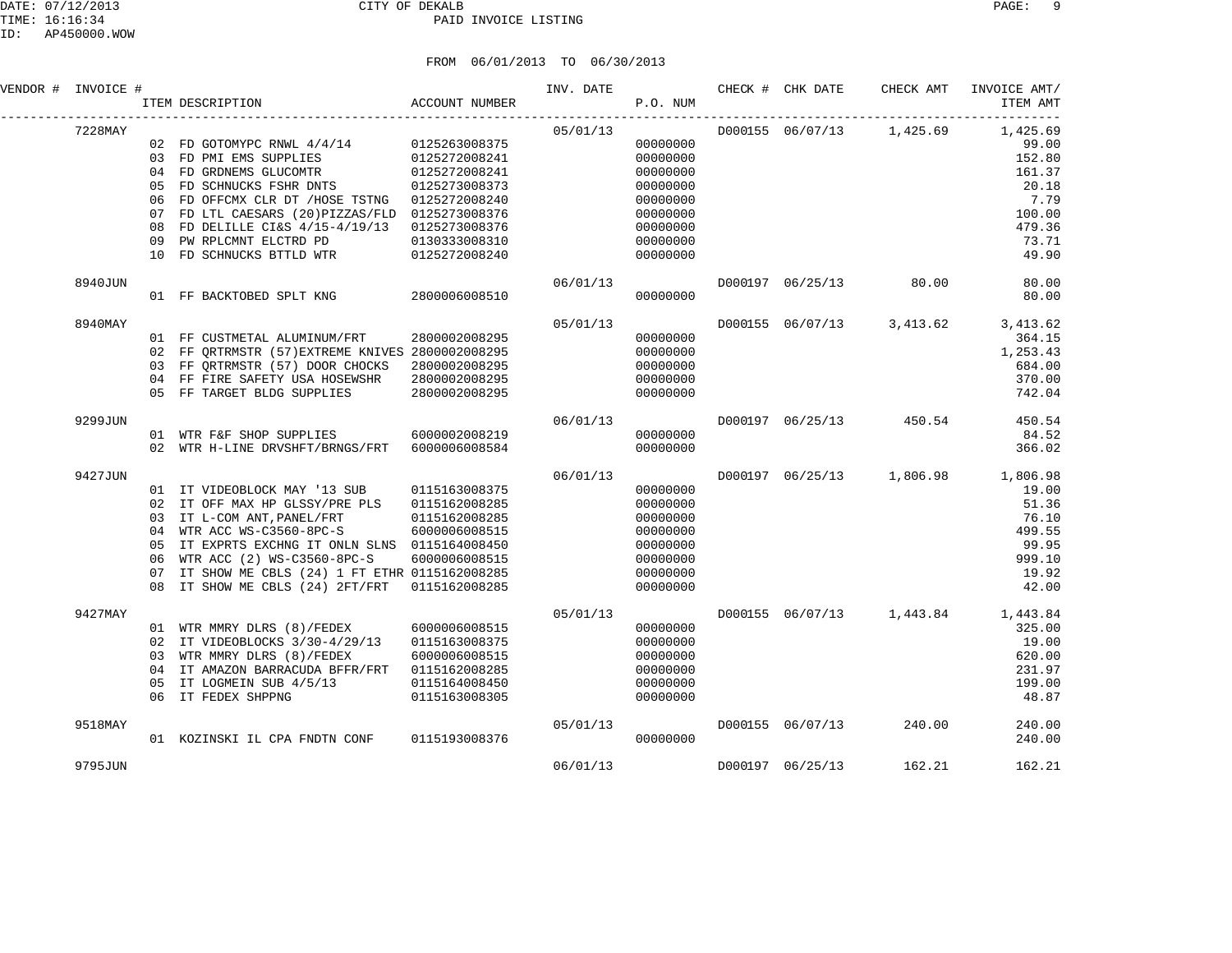CITY OF DEKALB
PAID INVOICE LISTING

FROM 06/01/2013 TO 06/30/2013

| VENDOR # | INVOICE # | ITEM DESCRIPTION | ACCOUNT NUMBER | INV. DATE | P.O. NUM | CHECK # | CHK DATE | CHECK AMT | INVOICE AMT/ ITEM AMT |
|---|---|---|---|---|---|---|---|---|---|
| | 7228MAY | | | 05/01/13 | | D000155 | 06/07/13 | 1,425.69 | 1,425.69 |
| | | 02 FD GOTOMYPC RNWL 4/4/14 | 0125263008375 | | 00000000 | | | | 99.00 |
| | | 03 FD PMI EMS SUPPLIES | 0125272008241 | | 00000000 | | | | 152.80 |
| | | 04 FD GRDNEMS GLUCOMTR | 0125272008241 | | 00000000 | | | | 161.37 |
| | | 05 FD SCHNUCKS FSHR DNTS | 0125273008373 | | 00000000 | | | | 20.18 |
| | | 06 FD OFFCMX CLR DT /HOSE TSTNG | 0125272008240 | | 00000000 | | | | 7.79 |
| | | 07 FD LTL CAESARS (20)PIZZAS/FLD | 0125273008376 | | 00000000 | | | | 100.00 |
| | | 08 FD DELILLE CI&S 4/15-4/19/13 | 0125273008376 | | 00000000 | | | | 479.36 |
| | | 09 PW RPLCMNT ELCTRD PD | 0130333008310 | | 00000000 | | | | 73.71 |
| | | 10 FD SCHNUCKS BTTLD WTR | 0125272008240 | | 00000000 | | | | 49.90 |
| | 8940JUN | | | 06/01/13 | | D000197 | 06/25/13 | 80.00 | 80.00 |
| | | 01 FF BACKTOBED SPLT KNG | 2800006008510 | | 00000000 | | | | 80.00 |
| | 8940MAY | | | 05/01/13 | | D000155 | 06/07/13 | 3,413.62 | 3,413.62 |
| | | 01 FF CUSTMETAL ALUMINUM/FRT | 2800002008295 | | 00000000 | | | | 364.15 |
| | | 02 FF QRTRMSTR (57)EXTREME KNIVES | 2800002008295 | | 00000000 | | | | 1,253.43 |
| | | 03 FF QRTRMSTR (57) DOOR CHOCKS | 2800002008295 | | 00000000 | | | | 684.00 |
| | | 04 FF FIRE SAFETY USA HOSEWSHR | 2800002008295 | | 00000000 | | | | 370.00 |
| | | 05 FF TARGET BLDG SUPPLIES | 2800002008295 | | 00000000 | | | | 742.04 |
| | 9299JUN | | | 06/01/13 | | D000197 | 06/25/13 | 450.54 | 450.54 |
| | | 01 WTR F&F SHOP SUPPLIES | 6000002008219 | | 00000000 | | | | 84.52 |
| | | 02 WTR H-LINE DRVSHFT/BRNGS/FRT | 6000006008584 | | 00000000 | | | | 366.02 |
| | 9427JUN | | | 06/01/13 | | D000197 | 06/25/13 | 1,806.98 | 1,806.98 |
| | | 01 IT VIDEOBLOCK MAY '13 SUB | 0115163008375 | | 00000000 | | | | 19.00 |
| | | 02 IT OFF MAX HP GLSSY/PRE PLS | 0115162008285 | | 00000000 | | | | 51.36 |
| | | 03 IT L-COM ANT,PANEL/FRT | 0115162008285 | | 00000000 | | | | 76.10 |
| | | 04 WTR ACC WS-C3560-8PC-S | 6000006008515 | | 00000000 | | | | 499.55 |
| | | 05 IT EXPRTS EXCHNG IT ONLN SLNS | 0115164008450 | | 00000000 | | | | 99.95 |
| | | 06 WTR ACC (2) WS-C3560-8PC-S | 6000006008515 | | 00000000 | | | | 999.10 |
| | | 07 IT SHOW ME CBLS (24) 1 FT ETHR | 0115162008285 | | 00000000 | | | | 19.92 |
| | | 08 IT SHOW ME CBLS (24) 2FT/FRT | 0115162008285 | | 00000000 | | | | 42.00 |
| | 9427MAY | | | 05/01/13 | | D000155 | 06/07/13 | 1,443.84 | 1,443.84 |
| | | 01 WTR MMRY DLRS (8)/FEDEX | 6000006008515 | | 00000000 | | | | 325.00 |
| | | 02 IT VIDEOBLOCKS 3/30-4/29/13 | 0115163008375 | | 00000000 | | | | 19.00 |
| | | 03 WTR MMRY DLRS (8)/FEDEX | 6000006008515 | | 00000000 | | | | 620.00 |
| | | 04 IT AMAZON BARRACUDA BFFR/FRT | 0115162008285 | | 00000000 | | | | 231.97 |
| | | 05 IT LOGMEIN SUB 4/5/13 | 0115164008450 | | 00000000 | | | | 199.00 |
| | | 06 IT FEDEX SHPPNG | 0115163008305 | | 00000000 | | | | 48.87 |
| | 9518MAY | | | 05/01/13 | | D000155 | 06/07/13 | 240.00 | 240.00 |
| | | 01 KOZINSKI IL CPA FNDTN CONF | 0115193008376 | | 00000000 | | | | 240.00 |
| | 9795JUN | | | 06/01/13 | | D000197 | 06/25/13 | 162.21 | 162.21 |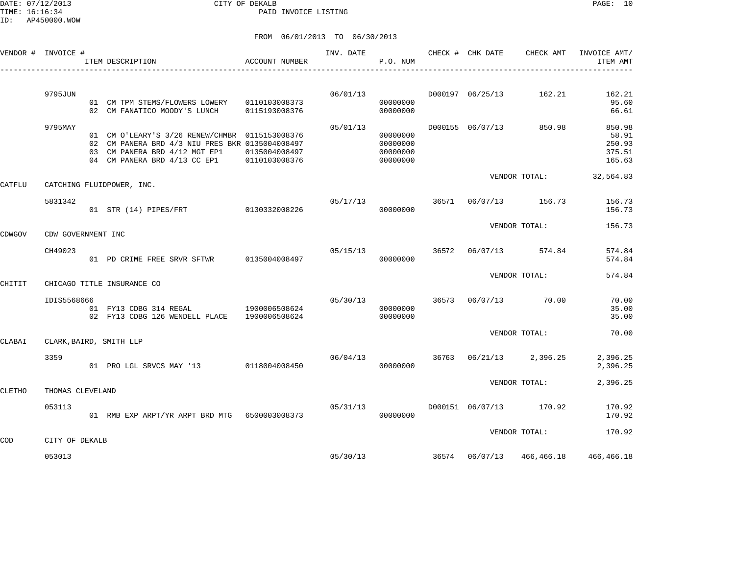DATE: 07/12/2013 CITY OF DEKALB
TIME: 16:16:34 PAID INVOICE LISTING
ID: AP450000.WOW

FROM 06/01/2013 TO 06/30/2013

| VENDOR # | INVOICE # | ITEM DESCRIPTION | ACCOUNT NUMBER | INV. DATE | P.O. NUM | CHECK # | CHK DATE | CHECK AMT | INVOICE AMT/ ITEM AMT |
|---|---|---|---|---|---|---|---|---|---|
| | 9795JUN | | | 06/01/13 | | D000197 | 06/25/13 | 162.21 | 162.21 |
| | | 01 CM TPM STEMS/FLOWERS LOWERY | 0110103008373 | | 00000000 | | | | 95.60 |
| | | 02 CM FANATICO MOODY'S LUNCH | 0115193008376 | | 00000000 | | | | 66.61 |
| | 9795MAY | | | 05/01/13 | | D000155 | 06/07/13 | 850.98 | 850.98 |
| | | 01 CM O'LEARY'S 3/26 RENEW/CHMBR | 0115153008376 | | 00000000 | | | | 58.91 |
| | | 02 CM PANERA BRD 4/3 NIU PRES BKR | 0135004008497 | | 00000000 | | | | 250.93 |
| | | 03 CM PANERA BRD 4/12 MGT EP1 | 0135004008497 | | 00000000 | | | | 375.51 |
| | | 04 CM PANERA BRD 4/13 CC EP1 | 0110103008376 | | 00000000 | | | | 165.63 |
| | | | | | | | VENDOR TOTAL: | | 32,564.83 |
| CATFLU | CATCHING FLUIDPOWER, INC. | | | | | | | | |
| | 5831342 | | | 05/17/13 | | 36571 | 06/07/13 | 156.73 | 156.73 |
| | | 01 STR (14) PIPES/FRT | 0130332008226 | | 00000000 | | | | 156.73 |
| | | | | | | | VENDOR TOTAL: | | 156.73 |
| CDWGOV | CDW GOVERNMENT INC | | | | | | | | |
| | CH49023 | | | 05/15/13 | | 36572 | 06/07/13 | 574.84 | 574.84 |
| | | 01 PD CRIME FREE SRVR SFTWR | 0135004008497 | | 00000000 | | | | 574.84 |
| | | | | | | | VENDOR TOTAL: | | 574.84 |
| CHITIT | CHICAGO TITLE INSURANCE CO | | | | | | | | |
| | IDIS5568666 | | | 05/30/13 | | 36573 | 06/07/13 | 70.00 | 70.00 |
| | | 01 FY13 CDBG 314 REGAL | 1900006508624 | | 00000000 | | | | 35.00 |
| | | 02 FY13 CDBG 126 WENDELL PLACE | 1900006508624 | | 00000000 | | | | 35.00 |
| | | | | | | | VENDOR TOTAL: | | 70.00 |
| CLABAI | CLARK,BAIRD, SMITH LLP | | | | | | | | |
| | 3359 | | | 06/04/13 | | 36763 | 06/21/13 | 2,396.25 | 2,396.25 |
| | | 01 PRO LGL SRVCS MAY '13 | 0118004008450 | | 00000000 | | | | 2,396.25 |
| | | | | | | | VENDOR TOTAL: | | 2,396.25 |
| CLETHO | THOMAS CLEVELAND | | | | | | | | |
| | 053113 | | | 05/31/13 | | D000151 | 06/07/13 | 170.92 | 170.92 |
| | | 01 RMB EXP ARPT/YR ARPT BRD MTG | 6500003008373 | | 00000000 | | | | 170.92 |
| | | | | | | | VENDOR TOTAL: | | 170.92 |
| COD | CITY OF DEKALB | | | | | | | | |
| | 053013 | | | 05/30/13 | | 36574 | 06/07/13 | 466,466.18 | 466,466.18 |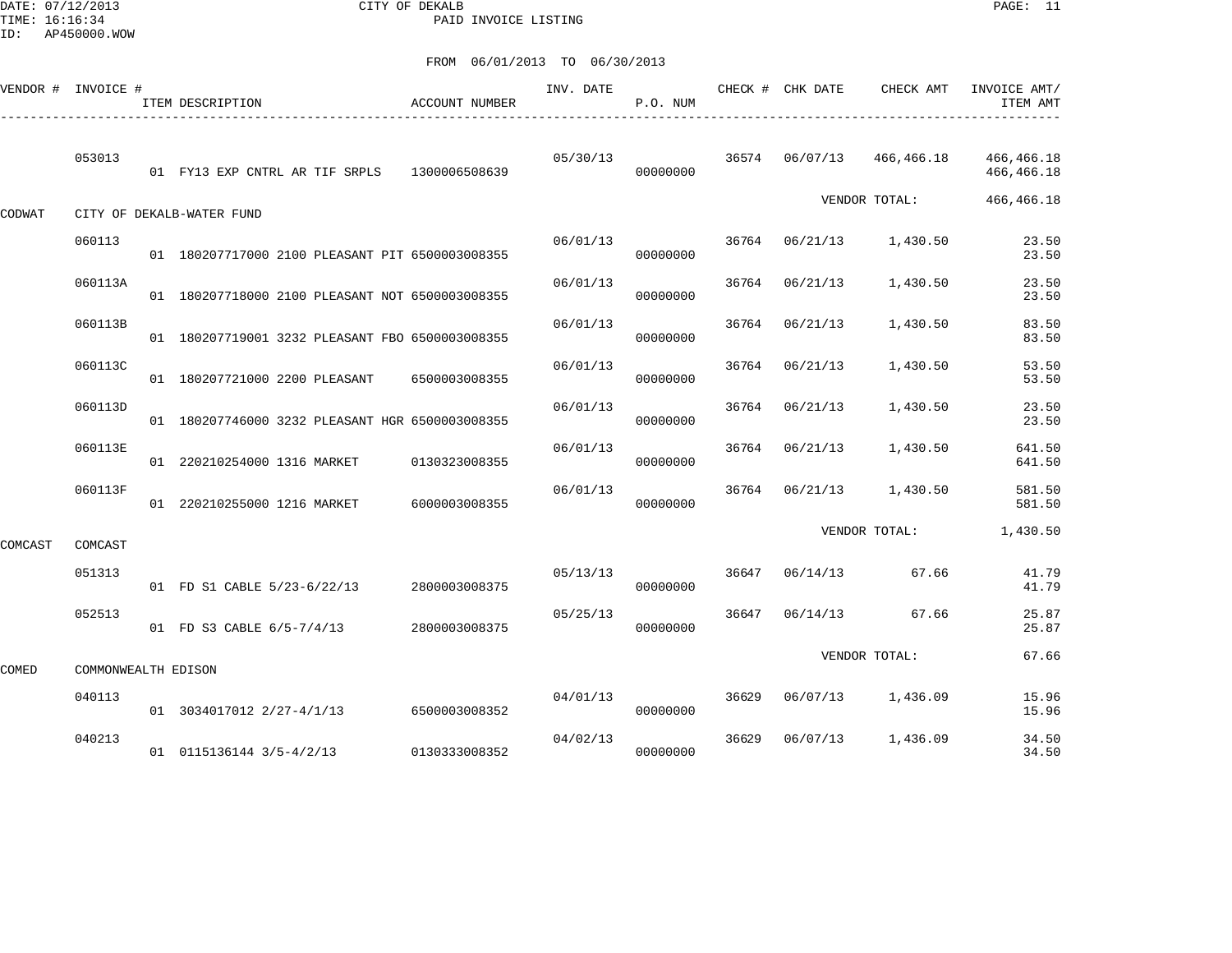DATE: 07/12/2013
TIME: 16:16:34
ID: AP450000.WOW

CITY OF DEKALB
PAID INVOICE LISTING

FROM 06/01/2013 TO 06/30/2013

| VENDOR # | INVOICE # | ITEM DESCRIPTION | ACCOUNT NUMBER | INV. DATE | P.O. NUM | CHECK # | CHK DATE | CHECK AMT | INVOICE AMT/ ITEM AMT |
|---|---|---|---|---|---|---|---|---|---|
| | 053013 | | | 05/30/13 | | 36574 | 06/07/13 | 466,466.18 | 466,466.18 |
| | | 01 FY13 EXP CNTRL AR TIF SRPLS | 1300006508639 | | 00000000 | | | | 466,466.18 |
| | | | | | | | | VENDOR TOTAL: | 466,466.18 |
| CODWAT | CITY OF DEKALB-WATER FUND | | | | | | | | |
| | 060113 | | | 06/01/13 | | 36764 | 06/21/13 | 1,430.50 | 23.50 |
| | | 01 180207717000 2100 PLEASANT PIT | 6500003008355 | | 00000000 | | | | 23.50 |
| | 060113A | | | 06/01/13 | | 36764 | 06/21/13 | 1,430.50 | 23.50 |
| | | 01 180207718000 2100 PLEASANT NOT | 6500003008355 | | 00000000 | | | | 23.50 |
| | 060113B | | | 06/01/13 | | 36764 | 06/21/13 | 1,430.50 | 83.50 |
| | | 01 180207719001 3232 PLEASANT FBO | 6500003008355 | | 00000000 | | | | 83.50 |
| | 060113C | | | 06/01/13 | | 36764 | 06/21/13 | 1,430.50 | 53.50 |
| | | 01 180207721000 2200 PLEASANT | 6500003008355 | | 00000000 | | | | 53.50 |
| | 060113D | | | 06/01/13 | | 36764 | 06/21/13 | 1,430.50 | 23.50 |
| | | 01 180207746000 3232 PLEASANT HGR | 6500003008355 | | 00000000 | | | | 23.50 |
| | 060113E | | | 06/01/13 | | 36764 | 06/21/13 | 1,430.50 | 641.50 |
| | | 01 220210254000 1316 MARKET | 0130323008355 | | 00000000 | | | | 641.50 |
| | 060113F | | | 06/01/13 | | 36764 | 06/21/13 | 1,430.50 | 581.50 |
| | | 01 220210255000 1216 MARKET | 6000003008355 | | 00000000 | | | | 581.50 |
| | | | | | | | | VENDOR TOTAL: | 1,430.50 |
| COMCAST | COMCAST | | | | | | | | |
| | 051313 | | | 05/13/13 | | 36647 | 06/14/13 | 67.66 | 41.79 |
| | | 01 FD S1 CABLE 5/23-6/22/13 | 2800003008375 | | 00000000 | | | | 41.79 |
| | 052513 | | | 05/25/13 | | 36647 | 06/14/13 | 67.66 | 25.87 |
| | | 01 FD S3 CABLE 6/5-7/4/13 | 2800003008375 | | 00000000 | | | | 25.87 |
| | | | | | | | | VENDOR TOTAL: | 67.66 |
| COMED | COMMONWEALTH EDISON | | | | | | | | |
| | 040113 | | | 04/01/13 | | 36629 | 06/07/13 | 1,436.09 | 15.96 |
| | | 01 3034017012 2/27-4/1/13 | 6500003008352 | | 00000000 | | | | 15.96 |
| | 040213 | | | 04/02/13 | | 36629 | 06/07/13 | 1,436.09 | 34.50 |
| | | 01 0115136144 3/5-4/2/13 | 0130333008352 | | 00000000 | | | | 34.50 |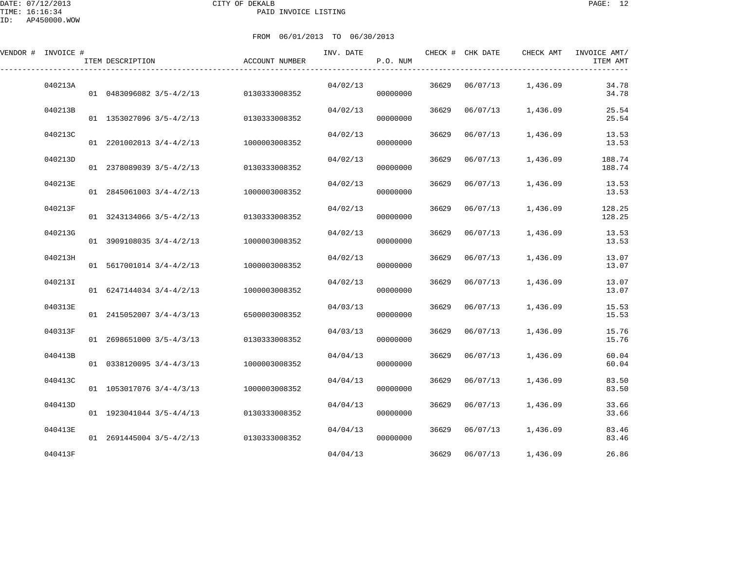DATE: 07/12/2013
TIME: 16:16:34
ID: AP450000.WOW

CITY OF DEKALB
PAID INVOICE LISTING

FROM 06/01/2013 TO 06/30/2013

| VENDOR # | INVOICE # / ITEM DESCRIPTION | ACCOUNT NUMBER | INV. DATE | P.O. NUM | CHECK # | CHK DATE | CHECK AMT | INVOICE AMT/ ITEM AMT |
|---|---|---|---|---|---|---|---|---|
| | 040213A | | 04/02/13 | | 36629 | 06/07/13 | 1,436.09 | 34.78 |
| | 01 0483096082 3/5-4/2/13 | 0130333008352 | | 00000000 | | | | 34.78 |
| | 040213B | | 04/02/13 | | 36629 | 06/07/13 | 1,436.09 | 25.54 |
| | 01 1353027096 3/5-4/2/13 | 0130333008352 | | 00000000 | | | | 25.54 |
| | 040213C | | 04/02/13 | | 36629 | 06/07/13 | 1,436.09 | 13.53 |
| | 01 2201002013 3/4-4/2/13 | 1000003008352 | | 00000000 | | | | 13.53 |
| | 040213D | | 04/02/13 | | 36629 | 06/07/13 | 1,436.09 | 188.74 |
| | 01 2378089039 3/5-4/2/13 | 0130333008352 | | 00000000 | | | | 188.74 |
| | 040213E | | 04/02/13 | | 36629 | 06/07/13 | 1,436.09 | 13.53 |
| | 01 2845061003 3/4-4/2/13 | 1000003008352 | | 00000000 | | | | 13.53 |
| | 040213F | | 04/02/13 | | 36629 | 06/07/13 | 1,436.09 | 128.25 |
| | 01 3243134066 3/5-4/2/13 | 0130333008352 | | 00000000 | | | | 128.25 |
| | 040213G | | 04/02/13 | | 36629 | 06/07/13 | 1,436.09 | 13.53 |
| | 01 3909108035 3/4-4/2/13 | 1000003008352 | | 00000000 | | | | 13.53 |
| | 040213H | | 04/02/13 | | 36629 | 06/07/13 | 1,436.09 | 13.07 |
| | 01 5617001014 3/4-4/2/13 | 1000003008352 | | 00000000 | | | | 13.07 |
| | 040213I | | 04/02/13 | | 36629 | 06/07/13 | 1,436.09 | 13.07 |
| | 01 6247144034 3/4-4/2/13 | 1000003008352 | | 00000000 | | | | 13.07 |
| | 040313E | | 04/03/13 | | 36629 | 06/07/13 | 1,436.09 | 15.53 |
| | 01 2415052007 3/4-4/3/13 | 6500003008352 | | 00000000 | | | | 15.53 |
| | 040313F | | 04/03/13 | | 36629 | 06/07/13 | 1,436.09 | 15.76 |
| | 01 2698651000 3/5-4/3/13 | 0130333008352 | | 00000000 | | | | 15.76 |
| | 040413B | | 04/04/13 | | 36629 | 06/07/13 | 1,436.09 | 60.04 |
| | 01 0338120095 3/4-4/3/13 | 1000003008352 | | 00000000 | | | | 60.04 |
| | 040413C | | 04/04/13 | | 36629 | 06/07/13 | 1,436.09 | 83.50 |
| | 01 1053017076 3/4-4/3/13 | 1000003008352 | | 00000000 | | | | 83.50 |
| | 040413D | | 04/04/13 | | 36629 | 06/07/13 | 1,436.09 | 33.66 |
| | 01 1923041044 3/5-4/4/13 | 0130333008352 | | 00000000 | | | | 33.66 |
| | 040413E | | 04/04/13 | | 36629 | 06/07/13 | 1,436.09 | 83.46 |
| | 01 2691445004 3/5-4/2/13 | 0130333008352 | | 00000000 | | | | 83.46 |
| | 040413F | | 04/04/13 | | 36629 | 06/07/13 | 1,436.09 | 26.86 |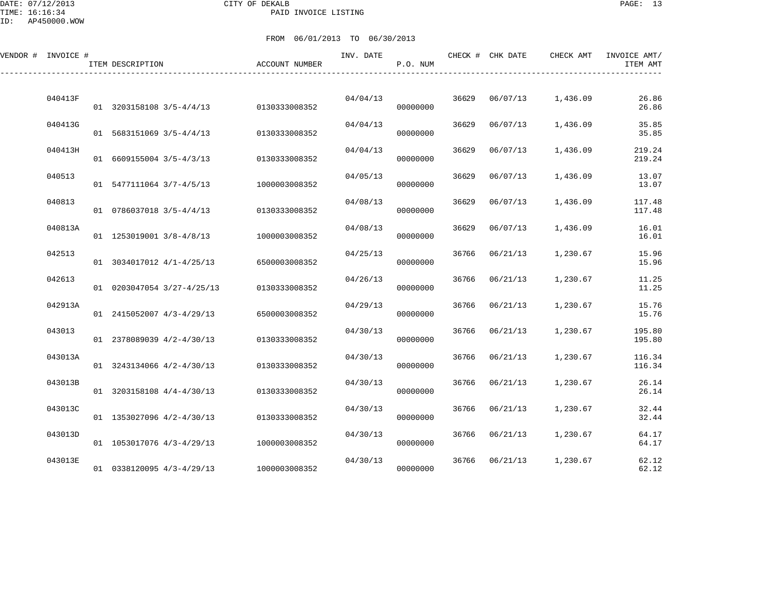CITY OF DEKALB
PAID INVOICE LISTING

FROM 06/01/2013 TO 06/30/2013

| VENDOR # | INVOICE # | ITEM DESCRIPTION | ACCOUNT NUMBER | INV. DATE | P.O. NUM | CHECK # | CHK DATE | CHECK AMT | INVOICE AMT/ ITEM AMT |
|---|---|---|---|---|---|---|---|---|---|
| | 040413F | | | 04/04/13 | | 36629 | 06/07/13 | 1,436.09 | 26.86 |
| | | 01 3203158108 3/5-4/4/13 | 0130333008352 | | 00000000 | | | | 26.86 |
| | 040413G | | | 04/04/13 | | 36629 | 06/07/13 | 1,436.09 | 35.85 |
| | | 01 5683151069 3/5-4/4/13 | 0130333008352 | | 00000000 | | | | 35.85 |
| | 040413H | | | 04/04/13 | | 36629 | 06/07/13 | 1,436.09 | 219.24 |
| | | 01 6609155004 3/5-4/3/13 | 0130333008352 | | 00000000 | | | | 219.24 |
| | 040513 | | | 04/05/13 | | 36629 | 06/07/13 | 1,436.09 | 13.07 |
| | | 01 5477111064 3/7-4/5/13 | 1000003008352 | | 00000000 | | | | 13.07 |
| | 040813 | | | 04/08/13 | | 36629 | 06/07/13 | 1,436.09 | 117.48 |
| | | 01 0786037018 3/5-4/4/13 | 0130333008352 | | 00000000 | | | | 117.48 |
| | 040813A | | | 04/08/13 | | 36629 | 06/07/13 | 1,436.09 | 16.01 |
| | | 01 1253019001 3/8-4/8/13 | 1000003008352 | | 00000000 | | | | 16.01 |
| | 042513 | | | 04/25/13 | | 36766 | 06/21/13 | 1,230.67 | 15.96 |
| | | 01 3034017012 4/1-4/25/13 | 6500003008352 | | 00000000 | | | | 15.96 |
| | 042613 | | | 04/26/13 | | 36766 | 06/21/13 | 1,230.67 | 11.25 |
| | | 01 0203047054 3/27-4/25/13 | 0130333008352 | | 00000000 | | | | 11.25 |
| | 042913A | | | 04/29/13 | | 36766 | 06/21/13 | 1,230.67 | 15.76 |
| | | 01 2415052007 4/3-4/29/13 | 6500003008352 | | 00000000 | | | | 15.76 |
| | 043013 | | | 04/30/13 | | 36766 | 06/21/13 | 1,230.67 | 195.80 |
| | | 01 2378089039 4/2-4/30/13 | 0130333008352 | | 00000000 | | | | 195.80 |
| | 043013A | | | 04/30/13 | | 36766 | 06/21/13 | 1,230.67 | 116.34 |
| | | 01 3243134066 4/2-4/30/13 | 0130333008352 | | 00000000 | | | | 116.34 |
| | 043013B | | | 04/30/13 | | 36766 | 06/21/13 | 1,230.67 | 26.14 |
| | | 01 3203158108 4/4-4/30/13 | 0130333008352 | | 00000000 | | | | 26.14 |
| | 043013C | | | 04/30/13 | | 36766 | 06/21/13 | 1,230.67 | 32.44 |
| | | 01 1353027096 4/2-4/30/13 | 0130333008352 | | 00000000 | | | | 32.44 |
| | 043013D | | | 04/30/13 | | 36766 | 06/21/13 | 1,230.67 | 64.17 |
| | | 01 1053017076 4/3-4/29/13 | 1000003008352 | | 00000000 | | | | 64.17 |
| | 043013E | | | 04/30/13 | | 36766 | 06/21/13 | 1,230.67 | 62.12 |
| | | 01 0338120095 4/3-4/29/13 | 1000003008352 | | 00000000 | | | | 62.12 |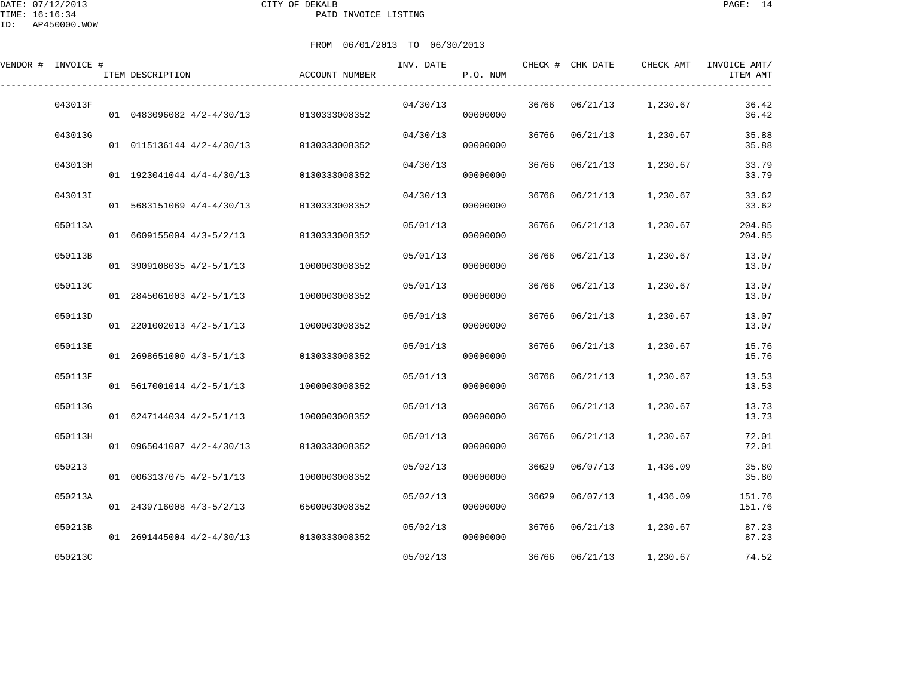DATE: 07/12/2013 CITY OF DEKALB
TIME: 16:16:34 PAID INVOICE LISTING
ID: AP450000.WOW

FROM 06/01/2013 TO 06/30/2013

| VENDOR # | INVOICE # | ITEM DESCRIPTION | ACCOUNT NUMBER | INV. DATE | P.O. NUM | CHECK # | CHK DATE | CHECK AMT | INVOICE AMT/ ITEM AMT |
|---|---|---|---|---|---|---|---|---|---|
| | 043013F | | | 04/30/13 | | 36766 | 06/21/13 | 1,230.67 | 36.42 |
| | | 01 0483096082 4/2-4/30/13 | 0130333008352 | | 00000000 | | | | 36.42 |
| | 043013G | | | 04/30/13 | | 36766 | 06/21/13 | 1,230.67 | 35.88 |
| | | 01 0115136144 4/2-4/30/13 | 0130333008352 | | 00000000 | | | | 35.88 |
| | 043013H | | | 04/30/13 | | 36766 | 06/21/13 | 1,230.67 | 33.79 |
| | | 01 1923041044 4/4-4/30/13 | 0130333008352 | | 00000000 | | | | 33.79 |
| | 043013I | | | 04/30/13 | | 36766 | 06/21/13 | 1,230.67 | 33.62 |
| | | 01 5683151069 4/4-4/30/13 | 0130333008352 | | 00000000 | | | | 33.62 |
| | 050113A | | | 05/01/13 | | 36766 | 06/21/13 | 1,230.67 | 204.85 |
| | | 01 6609155004 4/3-5/2/13 | 0130333008352 | | 00000000 | | | | 204.85 |
| | 050113B | | | 05/01/13 | | 36766 | 06/21/13 | 1,230.67 | 13.07 |
| | | 01 3909108035 4/2-5/1/13 | 1000003008352 | | 00000000 | | | | 13.07 |
| | 050113C | | | 05/01/13 | | 36766 | 06/21/13 | 1,230.67 | 13.07 |
| | | 01 2845061003 4/2-5/1/13 | 1000003008352 | | 00000000 | | | | 13.07 |
| | 050113D | | | 05/01/13 | | 36766 | 06/21/13 | 1,230.67 | 13.07 |
| | | 01 2201002013 4/2-5/1/13 | 1000003008352 | | 00000000 | | | | 13.07 |
| | 050113E | | | 05/01/13 | | 36766 | 06/21/13 | 1,230.67 | 15.76 |
| | | 01 2698651000 4/3-5/1/13 | 0130333008352 | | 00000000 | | | | 15.76 |
| | 050113F | | | 05/01/13 | | 36766 | 06/21/13 | 1,230.67 | 13.53 |
| | | 01 5617001014 4/2-5/1/13 | 1000003008352 | | 00000000 | | | | 13.53 |
| | 050113G | | | 05/01/13 | | 36766 | 06/21/13 | 1,230.67 | 13.73 |
| | | 01 6247144034 4/2-5/1/13 | 1000003008352 | | 00000000 | | | | 13.73 |
| | 050113H | | | 05/01/13 | | 36766 | 06/21/13 | 1,230.67 | 72.01 |
| | | 01 0965041007 4/2-4/30/13 | 0130333008352 | | 00000000 | | | | 72.01 |
| | 050213 | | | 05/02/13 | | 36629 | 06/07/13 | 1,436.09 | 35.80 |
| | | 01 0063137075 4/2-5/1/13 | 1000003008352 | | 00000000 | | | | 35.80 |
| | 050213A | | | 05/02/13 | | 36629 | 06/07/13 | 1,436.09 | 151.76 |
| | | 01 2439716008 4/3-5/2/13 | 6500003008352 | | 00000000 | | | | 151.76 |
| | 050213B | | | 05/02/13 | | 36766 | 06/21/13 | 1,230.67 | 87.23 |
| | | 01 2691445004 4/2-4/30/13 | 0130333008352 | | 00000000 | | | | 87.23 |
| | 050213C | | | 05/02/13 | | 36766 | 06/21/13 | 1,230.67 | 74.52 |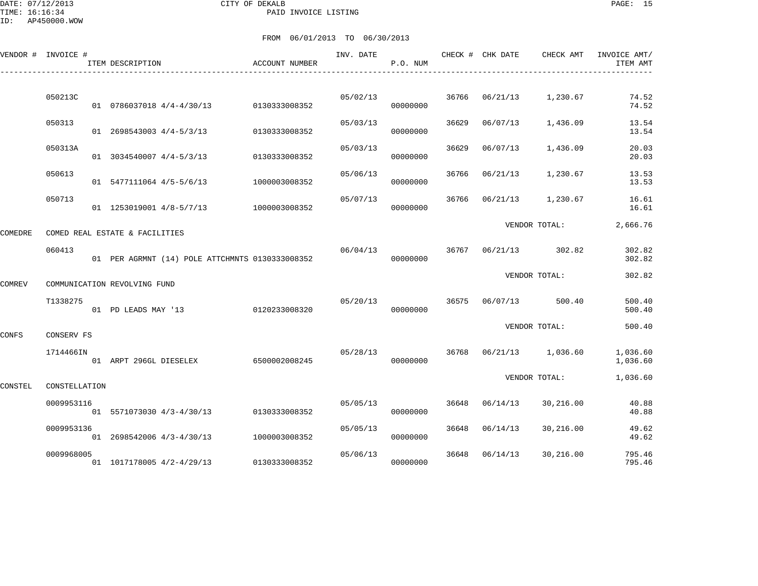DATE: 07/12/2013
TIME: 16:16:34
ID: AP450000.WOW

CITY OF DEKALB
PAID INVOICE LISTING

FROM 06/01/2013 TO 06/30/2013

| VENDOR # | INVOICE # | ITEM DESCRIPTION | ACCOUNT NUMBER | INV. DATE | P.O. NUM | CHECK # | CHK DATE | CHECK AMT | INVOICE AMT/ ITEM AMT |
|---|---|---|---|---|---|---|---|---|---|
| | 050213C | | | 05/02/13 | | 36766 | 06/21/13 | 1,230.67 | 74.52 |
| | | 01 0786037018 4/4-4/30/13 | 0130333008352 | | 00000000 | | | | 74.52 |
| | 050313 | | | 05/03/13 | | 36629 | 06/07/13 | 1,436.09 | 13.54 |
| | | 01 2698543003 4/4-5/3/13 | 0130333008352 | | 00000000 | | | | 13.54 |
| | 050313A | | | 05/03/13 | | 36629 | 06/07/13 | 1,436.09 | 20.03 |
| | | 01 3034540007 4/4-5/3/13 | 0130333008352 | | 00000000 | | | | 20.03 |
| | 050613 | | | 05/06/13 | | 36766 | 06/21/13 | 1,230.67 | 13.53 |
| | | 01 5477111064 4/5-5/6/13 | 1000003008352 | | 00000000 | | | | 13.53 |
| | 050713 | | | 05/07/13 | | 36766 | 06/21/13 | 1,230.67 | 16.61 |
| | | 01 1253019001 4/8-5/7/13 | 1000003008352 | | 00000000 | | | | 16.61 |
| | | | | | | | VENDOR TOTAL: | | 2,666.76 |
| COMEDRE | COMED REAL ESTATE & FACILITIES | | | | | | | | |
| | 060413 | | | 06/04/13 | | 36767 | 06/21/13 | 302.82 | 302.82 |
| | | 01 PER AGRMNT (14) POLE ATTCHMNTS | 0130333008352 | | 00000000 | | | | 302.82 |
| | | | | | | | VENDOR TOTAL: | | 302.82 |
| COMREV | COMMUNICATION REVOLVING FUND | | | | | | | | |
| | T1338275 | | | 05/20/13 | | 36575 | 06/07/13 | 500.40 | 500.40 |
| | | 01 PD LEADS MAY '13 | 0120233008320 | | 00000000 | | | | 500.40 |
| | | | | | | | VENDOR TOTAL: | | 500.40 |
| CONFS | CONSERV FS | | | | | | | | |
| | 1714466IN | | | 05/28/13 | | 36768 | 06/21/13 | 1,036.60 | 1,036.60 |
| | | 01 ARPT 296GL DIESELEX | 6500002008245 | | 00000000 | | | | 1,036.60 |
| | | | | | | | VENDOR TOTAL: | | 1,036.60 |
| CONSTEL | CONSTELLATION | | | | | | | | |
| | 0009953116 | | | 05/05/13 | | 36648 | 06/14/13 | 30,216.00 | 40.88 |
| | | 01 5571073030 4/3-4/30/13 | 0130333008352 | | 00000000 | | | | 40.88 |
| | 0009953136 | | | 05/05/13 | | 36648 | 06/14/13 | 30,216.00 | 49.62 |
| | | 01 2698542006 4/3-4/30/13 | 1000003008352 | | 00000000 | | | | 49.62 |
| | 0009968005 | | | 05/06/13 | | 36648 | 06/14/13 | 30,216.00 | 795.46 |
| | | 01 1017178005 4/2-4/29/13 | 0130333008352 | | 00000000 | | | | 795.46 |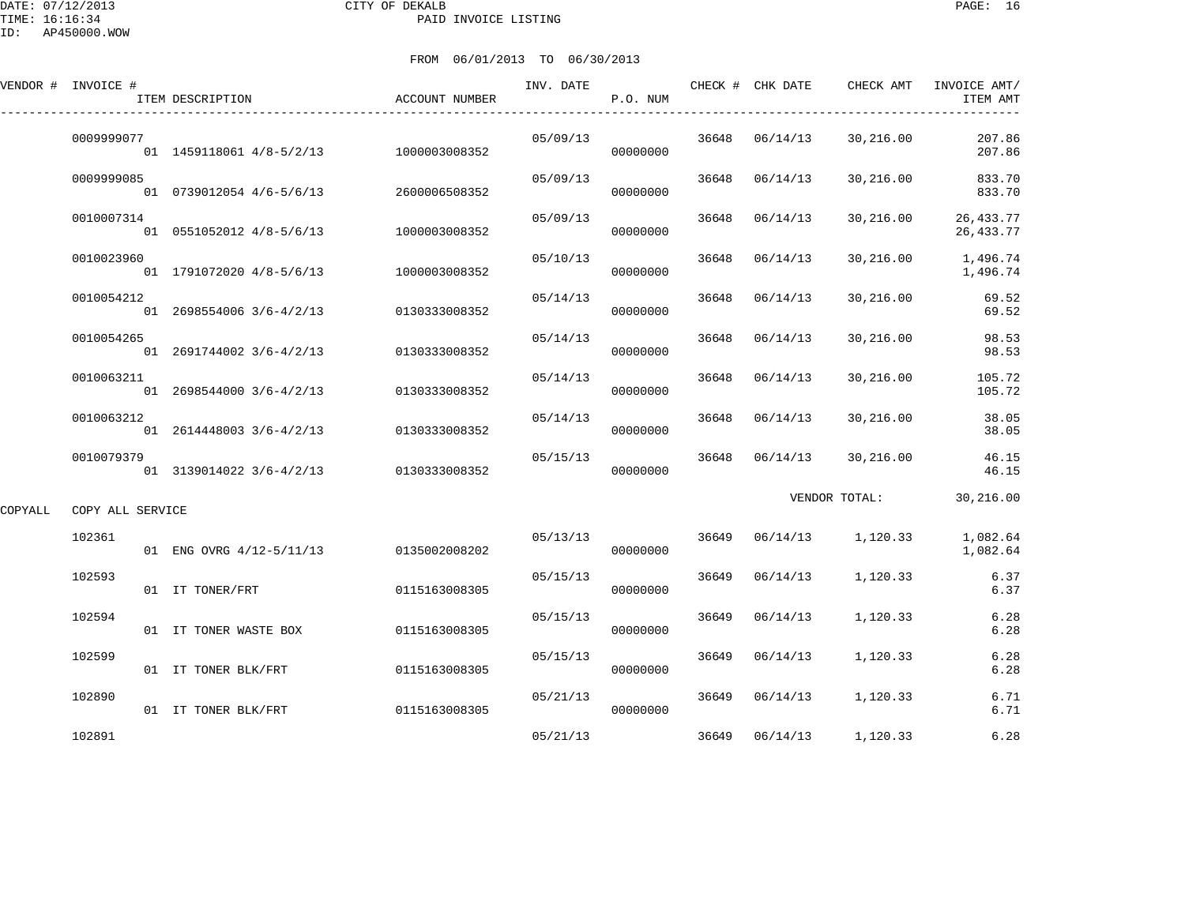CITY OF DEKALB

PAID INVOICE LISTING

DATE: 07/12/2013
TIME: 16:16:34
ID: AP450000.WOW

FROM 06/01/2013 TO 06/30/2013

| VENDOR # | INVOICE # | ITEM DESCRIPTION | ACCOUNT NUMBER | INV. DATE | P.O. NUM | CHECK # | CHK DATE | CHECK AMT | INVOICE AMT/ ITEM AMT |
|---|---|---|---|---|---|---|---|---|---|
| | 0009999077 | | | 05/09/13 | | 36648 | 06/14/13 | 30,216.00 | 207.86 |
| | | 01 1459118061 4/8-5/2/13 | 1000003008352 | | 00000000 | | | | 207.86 |
| | 0009999085 | | | 05/09/13 | | 36648 | 06/14/13 | 30,216.00 | 833.70 |
| | | 01 0739012054 4/6-5/6/13 | 2600006508352 | | 00000000 | | | | 833.70 |
| | 0010007314 | | | 05/09/13 | | 36648 | 06/14/13 | 30,216.00 | 26,433.77 |
| | | 01 0551052012 4/8-5/6/13 | 1000003008352 | | 00000000 | | | | 26,433.77 |
| | 0010023960 | | | 05/10/13 | | 36648 | 06/14/13 | 30,216.00 | 1,496.74 |
| | | 01 1791072020 4/8-5/6/13 | 1000003008352 | | 00000000 | | | | 1,496.74 |
| | 0010054212 | | | 05/14/13 | | 36648 | 06/14/13 | 30,216.00 | 69.52 |
| | | 01 2698554006 3/6-4/2/13 | 0130333008352 | | 00000000 | | | | 69.52 |
| | 0010054265 | | | 05/14/13 | | 36648 | 06/14/13 | 30,216.00 | 98.53 |
| | | 01 2691744002 3/6-4/2/13 | 0130333008352 | | 00000000 | | | | 98.53 |
| | 0010063211 | | | 05/14/13 | | 36648 | 06/14/13 | 30,216.00 | 105.72 |
| | | 01 2698544000 3/6-4/2/13 | 0130333008352 | | 00000000 | | | | 105.72 |
| | 0010063212 | | | 05/14/13 | | 36648 | 06/14/13 | 30,216.00 | 38.05 |
| | | 01 2614448003 3/6-4/2/13 | 0130333008352 | | 00000000 | | | | 38.05 |
| | 0010079379 | | | 05/15/13 | | 36648 | 06/14/13 | 30,216.00 | 46.15 |
| | | 01 3139014022 3/6-4/2/13 | 0130333008352 | | 00000000 | | | | 46.15 |
| | | | | | | | | VENDOR TOTAL: | 30,216.00 |
| COPYALL | COPY ALL SERVICE | | | | | | | | |
| | 102361 | | | 05/13/13 | | 36649 | 06/14/13 | 1,120.33 | 1,082.64 |
| | | 01 ENG OVRG 4/12-5/11/13 | 0135002008202 | | 00000000 | | | | 1,082.64 |
| | 102593 | | | 05/15/13 | | 36649 | 06/14/13 | 1,120.33 | 6.37 |
| | | 01 IT TONER/FRT | 0115163008305 | | 00000000 | | | | 6.37 |
| | 102594 | | | 05/15/13 | | 36649 | 06/14/13 | 1,120.33 | 6.28 |
| | | 01 IT TONER WASTE BOX | 0115163008305 | | 00000000 | | | | 6.28 |
| | 102599 | | | 05/15/13 | | 36649 | 06/14/13 | 1,120.33 | 6.28 |
| | | 01 IT TONER BLK/FRT | 0115163008305 | | 00000000 | | | | 6.28 |
| | 102890 | | | 05/21/13 | | 36649 | 06/14/13 | 1,120.33 | 6.71 |
| | | 01 IT TONER BLK/FRT | 0115163008305 | | 00000000 | | | | 6.71 |
| | 102891 | | | 05/21/13 | | 36649 | 06/14/13 | 1,120.33 | 6.28 |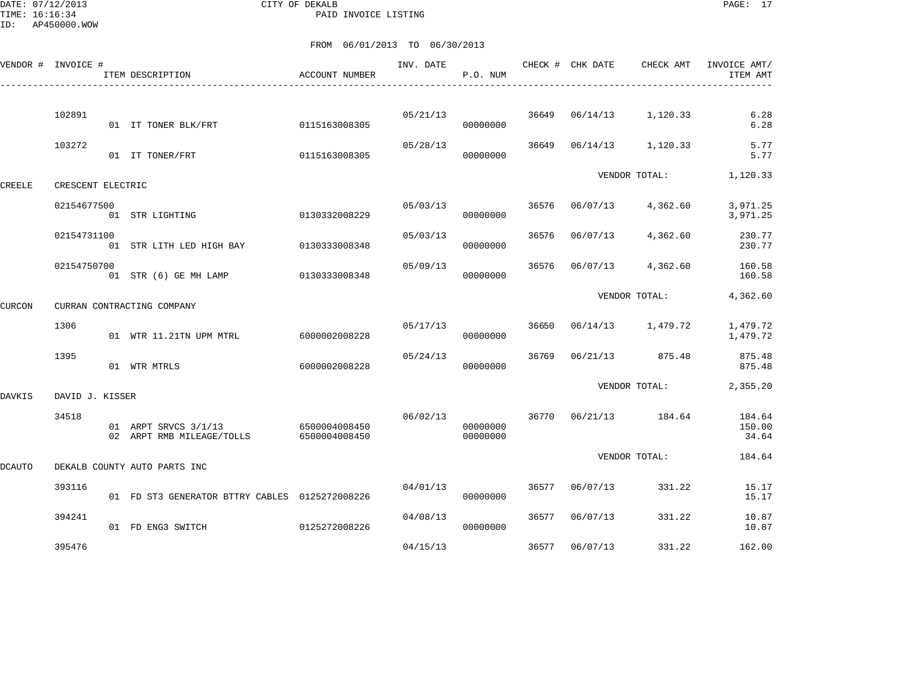CITY OF DEKALB
PAID INVOICE LISTING

FROM 06/01/2013 TO 06/30/2013

| VENDOR # | INVOICE # | ITEM DESCRIPTION | ACCOUNT NUMBER | INV. DATE | P.O. NUM | CHECK # | CHK DATE | CHECK AMT | INVOICE AMT/ ITEM AMT |
|---|---|---|---|---|---|---|---|---|---|
| | 102891 | | | 05/21/13 | | 36649 | 06/14/13 | 1,120.33 | 6.28 |
| | | 01 IT TONER BLK/FRT | 0115163008305 | | 00000000 | | | | 6.28 |
| | 103272 | | | 05/28/13 | | 36649 | 06/14/13 | 1,120.33 | 5.77 |
| | | 01 IT TONER/FRT | 0115163008305 | | 00000000 | | | | 5.77 |
| | | | | | | | VENDOR TOTAL: | | 1,120.33 |
| CREELE | CRESCENT ELECTRIC | | | | | | | | |
| | 02154677500 | | | 05/03/13 | | 36576 | 06/07/13 | 4,362.60 | 3,971.25 |
| | | 01 STR LIGHTING | 0130332008229 | | 00000000 | | | | 3,971.25 |
| | 02154731100 | | | 05/03/13 | | 36576 | 06/07/13 | 4,362.60 | 230.77 |
| | | 01 STR LITH LED HIGH BAY | 0130333008348 | | 00000000 | | | | 230.77 |
| | 02154750700 | | | 05/09/13 | | 36576 | 06/07/13 | 4,362.60 | 160.58 |
| | | 01 STR (6) GE MH LAMP | 0130333008348 | | 00000000 | | | | 160.58 |
| | | | | | | | VENDOR TOTAL: | | 4,362.60 |
| CURCON | CURRAN CONTRACTING COMPANY | | | | | | | | |
| | 1306 | | | 05/17/13 | | 36650 | 06/14/13 | 1,479.72 | 1,479.72 |
| | | 01 WTR 11.21TN UPM MTRL | 6000002008228 | | 00000000 | | | | 1,479.72 |
| | 1395 | | | 05/24/13 | | 36769 | 06/21/13 | 875.48 | 875.48 |
| | | 01 WTR MTRLS | 6000002008228 | | 00000000 | | | | 875.48 |
| | | | | | | | VENDOR TOTAL: | | 2,355.20 |
| DAVKIS | DAVID J. KISSER | | | | | | | | |
| | 34518 | | | 06/02/13 | | 36770 | 06/21/13 | 184.64 | 184.64 |
| | | 01 ARPT SRVCS 3/1/13 | 6500004008450 | | 00000000 | | | | 150.00 |
| | | 02 ARPT RMB MILEAGE/TOLLS | 6500004008450 | | 00000000 | | | | 34.64 |
| | | | | | | | VENDOR TOTAL: | | 184.64 |
| DCAUTO | DEKALB COUNTY AUTO PARTS INC | | | | | | | | |
| | 393116 | | | 04/01/13 | | 36577 | 06/07/13 | 331.22 | 15.17 |
| | | 01 FD ST3 GENERATOR BTTRY CABLES | 0125272008226 | | 00000000 | | | | 15.17 |
| | 394241 | | | 04/08/13 | | 36577 | 06/07/13 | 331.22 | 10.87 |
| | | 01 FD ENG3 SWITCH | 0125272008226 | | 00000000 | | | | 10.87 |
| | 395476 | | | 04/15/13 | | 36577 | 06/07/13 | 331.22 | 162.00 |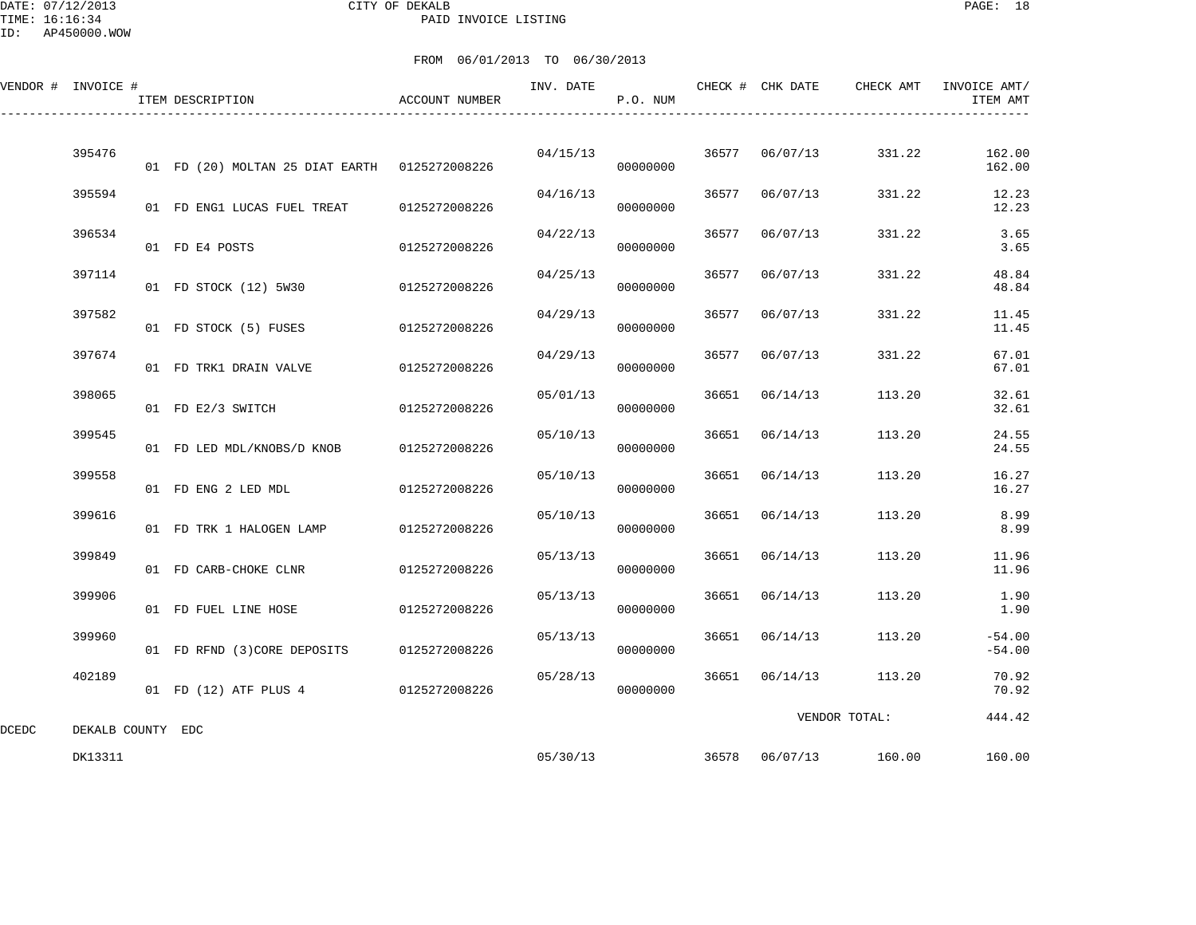CITY OF DEKALB
PAID INVOICE LISTING

FROM 06/01/2013 TO 06/30/2013

| VENDOR # | INVOICE # | ITEM DESCRIPTION | ACCOUNT NUMBER | INV. DATE | P.O. NUM | CHECK # | CHK DATE | CHECK AMT | INVOICE AMT/ ITEM AMT |
|---|---|---|---|---|---|---|---|---|---|
| | 395476 | | | 04/15/13 | | 36577 | 06/07/13 | 331.22 | 162.00 |
| | | 01 FD (20) MOLTAN 25 DIAT EARTH | 0125272008226 | | 00000000 | | | | 162.00 |
| | 395594 | | | 04/16/13 | | 36577 | 06/07/13 | 331.22 | 12.23 |
| | | 01 FD ENG1 LUCAS FUEL TREAT | 0125272008226 | | 00000000 | | | | 12.23 |
| | 396534 | | | 04/22/13 | | 36577 | 06/07/13 | 331.22 | 3.65 |
| | | 01 FD E4 POSTS | 0125272008226 | | 00000000 | | | | 3.65 |
| | 397114 | | | 04/25/13 | | 36577 | 06/07/13 | 331.22 | 48.84 |
| | | 01 FD STOCK (12) 5W30 | 0125272008226 | | 00000000 | | | | 48.84 |
| | 397582 | | | 04/29/13 | | 36577 | 06/07/13 | 331.22 | 11.45 |
| | | 01 FD STOCK (5) FUSES | 0125272008226 | | 00000000 | | | | 11.45 |
| | 397674 | | | 04/29/13 | | 36577 | 06/07/13 | 331.22 | 67.01 |
| | | 01 FD TRK1 DRAIN VALVE | 0125272008226 | | 00000000 | | | | 67.01 |
| | 398065 | | | 05/01/13 | | 36651 | 06/14/13 | 113.20 | 32.61 |
| | | 01 FD E2/3 SWITCH | 0125272008226 | | 00000000 | | | | 32.61 |
| | 399545 | | | 05/10/13 | | 36651 | 06/14/13 | 113.20 | 24.55 |
| | | 01 FD LED MDL/KNOBS/D KNOB | 0125272008226 | | 00000000 | | | | 24.55 |
| | 399558 | | | 05/10/13 | | 36651 | 06/14/13 | 113.20 | 16.27 |
| | | 01 FD ENG 2 LED MDL | 0125272008226 | | 00000000 | | | | 16.27 |
| | 399616 | | | 05/10/13 | | 36651 | 06/14/13 | 113.20 | 8.99 |
| | | 01 FD TRK 1 HALOGEN LAMP | 0125272008226 | | 00000000 | | | | 8.99 |
| | 399849 | | | 05/13/13 | | 36651 | 06/14/13 | 113.20 | 11.96 |
| | | 01 FD CARB-CHOKE CLNR | 0125272008226 | | 00000000 | | | | 11.96 |
| | 399906 | | | 05/13/13 | | 36651 | 06/14/13 | 113.20 | 1.90 |
| | | 01 FD FUEL LINE HOSE | 0125272008226 | | 00000000 | | | | 1.90 |
| | 399960 | | | 05/13/13 | | 36651 | 06/14/13 | 113.20 | -54.00 |
| | | 01 FD RFND (3)CORE DEPOSITS | 0125272008226 | | 00000000 | | | | -54.00 |
| | 402189 | | | 05/28/13 | | 36651 | 06/14/13 | 113.20 | 70.92 |
| | | 01 FD (12) ATF PLUS 4 | 0125272008226 | | 00000000 | | | | 70.92 |
| | | | | | | | VENDOR TOTAL: | | 444.42 |
| DCEDC | DEKALB COUNTY EDC | | | | | | | | |
| | DK13311 | | | 05/30/13 | | 36578 | 06/07/13 | 160.00 | 160.00 |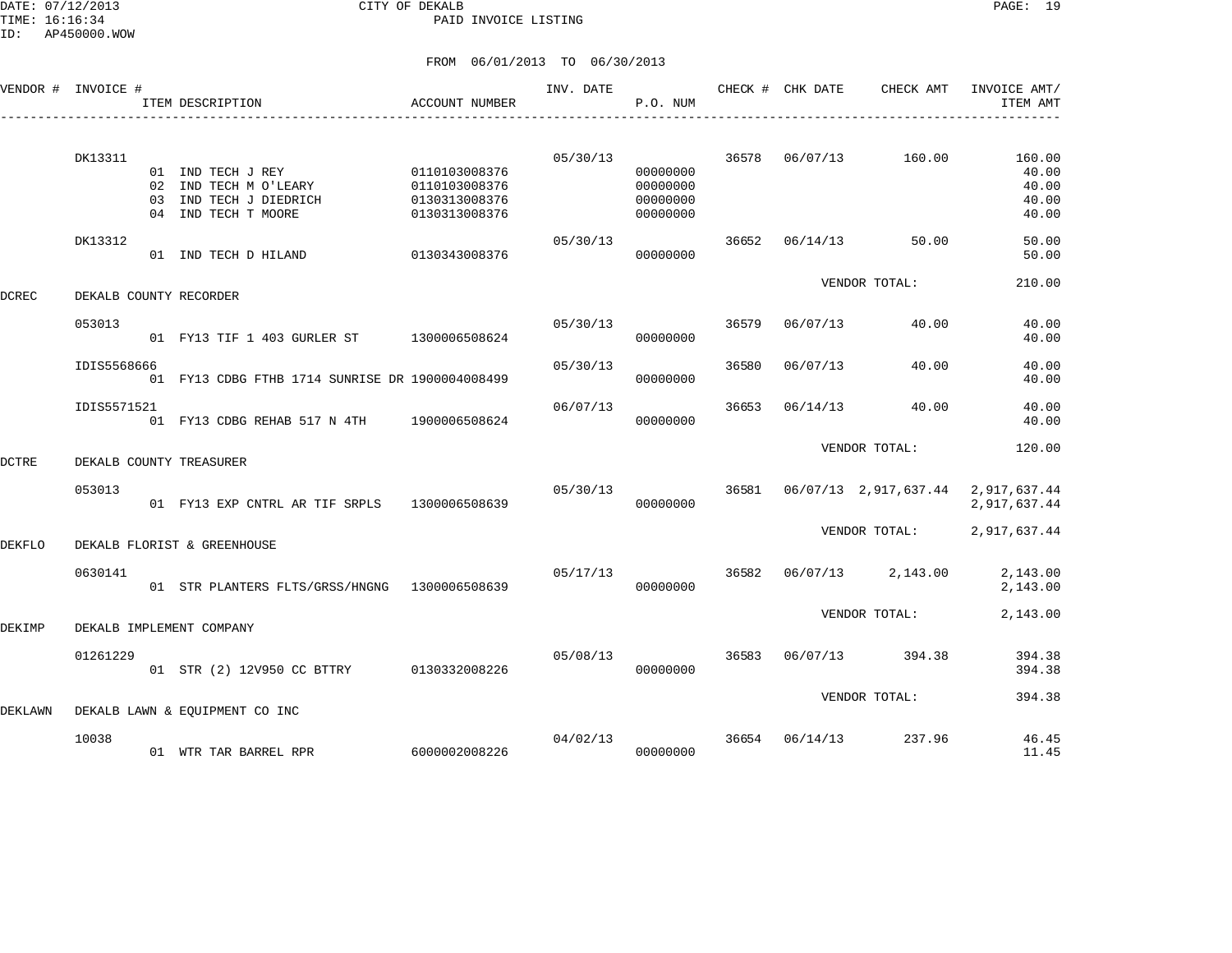CITY OF DEKALB
PAID INVOICE LISTING

FROM 06/01/2013 TO 06/30/2013

| VENDOR # | INVOICE # | ITEM DESCRIPTION | ACCOUNT NUMBER | INV. DATE | P.O. NUM | CHECK # | CHK DATE | CHECK AMT | INVOICE AMT/ ITEM AMT |
|---|---|---|---|---|---|---|---|---|---|
| | DK13311 | | | 05/30/13 | | 36578 | 06/07/13 | 160.00 | 160.00 |
| | | 01 IND TECH J REY | 0110103008376 | | 00000000 | | | | 40.00 |
| | | 02 IND TECH M O'LEARY | 0110103008376 | | 00000000 | | | | 40.00 |
| | | 03 IND TECH J DIEDRICH | 0130313008376 | | 00000000 | | | | 40.00 |
| | | 04 IND TECH T MOORE | 0130313008376 | | 00000000 | | | | 40.00 |
| | DK13312 | | | 05/30/13 | | 36652 | 06/14/13 | 50.00 | 50.00 |
| | | 01 IND TECH D HILAND | 0130343008376 | | 00000000 | | | | 50.00 |
| | | | | | | | VENDOR TOTAL: | | 210.00 |
| DCREC | DEKALB COUNTY RECORDER | | | | | | | | |
| | 053013 | | | 05/30/13 | | 36579 | 06/07/13 | 40.00 | 40.00 |
| | | 01 FY13 TIF 1 403 GURLER ST | 1300006508624 | | 00000000 | | | | 40.00 |
| | IDIS5568666 | | | 05/30/13 | | 36580 | 06/07/13 | 40.00 | 40.00 |
| | | 01 FY13 CDBG FTHB 1714 SUNRISE DR | 1900004008499 | | 00000000 | | | | 40.00 |
| | IDIS5571521 | | | 06/07/13 | | 36653 | 06/14/13 | 40.00 | 40.00 |
| | | 01 FY13 CDBG REHAB 517 N 4TH | 1900006508624 | | 00000000 | | | | 40.00 |
| | | | | | | | VENDOR TOTAL: | | 120.00 |
| DCTRE | DEKALB COUNTY TREASURER | | | | | | | | |
| | 053013 | | | 05/30/13 | | 36581 | 06/07/13 | 2,917,637.44 | 2,917,637.44 |
| | | 01 FY13 EXP CNTRL AR TIF SRPLS | 1300006508639 | | 00000000 | | | | 2,917,637.44 |
| | | | | | | | VENDOR TOTAL: | | 2,917,637.44 |
| DEKFLO | DEKALB FLORIST & GREENHOUSE | | | | | | | | |
| | 0630141 | | | 05/17/13 | | 36582 | 06/07/13 | 2,143.00 | 2,143.00 |
| | | 01 STR PLANTERS FLTS/GRSS/HNGNG | 1300006508639 | | 00000000 | | | | 2,143.00 |
| | | | | | | | VENDOR TOTAL: | | 2,143.00 |
| DEKIMP | DEKALB IMPLEMENT COMPANY | | | | | | | | |
| | 01261229 | | | 05/08/13 | | 36583 | 06/07/13 | 394.38 | 394.38 |
| | | 01 STR (2) 12V950 CC BTTRY | 0130332008226 | | 00000000 | | | | 394.38 |
| | | | | | | | VENDOR TOTAL: | | 394.38 |
| DEKLAWN | DEKALB LAWN & EQUIPMENT CO INC | | | | | | | | |
| | 10038 | | | 04/02/13 | | 36654 | 06/14/13 | 237.96 | 46.45 |
| | | 01 WTR TAR BARREL RPR | 6000002008226 | | 00000000 | | | | 11.45 |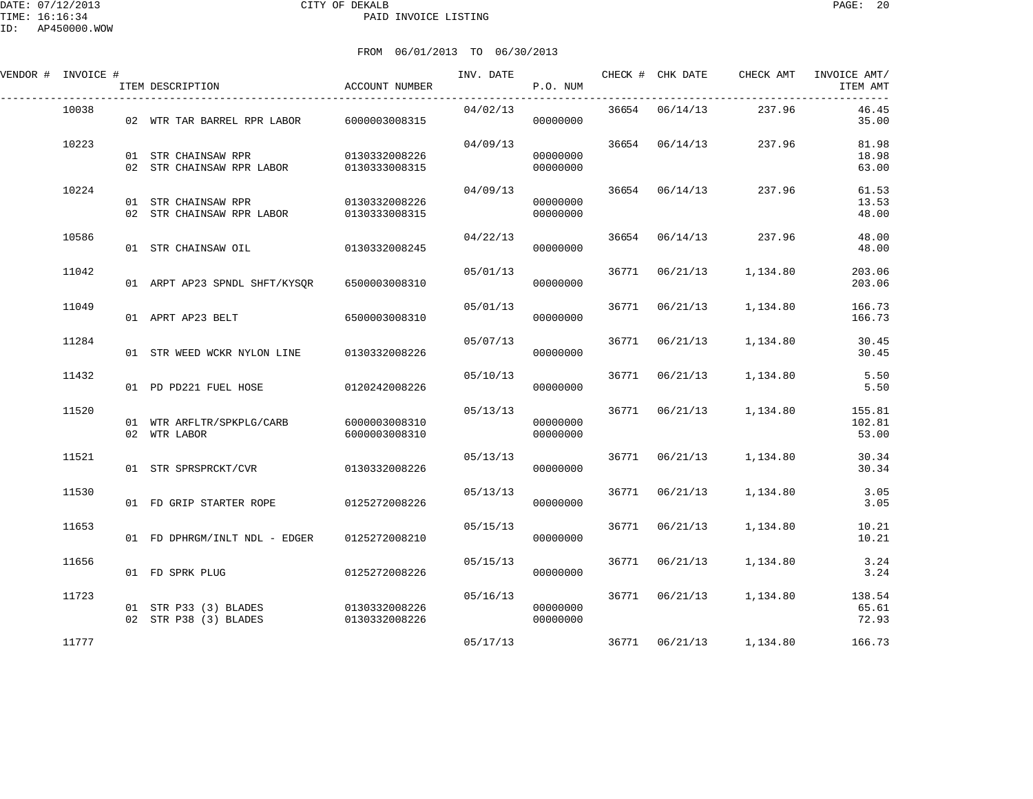DATE: 07/12/2013 CITY OF DEKALB
TIME: 16:16:34 PAID INVOICE LISTING
ID: AP450000.WOW

FROM 06/01/2013 TO 06/30/2013

| VENDOR # | INVOICE # | ITEM DESCRIPTION | ACCOUNT NUMBER | INV. DATE | P.O. NUM | CHECK # | CHK DATE | CHECK AMT | INVOICE AMT/ ITEM AMT |
|---|---|---|---|---|---|---|---|---|---|
| | 10038 | | | 04/02/13 | | 36654 | 06/14/13 | 237.96 | 46.45 |
| | | 02 WTR TAR BARREL RPR LABOR | 6000003008315 | | 00000000 | | | | 35.00 |
| | 10223 | | | 04/09/13 | | 36654 | 06/14/13 | 237.96 | 81.98 |
| | | 01 STR CHAINSAW RPR | 0130332008226 | | 00000000 | | | | 18.98 |
| | | 02 STR CHAINSAW RPR LABOR | 0130333008315 | | 00000000 | | | | 63.00 |
| | 10224 | | | 04/09/13 | | 36654 | 06/14/13 | 237.96 | 61.53 |
| | | 01 STR CHAINSAW RPR | 0130332008226 | | 00000000 | | | | 13.53 |
| | | 02 STR CHAINSAW RPR LABOR | 0130333008315 | | 00000000 | | | | 48.00 |
| | 10586 | | | 04/22/13 | | 36654 | 06/14/13 | 237.96 | 48.00 |
| | | 01 STR CHAINSAW OIL | 0130332008245 | | 00000000 | | | | 48.00 |
| | 11042 | | | 05/01/13 | | 36771 | 06/21/13 | 1,134.80 | 203.06 |
| | | 01 ARPT AP23 SPNDL SHFT/KYSQR | 6500003008310 | | 00000000 | | | | 203.06 |
| | 11049 | | | 05/01/13 | | 36771 | 06/21/13 | 1,134.80 | 166.73 |
| | | 01 APRT AP23 BELT | 6500003008310 | | 00000000 | | | | 166.73 |
| | 11284 | | | 05/07/13 | | 36771 | 06/21/13 | 1,134.80 | 30.45 |
| | | 01 STR WEED WCKR NYLON LINE | 0130332008226 | | 00000000 | | | | 30.45 |
| | 11432 | | | 05/10/13 | | 36771 | 06/21/13 | 1,134.80 | 5.50 |
| | | 01 PD PD221 FUEL HOSE | 0120242008226 | | 00000000 | | | | 5.50 |
| | 11520 | | | 05/13/13 | | 36771 | 06/21/13 | 1,134.80 | 155.81 |
| | | 01 WTR ARFLTR/SPKPLG/CARB | 6000003008310 | | 00000000 | | | | 102.81 |
| | | 02 WTR LABOR | 6000003008310 | | 00000000 | | | | 53.00 |
| | 11521 | | | 05/13/13 | | 36771 | 06/21/13 | 1,134.80 | 30.34 |
| | | 01 STR SPRSPRCKT/CVR | 0130332008226 | | 00000000 | | | | 30.34 |
| | 11530 | | | 05/13/13 | | 36771 | 06/21/13 | 1,134.80 | 3.05 |
| | | 01 FD GRIP STARTER ROPE | 0125272008226 | | 00000000 | | | | 3.05 |
| | 11653 | | | 05/15/13 | | 36771 | 06/21/13 | 1,134.80 | 10.21 |
| | | 01 FD DPHRGM/INLT NDL - EDGER | 0125272008210 | | 00000000 | | | | 10.21 |
| | 11656 | | | 05/15/13 | | 36771 | 06/21/13 | 1,134.80 | 3.24 |
| | | 01 FD SPRK PLUG | 0125272008226 | | 00000000 | | | | 3.24 |
| | 11723 | | | 05/16/13 | | 36771 | 06/21/13 | 1,134.80 | 138.54 |
| | | 01 STR P33 (3) BLADES | 0130332008226 | | 00000000 | | | | 65.61 |
| | | 02 STR P38 (3) BLADES | 0130332008226 | | 00000000 | | | | 72.93 |
| | 11777 | | | 05/17/13 | | 36771 | 06/21/13 | 1,134.80 | 166.73 |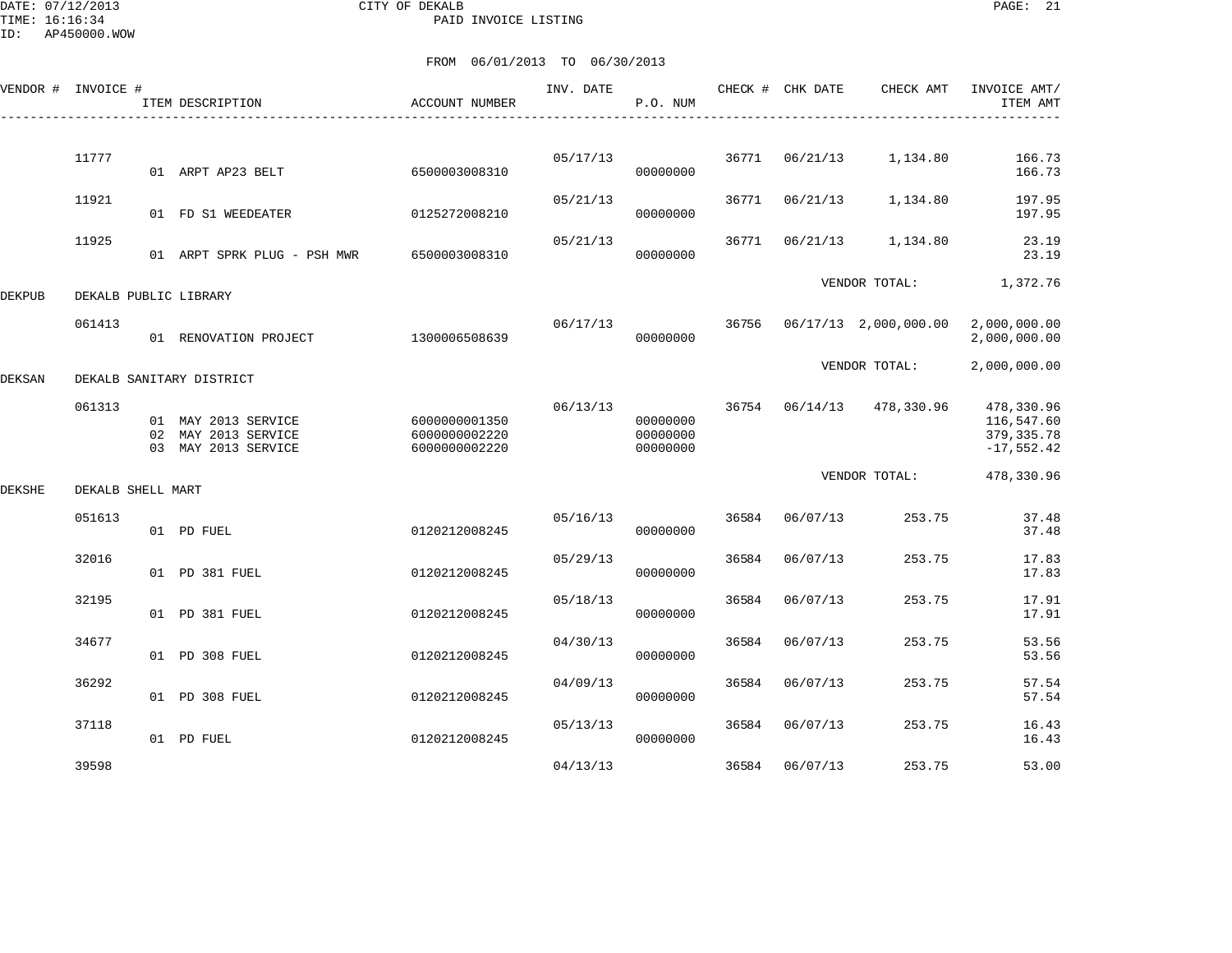CITY OF DEKALB
PAID INVOICE LISTING

FROM 06/01/2013 TO 06/30/2013

| VENDOR # | INVOICE # | ITEM DESCRIPTION | ACCOUNT NUMBER | INV. DATE | P.O. NUM | CHECK # | CHK DATE | CHECK AMT | INVOICE AMT/ ITEM AMT |
|---|---|---|---|---|---|---|---|---|---|
| | 11777 | | | 05/17/13 | | 36771 | 06/21/13 | 1,134.80 | 166.73 |
| | | 01 ARPT AP23 BELT | 6500003008310 | | 00000000 | | | | 166.73 |
| | 11921 | | | 05/21/13 | | 36771 | 06/21/13 | 1,134.80 | 197.95 |
| | | 01 FD S1 WEEDEATER | 0125272008210 | | 00000000 | | | | 197.95 |
| | 11925 | | | 05/21/13 | | 36771 | 06/21/13 | 1,134.80 | 23.19 |
| | | 01 ARPT SPRK PLUG - PSH MWR | 6500003008310 | | 00000000 | | | | 23.19 |
| | | | | | | | | VENDOR TOTAL: | 1,372.76 |
| DEKPUB | DEKALB PUBLIC LIBRARY | | | | | | | | |
| | 061413 | | | 06/17/13 | | 36756 | 06/17/13 | 2,000,000.00 | 2,000,000.00 |
| | | 01 RENOVATION PROJECT | 1300006508639 | | 00000000 | | | | 2,000,000.00 |
| | | | | | | | | VENDOR TOTAL: | 2,000,000.00 |
| DEKSAN | DEKALB SANITARY DISTRICT | | | | | | | | |
| | 061313 | | | 06/13/13 | | 36754 | 06/14/13 | 478,330.96 | 478,330.96 |
| | | 01 MAY 2013 SERVICE | 6000000001350 | | 00000000 | | | | 116,547.60 |
| | | 02 MAY 2013 SERVICE | 6000000002220 | | 00000000 | | | | 379,335.78 |
| | | 03 MAY 2013 SERVICE | 6000000002220 | | 00000000 | | | | -17,552.42 |
| | | | | | | | | VENDOR TOTAL: | 478,330.96 |
| DEKSHE | DEKALB SHELL MART | | | | | | | | |
| | 051613 | | | 05/16/13 | | 36584 | 06/07/13 | 253.75 | 37.48 |
| | | 01 PD FUEL | 0120212008245 | | 00000000 | | | | 37.48 |
| | 32016 | | | 05/29/13 | | 36584 | 06/07/13 | 253.75 | 17.83 |
| | | 01 PD 381 FUEL | 0120212008245 | | 00000000 | | | | 17.83 |
| | 32195 | | | 05/18/13 | | 36584 | 06/07/13 | 253.75 | 17.91 |
| | | 01 PD 381 FUEL | 0120212008245 | | 00000000 | | | | 17.91 |
| | 34677 | | | 04/30/13 | | 36584 | 06/07/13 | 253.75 | 53.56 |
| | | 01 PD 308 FUEL | 0120212008245 | | 00000000 | | | | 53.56 |
| | 36292 | | | 04/09/13 | | 36584 | 06/07/13 | 253.75 | 57.54 |
| | | 01 PD 308 FUEL | 0120212008245 | | 00000000 | | | | 57.54 |
| | 37118 | | | 05/13/13 | | 36584 | 06/07/13 | 253.75 | 16.43 |
| | | 01 PD FUEL | 0120212008245 | | 00000000 | | | | 16.43 |
| | 39598 | | | 04/13/13 | | 36584 | 06/07/13 | 253.75 | 53.00 |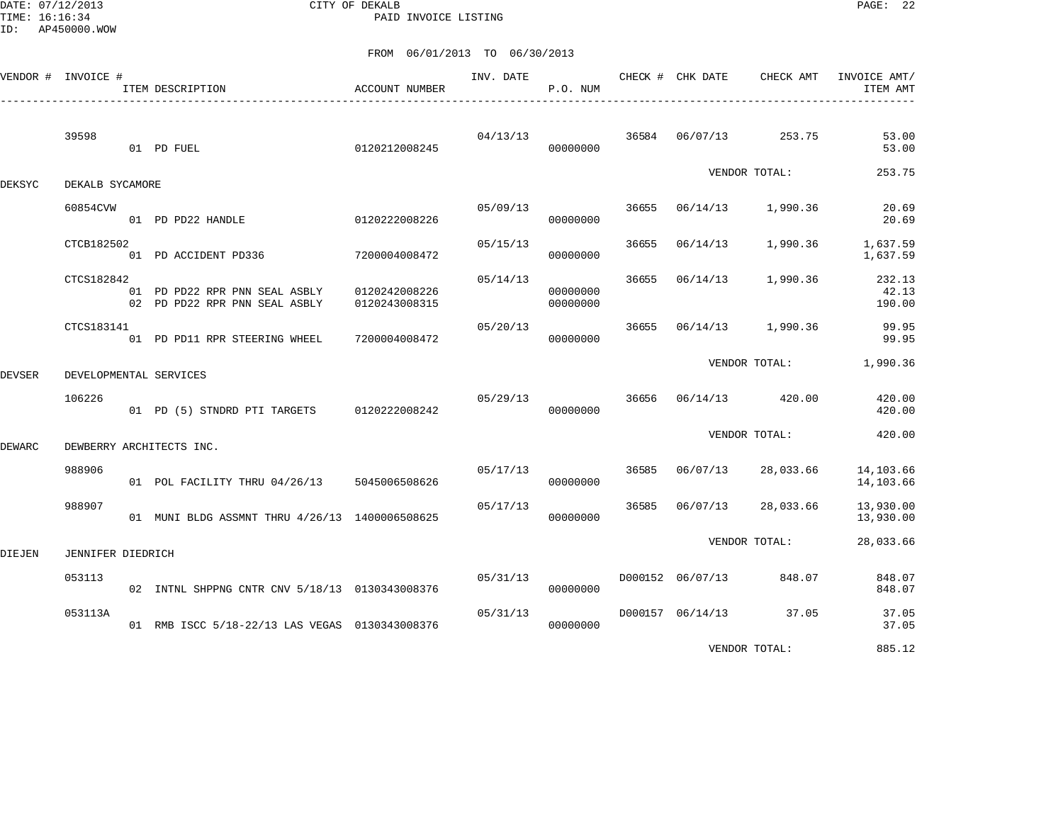CITY OF DEKALB
PAID INVOICE LISTING

DATE: 07/12/2013
TIME: 16:16:34
ID: AP450000.WOW

FROM 06/01/2013 TO 06/30/2013

| VENDOR # | INVOICE # | ITEM DESCRIPTION | ACCOUNT NUMBER | INV. DATE | P.O. NUM | CHECK # | CHK DATE | CHECK AMT | INVOICE AMT/ ITEM AMT |
|---|---|---|---|---|---|---|---|---|---|
| | 39598 | | | 04/13/13 | | 36584 | 06/07/13 | 253.75 | 53.00 |
| | | 01 PD FUEL | 0120212008245 | | 00000000 | | | | 53.00 |
| | | | | | | | | VENDOR TOTAL: | 253.75 |
| DEKSYC | DEKALB SYCAMORE | | | | | | | | |
| | 60854CVW | | | 05/09/13 | | 36655 | 06/14/13 | 1,990.36 | 20.69 |
| | | 01 PD PD22 HANDLE | 0120222008226 | | 00000000 | | | | 20.69 |
| | CTCB182502 | | | 05/15/13 | | 36655 | 06/14/13 | 1,990.36 | 1,637.59 |
| | | 01 PD ACCIDENT PD336 | 7200004008472 | | 00000000 | | | | 1,637.59 |
| | CTCS182842 | | | 05/14/13 | | 36655 | 06/14/13 | 1,990.36 | 232.13 |
| | | 01 PD PD22 RPR PNN SEAL ASBLY | 0120242008226 | | 00000000 | | | | 42.13 |
| | | 02 PD PD22 RPR PNN SEAL ASBLY | 0120243008315 | | 00000000 | | | | 190.00 |
| | CTCS183141 | | | 05/20/13 | | 36655 | 06/14/13 | 1,990.36 | 99.95 |
| | | 01 PD PD11 RPR STEERING WHEEL | 7200004008472 | | 00000000 | | | | 99.95 |
| | | | | | | | | VENDOR TOTAL: | 1,990.36 |
| DEVSER | DEVELOPMENTAL SERVICES | | | | | | | | |
| | 106226 | | | 05/29/13 | | 36656 | 06/14/13 | 420.00 | 420.00 |
| | | 01 PD (5) STNDRD PTI TARGETS | 0120222008242 | | 00000000 | | | | 420.00 |
| | | | | | | | | VENDOR TOTAL: | 420.00 |
| DEWARC | DEWBERRY ARCHITECTS INC. | | | | | | | | |
| | 988906 | | | 05/17/13 | | 36585 | 06/07/13 | 28,033.66 | 14,103.66 |
| | | 01 POL FACILITY THRU 04/26/13 | 5045006508626 | | 00000000 | | | | 14,103.66 |
| | 988907 | | | 05/17/13 | | 36585 | 06/07/13 | 28,033.66 | 13,930.00 |
| | | 01 MUNI BLDG ASSMNT THRU 4/26/13 | 1400006508625 | | 00000000 | | | | 13,930.00 |
| | | | | | | | | VENDOR TOTAL: | 28,033.66 |
| DIEJEN | JENNIFER DIEDRICH | | | | | | | | |
| | 053113 | | | 05/31/13 | | D000152 | 06/07/13 | 848.07 | 848.07 |
| | | 02 INTNL SHPPNG CNTR CNV 5/18/13 | 0130343008376 | | 00000000 | | | | 848.07 |
| | 053113A | | | 05/31/13 | | D000157 | 06/14/13 | 37.05 | 37.05 |
| | | 01 RMB ISCC 5/18-22/13 LAS VEGAS | 0130343008376 | | 00000000 | | | | 37.05 |
| | | | | | | | | VENDOR TOTAL: | 885.12 |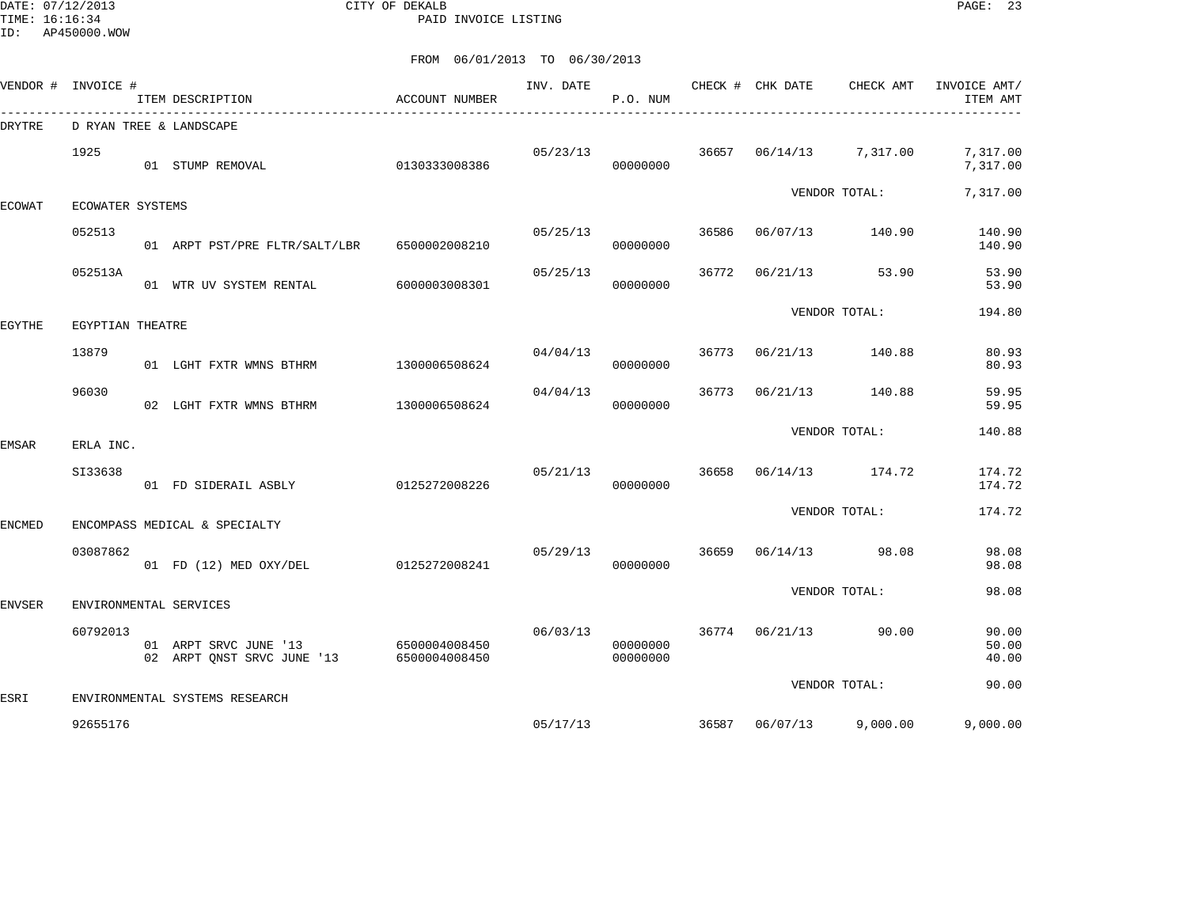DATE: 07/12/2013 CITY OF DEKALB
TIME: 16:16:34 PAID INVOICE LISTING
ID: AP450000.WOW

FROM 06/01/2013 TO 06/30/2013

| VENDOR # | INVOICE # | ITEM DESCRIPTION | ACCOUNT NUMBER | INV. DATE | P.O. NUM | CHECK # | CHK DATE | CHECK AMT | INVOICE AMT/ ITEM AMT |
|---|---|---|---|---|---|---|---|---|---|
| DRYTRE | D RYAN TREE & LANDSCAPE | | | | | | | | |
| | 1925 | | | 05/23/13 | | 36657 | 06/14/13 | 7,317.00 | 7,317.00 |
| | | 01 STUMP REMOVAL | 0130333008386 | | 00000000 | | | | 7,317.00 |
| | | | | | | | | VENDOR TOTAL: | 7,317.00 |
| ECOWAT | ECOWATER SYSTEMS | | | | | | | | |
| | 052513 | | | 05/25/13 | | 36586 | 06/07/13 | 140.90 | 140.90 |
| | | 01 ARPT PST/PRE FLTR/SALT/LBR | 6500002008210 | | 00000000 | | | | 140.90 |
| | 052513A | | | 05/25/13 | | 36772 | 06/21/13 | 53.90 | 53.90 |
| | | 01 WTR UV SYSTEM RENTAL | 6000003008301 | | 00000000 | | | | 53.90 |
| | | | | | | | | VENDOR TOTAL: | 194.80 |
| EGYTHE | EGYPTIAN THEATRE | | | | | | | | |
| | 13879 | | | 04/04/13 | | 36773 | 06/21/13 | 140.88 | 80.93 |
| | | 01 LGHT FXTR WMNS BTHRM | 1300006508624 | | 00000000 | | | | 80.93 |
| | 96030 | | | 04/04/13 | | 36773 | 06/21/13 | 140.88 | 59.95 |
| | | 02 LGHT FXTR WMNS BTHRM | 1300006508624 | | 00000000 | | | | 59.95 |
| | | | | | | | | VENDOR TOTAL: | 140.88 |
| EMSAR | ERLA INC. | | | | | | | | |
| | SI33638 | | | 05/21/13 | | 36658 | 06/14/13 | 174.72 | 174.72 |
| | | 01 FD SIDERAIL ASBLY | 0125272008226 | | 00000000 | | | | 174.72 |
| | | | | | | | | VENDOR TOTAL: | 174.72 |
| ENCMED | ENCOMPASS MEDICAL & SPECIALTY | | | | | | | | |
| | 03087862 | | | 05/29/13 | | 36659 | 06/14/13 | 98.08 | 98.08 |
| | | 01 FD (12) MED OXY/DEL | 0125272008241 | | 00000000 | | | | 98.08 |
| | | | | | | | | VENDOR TOTAL: | 98.08 |
| ENVSER | ENVIRONMENTAL SERVICES | | | | | | | | |
| | 60792013 | | | 06/03/13 | | 36774 | 06/21/13 | 90.00 | 90.00 |
| | | 01 ARPT SRVC JUNE '13 | 6500004008450 | | 00000000 | | | | 50.00 |
| | | 02 ARPT QNST SRVC JUNE '13 | 6500004008450 | | 00000000 | | | | 40.00 |
| | | | | | | | | VENDOR TOTAL: | 90.00 |
| ESRI | ENVIRONMENTAL SYSTEMS RESEARCH | | | | | | | | |
| | 92655176 | | | 05/17/13 | | 36587 | 06/07/13 | 9,000.00 | 9,000.00 |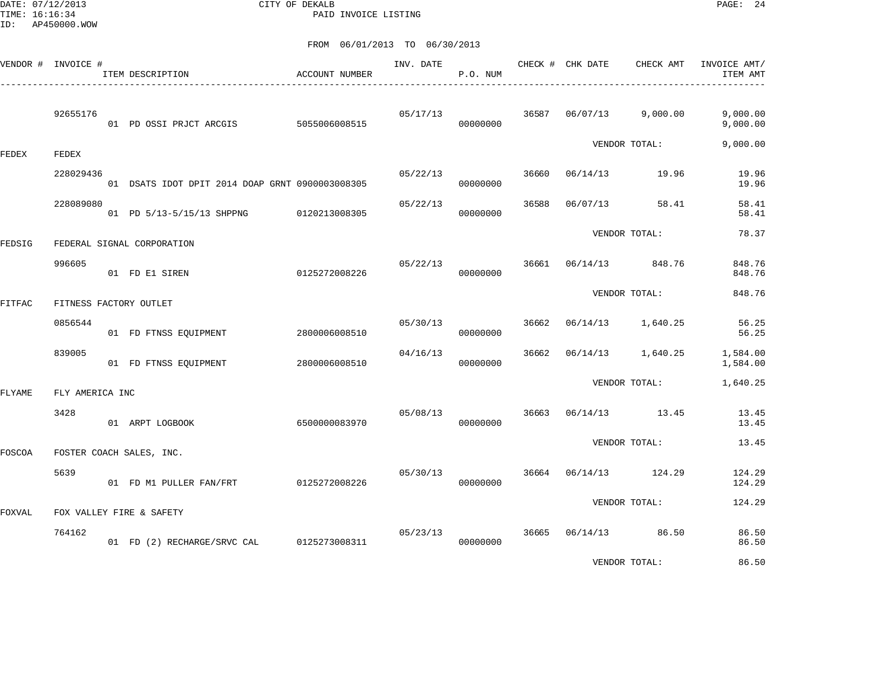DATE: 07/12/2013
TIME: 16:16:34
ID: AP450000.WOW

CITY OF DEKALB

PAID INVOICE LISTING

FROM 06/01/2013 TO 06/30/2013

| VENDOR # | INVOICE # | ITEM DESCRIPTION | ACCOUNT NUMBER | INV. DATE | P.O. NUM | CHECK # | CHK DATE | CHECK AMT | INVOICE AMT/ ITEM AMT |
|---|---|---|---|---|---|---|---|---|---|
| | 92655176 | | | 05/17/13 | | 36587 | 06/07/13 | 9,000.00 | 9,000.00 |
| | | 01 PD OSSI PRJCT ARCGIS | 5055006008515 | | 00000000 | | | | 9,000.00 |
| | | | | | | | | VENDOR TOTAL: | 9,000.00 |
| FEDEX | FEDEX | | | | | | | | |
| | 228029436 | | | 05/22/13 | | 36660 | 06/14/13 | 19.96 | 19.96 |
| | | 01 DSATS IDOT DPIT 2014 DOAP GRNT | 0900003008305 | | 00000000 | | | | 19.96 |
| | 228089080 | | | 05/22/13 | | 36588 | 06/07/13 | 58.41 | 58.41 |
| | | 01 PD 5/13-5/15/13 SHPPNG | 0120213008305 | | 00000000 | | | | 58.41 |
| | | | | | | | | VENDOR TOTAL: | 78.37 |
| FEDSIG | FEDERAL SIGNAL CORPORATION | | | | | | | | |
| | 996605 | | | 05/22/13 | | 36661 | 06/14/13 | 848.76 | 848.76 |
| | | 01 FD E1 SIREN | 0125272008226 | | 00000000 | | | | 848.76 |
| | | | | | | | | VENDOR TOTAL: | 848.76 |
| FITFAC | FITNESS FACTORY OUTLET | | | | | | | | |
| | 0856544 | | | 05/30/13 | | 36662 | 06/14/13 | 1,640.25 | 56.25 |
| | | 01 FD FTNSS EQUIPMENT | 2800006008510 | | 00000000 | | | | 56.25 |
| | 839005 | | | 04/16/13 | | 36662 | 06/14/13 | 1,640.25 | 1,584.00 |
| | | 01 FD FTNSS EQUIPMENT | 2800006008510 | | 00000000 | | | | 1,584.00 |
| | | | | | | | | VENDOR TOTAL: | 1,640.25 |
| FLYAME | FLY AMERICA INC | | | | | | | | |
| | 3428 | | | 05/08/13 | | 36663 | 06/14/13 | 13.45 | 13.45 |
| | | 01 ARPT LOGBOOK | 6500000083970 | | 00000000 | | | | 13.45 |
| | | | | | | | | VENDOR TOTAL: | 13.45 |
| FOSCOA | FOSTER COACH SALES, INC. | | | | | | | | |
| | 5639 | | | 05/30/13 | | 36664 | 06/14/13 | 124.29 | 124.29 |
| | | 01 FD M1 PULLER FAN/FRT | 0125272008226 | | 00000000 | | | | 124.29 |
| | | | | | | | | VENDOR TOTAL: | 124.29 |
| FOXVAL | FOX VALLEY FIRE & SAFETY | | | | | | | | |
| | 764162 | | | 05/23/13 | | 36665 | 06/14/13 | 86.50 | 86.50 |
| | | 01 FD (2) RECHARGE/SRVC CAL | 0125273008311 | | 00000000 | | | | 86.50 |
| | | | | | | | | VENDOR TOTAL: | 86.50 |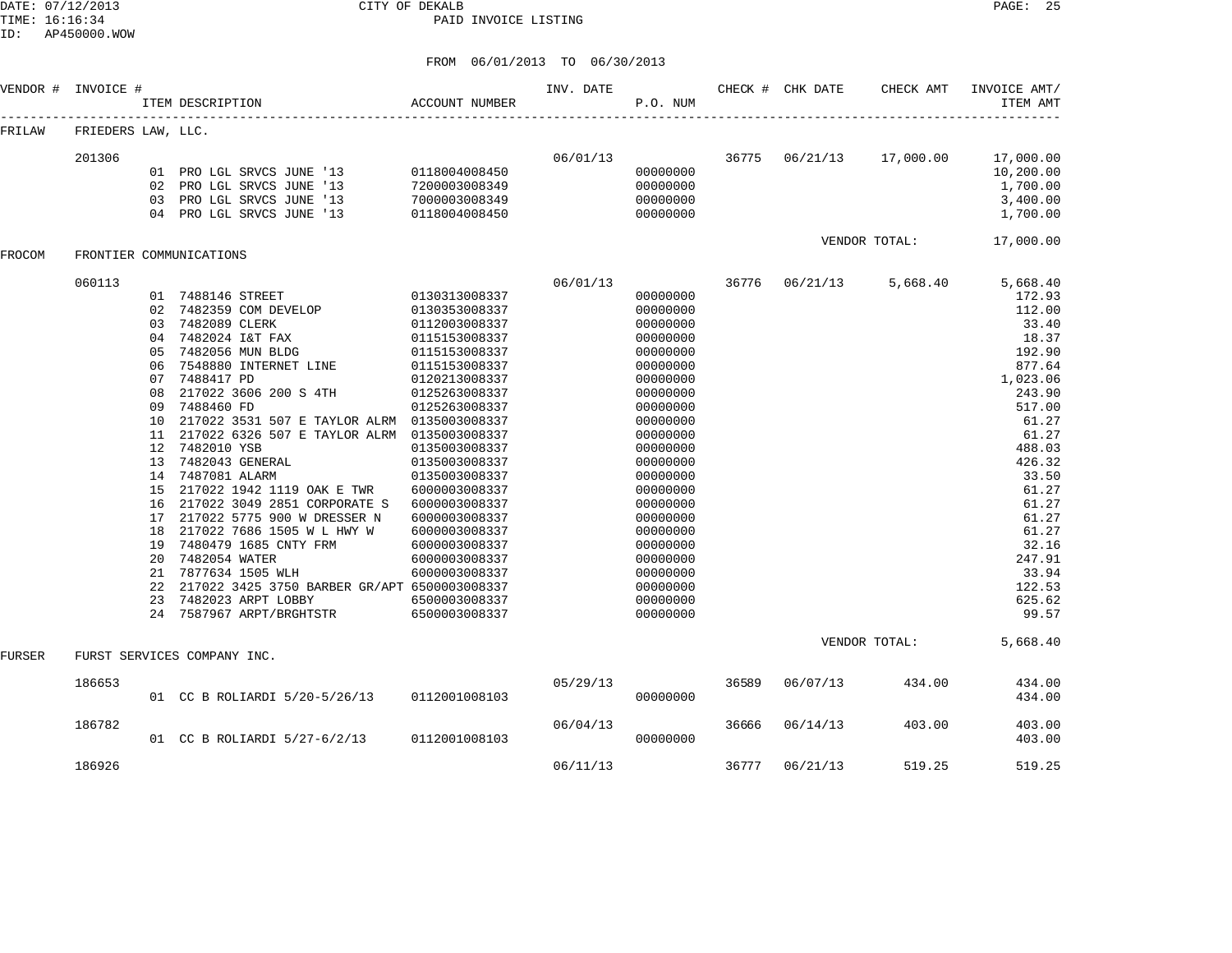DATE: 07/12/2013
TIME: 16:16:34
ID: AP450000.WOW

CITY OF DEKALB
PAID INVOICE LISTING

FROM 06/01/2013 TO 06/30/2013

| VENDOR # | INVOICE # | ITEM DESCRIPTION | ACCOUNT NUMBER | INV. DATE | P.O. NUM | CHECK # | CHK DATE | CHECK AMT | INVOICE AMT/ ITEM AMT |
|---|---|---|---|---|---|---|---|---|---|
| FRILAW | FRIEDERS LAW, LLC. | | | | | | | | |
| | 201306 | | | 06/01/13 | | 36775 | 06/21/13 | 17,000.00 | 17,000.00 |
| | | 01 PRO LGL SRVCS JUNE '13 | 0118004008450 | | 00000000 | | | | 10,200.00 |
| | | 02 PRO LGL SRVCS JUNE '13 | 7200003008349 | | 00000000 | | | | 1,700.00 |
| | | 03 PRO LGL SRVCS JUNE '13 | 7000003008349 | | 00000000 | | | | 3,400.00 |
| | | 04 PRO LGL SRVCS JUNE '13 | 0118004008450 | | 00000000 | | | | 1,700.00 |
| | | | | | | | VENDOR TOTAL: | | 17,000.00 |
| FROCOM | FRONTIER COMMUNICATIONS | | | | | | | | |
| | 060113 | | | 06/01/13 | | 36776 | 06/21/13 | 5,668.40 | 5,668.40 |
| | | 01 7488146 STREET | 0130313008337 | | 00000000 | | | | 172.93 |
| | | 02 7482359 COM DEVELOP | 0130353008337 | | 00000000 | | | | 112.00 |
| | | 03 7482089 CLERK | 0112003008337 | | 00000000 | | | | 33.40 |
| | | 04 7482024 I&T FAX | 0115153008337 | | 00000000 | | | | 18.37 |
| | | 05 7482056 MUN BLDG | 0115153008337 | | 00000000 | | | | 192.90 |
| | | 06 7548880 INTERNET LINE | 0115153008337 | | 00000000 | | | | 877.64 |
| | | 07 7488417 PD | 0120213008337 | | 00000000 | | | | 1,023.06 |
| | | 08 217022 3606 200 S 4TH | 0125263008337 | | 00000000 | | | | 243.90 |
| | | 09 7488460 FD | 0125263008337 | | 00000000 | | | | 517.00 |
| | | 10 217022 3531 507 E TAYLOR ALRM | 0135003008337 | | 00000000 | | | | 61.27 |
| | | 11 217022 6326 507 E TAYLOR ALRM | 0135003008337 | | 00000000 | | | | 61.27 |
| | | 12 7482010 YSB | 0135003008337 | | 00000000 | | | | 488.03 |
| | | 13 7482043 GENERAL | 0135003008337 | | 00000000 | | | | 426.32 |
| | | 14 7487081 ALARM | 0135003008337 | | 00000000 | | | | 33.50 |
| | | 15 217022 1942 1119 OAK E TWR | 6000003008337 | | 00000000 | | | | 61.27 |
| | | 16 217022 3049 2851 CORPORATE S | 6000003008337 | | 00000000 | | | | 61.27 |
| | | 17 217022 5775 900 W DRESSER N | 6000003008337 | | 00000000 | | | | 61.27 |
| | | 18 217022 7686 1505 W L HWY W | 6000003008337 | | 00000000 | | | | 61.27 |
| | | 19 7480479 1685 CNTY FRM | 6000003008337 | | 00000000 | | | | 32.16 |
| | | 20 7482054 WATER | 6000003008337 | | 00000000 | | | | 247.91 |
| | | 21 7877634 1505 WLH | 6000003008337 | | 00000000 | | | | 33.94 |
| | | 22 217022 3425 3750 BARBER GR/APT | 6500003008337 | | 00000000 | | | | 122.53 |
| | | 23 7482023 ARPT LOBBY | 6500003008337 | | 00000000 | | | | 625.62 |
| | | 24 7587967 ARPT/BRGHTSTR | 6500003008337 | | 00000000 | | | | 99.57 |
| | | | | | | | VENDOR TOTAL: | | 5,668.40 |
| FURSER | FURST SERVICES COMPANY INC. | | | | | | | | |
| | 186653 | | | 05/29/13 | | 36589 | 06/07/13 | 434.00 | 434.00 |
| | | 01 CC B ROLIARDI 5/20-5/26/13 | 0112001008103 | | 00000000 | | | | 434.00 |
| | 186782 | | | 06/04/13 | | 36666 | 06/14/13 | 403.00 | 403.00 |
| | | 01 CC B ROLIARDI 5/27-6/2/13 | 0112001008103 | | 00000000 | | | | 403.00 |
| | 186926 | | | 06/11/13 | | 36777 | 06/21/13 | 519.25 | 519.25 |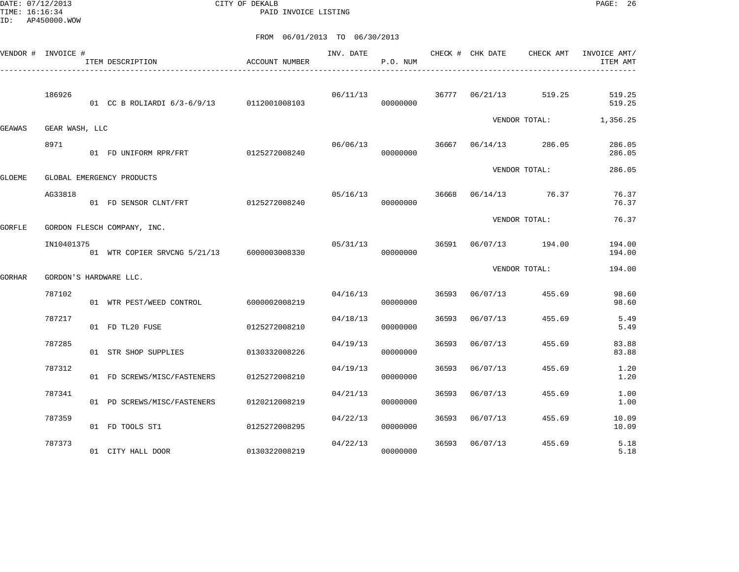CITY OF DEKALB
PAID INVOICE LISTING

DATE: 07/12/2013
TIME: 16:16:34
ID: AP450000.WOW

FROM 06/01/2013 TO 06/30/2013

| VENDOR # | INVOICE # / ITEM DESCRIPTION | ACCOUNT NUMBER | INV. DATE | P.O. NUM | CHECK # | CHK DATE | CHECK AMT | INVOICE AMT/ ITEM AMT |
|---|---|---|---|---|---|---|---|---|
| | 186926 | | 06/11/13 | | 36777 | 06/21/13 | 519.25 | 519.25 |
| | 01 CC B ROLIARDI 6/3-6/9/13 | 0112001008103 | | 00000000 | | | | 519.25 |
| | | | | | | VENDOR TOTAL: | | 1,356.25 |
| GEAWAS | GEAR WASH, LLC | | | | | | | |
| | 8971 | | 06/06/13 | | 36667 | 06/14/13 | 286.05 | 286.05 |
| | 01 FD UNIFORM RPR/FRT | 0125272008240 | | 00000000 | | | | 286.05 |
| | | | | | | VENDOR TOTAL: | | 286.05 |
| GLOEME | GLOBAL EMERGENCY PRODUCTS | | | | | | | |
| | AG33818 | | 05/16/13 | | 36668 | 06/14/13 | 76.37 | 76.37 |
| | 01 FD SENSOR CLNT/FRT | 0125272008240 | | 00000000 | | | | 76.37 |
| | | | | | | VENDOR TOTAL: | | 76.37 |
| GORFLE | GORDON FLESCH COMPANY, INC. | | | | | | | |
| | IN10401375 | | 05/31/13 | | 36591 | 06/07/13 | 194.00 | 194.00 |
| | 01 WTR COPIER SRVCNG 5/21/13 | 6000003008330 | | 00000000 | | | | 194.00 |
| | | | | | | VENDOR TOTAL: | | 194.00 |
| GORHAR | GORDON'S HARDWARE LLC. | | | | | | | |
| | 787102 | | 04/16/13 | | 36593 | 06/07/13 | 455.69 | 98.60 |
| | 01 WTR PEST/WEED CONTROL | 6000002008219 | | 00000000 | | | | 98.60 |
| | 787217 | | 04/18/13 | | 36593 | 06/07/13 | 455.69 | 5.49 |
| | 01 FD TL20 FUSE | 0125272008210 | | 00000000 | | | | 5.49 |
| | 787285 | | 04/19/13 | | 36593 | 06/07/13 | 455.69 | 83.88 |
| | 01 STR SHOP SUPPLIES | 0130332008226 | | 00000000 | | | | 83.88 |
| | 787312 | | 04/19/13 | | 36593 | 06/07/13 | 455.69 | 1.20 |
| | 01 FD SCREWS/MISC/FASTENERS | 0125272008210 | | 00000000 | | | | 1.20 |
| | 787341 | | 04/21/13 | | 36593 | 06/07/13 | 455.69 | 1.00 |
| | 01 PD SCREWS/MISC/FASTENERS | 0120212008219 | | 00000000 | | | | 1.00 |
| | 787359 | | 04/22/13 | | 36593 | 06/07/13 | 455.69 | 10.09 |
| | 01 FD TOOLS ST1 | 0125272008295 | | 00000000 | | | | 10.09 |
| | 787373 | | 04/22/13 | | 36593 | 06/07/13 | 455.69 | 5.18 |
| | 01 CITY HALL DOOR | 0130322008219 | | 00000000 | | | | 5.18 |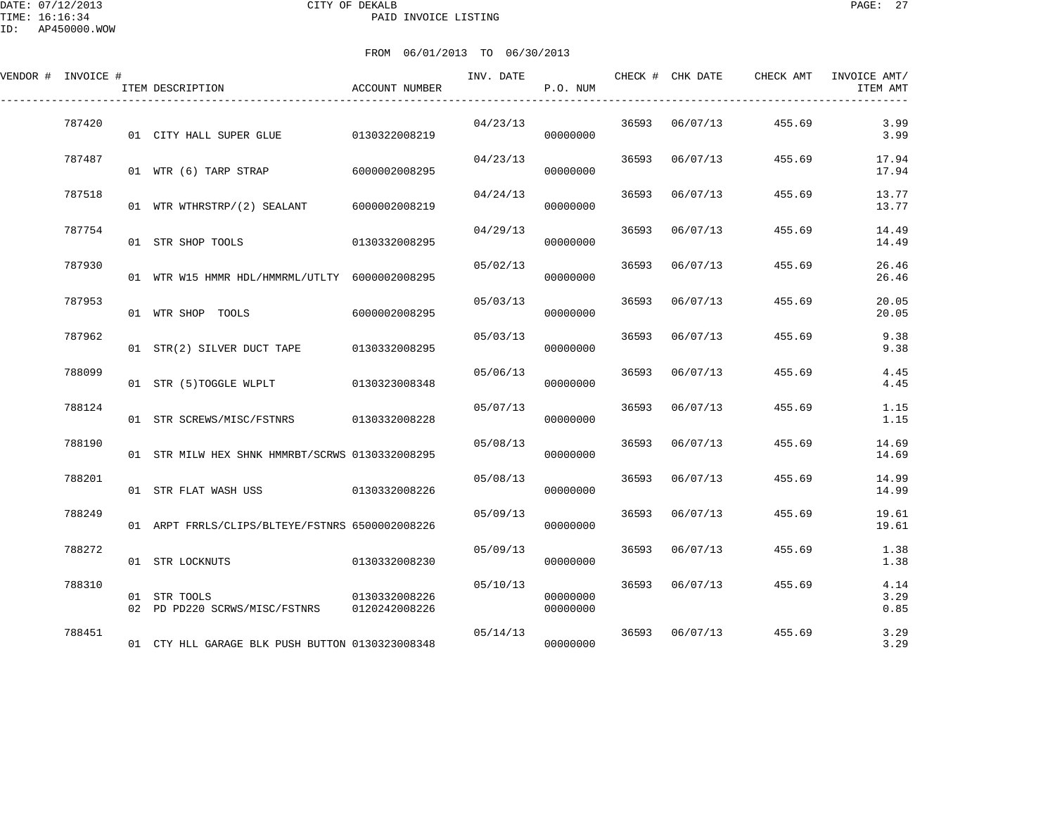DATE: 07/12/2013 CITY OF DEKALB
TIME: 16:16:34 PAID INVOICE LISTING
ID: AP450000.WOW

FROM 06/01/2013 TO 06/30/2013

| VENDOR # | INVOICE # | ITEM DESCRIPTION | ACCOUNT NUMBER | INV. DATE | P.O. NUM | CHECK # | CHK DATE | CHECK AMT | INVOICE AMT/ ITEM AMT |
|---|---|---|---|---|---|---|---|---|---|
| | 787420 | | | 04/23/13 | | 36593 | 06/07/13 | 455.69 | 3.99 |
| | | 01 CITY HALL SUPER GLUE | 0130322008219 | | 00000000 | | | | 3.99 |
| | 787487 | | | 04/23/13 | | 36593 | 06/07/13 | 455.69 | 17.94 |
| | | 01 WTR (6) TARP STRAP | 6000002008295 | | 00000000 | | | | 17.94 |
| | 787518 | | | 04/24/13 | | 36593 | 06/07/13 | 455.69 | 13.77 |
| | | 01 WTR WTHRSTRP/(2) SEALANT | 6000002008219 | | 00000000 | | | | 13.77 |
| | 787754 | | | 04/29/13 | | 36593 | 06/07/13 | 455.69 | 14.49 |
| | | 01 STR SHOP TOOLS | 0130332008295 | | 00000000 | | | | 14.49 |
| | 787930 | | | 05/02/13 | | 36593 | 06/07/13 | 455.69 | 26.46 |
| | | 01 WTR W15 HMMR HDL/HMMRML/UTLTY | 6000002008295 | | 00000000 | | | | 26.46 |
| | 787953 | | | 05/03/13 | | 36593 | 06/07/13 | 455.69 | 20.05 |
| | | 01 WTR SHOP TOOLS | 6000002008295 | | 00000000 | | | | 20.05 |
| | 787962 | | | 05/03/13 | | 36593 | 06/07/13 | 455.69 | 9.38 |
| | | 01 STR(2) SILVER DUCT TAPE | 0130332008295 | | 00000000 | | | | 9.38 |
| | 788099 | | | 05/06/13 | | 36593 | 06/07/13 | 455.69 | 4.45 |
| | | 01 STR (5)TOGGLE WLPLT | 0130323008348 | | 00000000 | | | | 4.45 |
| | 788124 | | | 05/07/13 | | 36593 | 06/07/13 | 455.69 | 1.15 |
| | | 01 STR SCREWS/MISC/FSTNRS | 0130332008228 | | 00000000 | | | | 1.15 |
| | 788190 | | | 05/08/13 | | 36593 | 06/07/13 | 455.69 | 14.69 |
| | | 01 STR MILW HEX SHNK HMMRBT/SCRWS | 0130332008295 | | 00000000 | | | | 14.69 |
| | 788201 | | | 05/08/13 | | 36593 | 06/07/13 | 455.69 | 14.99 |
| | | 01 STR FLAT WASH USS | 0130332008226 | | 00000000 | | | | 14.99 |
| | 788249 | | | 05/09/13 | | 36593 | 06/07/13 | 455.69 | 19.61 |
| | | 01 ARPT FRRLS/CLIPS/BLTEYE/FSTNRS | 6500002008226 | | 00000000 | | | | 19.61 |
| | 788272 | | | 05/09/13 | | 36593 | 06/07/13 | 455.69 | 1.38 |
| | | 01 STR LOCKNUTS | 0130332008230 | | 00000000 | | | | 1.38 |
| | 788310 | | | 05/10/13 | | 36593 | 06/07/13 | 455.69 | 4.14 |
| | | 01 STR TOOLS | 0130332008226 | | 00000000 | | | | 3.29 |
| | | 02 PD PD220 SCRWS/MISC/FSTNRS | 0120242008226 | | 00000000 | | | | 0.85 |
| | 788451 | | | 05/14/13 | | 36593 | 06/07/13 | 455.69 | 3.29 |
| | | 01 CTY HLL GARAGE BLK PUSH BUTTON | 0130323008348 | | 00000000 | | | | 3.29 |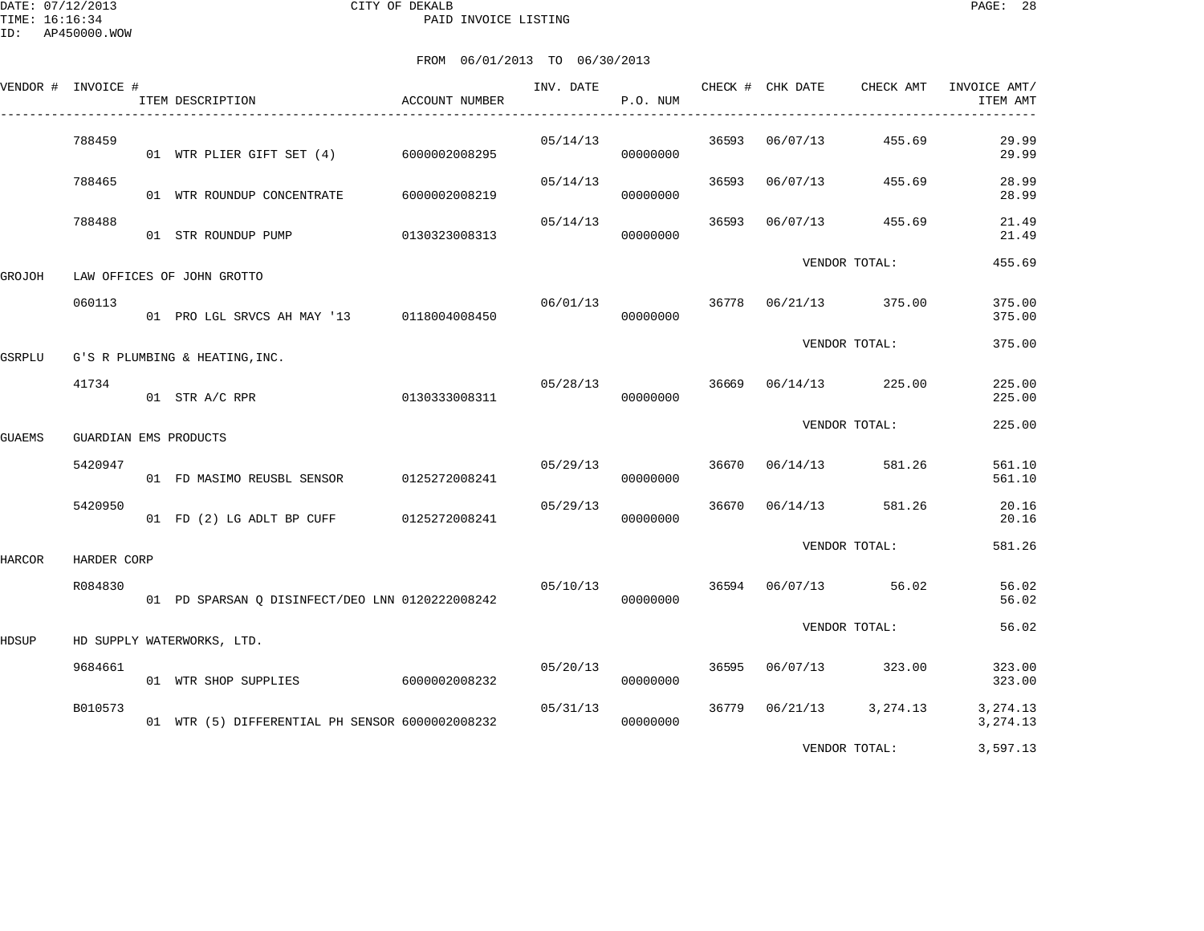DATE: 07/12/2013 CITY OF DEKALB
TIME: 16:16:34 PAID INVOICE LISTING
ID: AP450000.WOW

FROM 06/01/2013 TO 06/30/2013

| VENDOR # | INVOICE # | ITEM DESCRIPTION | ACCOUNT NUMBER | INV. DATE | P.O. NUM | CHECK # | CHK DATE | CHECK AMT | INVOICE AMT/ ITEM AMT |
|---|---|---|---|---|---|---|---|---|---|
| | 788459 | | | 05/14/13 | | 36593 | 06/07/13 | 455.69 | 29.99 |
| | | 01 WTR PLIER GIFT SET (4) | 6000002008295 | | 00000000 | | | | 29.99 |
| | 788465 | | | 05/14/13 | | 36593 | 06/07/13 | 455.69 | 28.99 |
| | | 01 WTR ROUNDUP CONCENTRATE | 6000002008219 | | 00000000 | | | | 28.99 |
| | 788488 | | | 05/14/13 | | 36593 | 06/07/13 | 455.69 | 21.49 |
| | | 01 STR ROUNDUP PUMP | 0130323008313 | | 00000000 | | | | 21.49 |
| | | | | | | | VENDOR TOTAL: | | 455.69 |
| GROJOH | LAW OFFICES OF JOHN GROTTO | | | | | | | | |
| | 060113 | | | 06/01/13 | | 36778 | 06/21/13 | 375.00 | 375.00 |
| | | 01 PRO LGL SRVCS AH MAY '13 | 0118004008450 | | 00000000 | | | | 375.00 |
| | | | | | | | VENDOR TOTAL: | | 375.00 |
| GSRPLU | G'S R PLUMBING & HEATING,INC. | | | | | | | | |
| | 41734 | | | 05/28/13 | | 36669 | 06/14/13 | 225.00 | 225.00 |
| | | 01 STR A/C RPR | 0130333008311 | | 00000000 | | | | 225.00 |
| | | | | | | | VENDOR TOTAL: | | 225.00 |
| GUAEMS | GUARDIAN EMS PRODUCTS | | | | | | | | |
| | 5420947 | | | 05/29/13 | | 36670 | 06/14/13 | 581.26 | 561.10 |
| | | 01 FD MASIMO REUSBL SENSOR | 0125272008241 | | 00000000 | | | | 561.10 |
| | 5420950 | | | 05/29/13 | | 36670 | 06/14/13 | 581.26 | 20.16 |
| | | 01 FD (2) LG ADLT BP CUFF | 0125272008241 | | 00000000 | | | | 20.16 |
| | | | | | | | VENDOR TOTAL: | | 581.26 |
| HARCOR | HARDER CORP | | | | | | | | |
| | R084830 | | | 05/10/13 | | 36594 | 06/07/13 | 56.02 | 56.02 |
| | | 01 PD SPARSAN Q DISINFECT/DEO LNN | 0120222008242 | | 00000000 | | | | 56.02 |
| | | | | | | | VENDOR TOTAL: | | 56.02 |
| HDSUP | HD SUPPLY WATERWORKS, LTD. | | | | | | | | |
| | 9684661 | | | 05/20/13 | | 36595 | 06/07/13 | 323.00 | 323.00 |
| | | 01 WTR SHOP SUPPLIES | 6000002008232 | | 00000000 | | | | 323.00 |
| | B010573 | | | 05/31/13 | | 36779 | 06/21/13 | 3,274.13 | 3,274.13 |
| | | 01 WTR (5) DIFFERENTIAL PH SENSOR | 6000002008232 | | 00000000 | | | | 3,274.13 |
| | | | | | | | VENDOR TOTAL: | | 3,597.13 |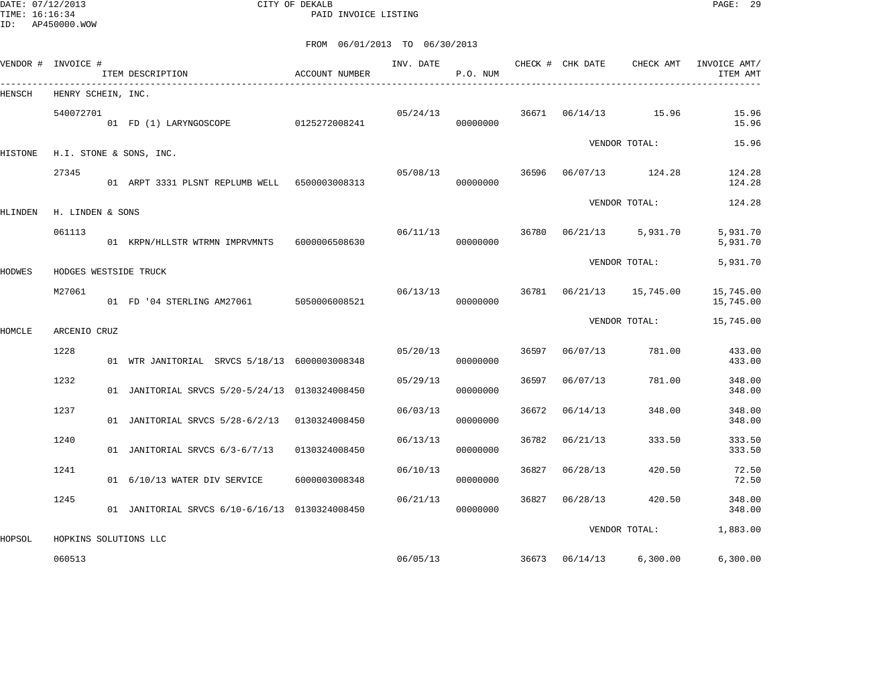CITY OF DEKALB
PAID INVOICE LISTING

DATE: 07/12/2013
TIME: 16:16:34
ID: AP450000.WOW

FROM 06/01/2013 TO 06/30/2013

| VENDOR # | INVOICE # | ITEM DESCRIPTION | ACCOUNT NUMBER | INV. DATE | P.O. NUM | CHECK # | CHK DATE | CHECK AMT | INVOICE AMT/ ITEM AMT |
|---|---|---|---|---|---|---|---|---|---|
| HENSCH | HENRY SCHEIN, INC. | | | | | | | | |
| | 540072701 | | | 05/24/13 | | 36671 | 06/14/13 | 15.96 | 15.96 |
| | | 01 FD (1) LARYNGOSCOPE | 0125272008241 | | 00000000 | | | | 15.96 |
| | | | | | | | | VENDOR TOTAL: | 15.96 |
| HISTONE | H.I. STONE & SONS, INC. | | | | | | | | |
| | 27345 | | | 05/08/13 | | 36596 | 06/07/13 | 124.28 | 124.28 |
| | | 01 ARPT 3331 PLSNT REPLUMB WELL | 6500003008313 | | 00000000 | | | | 124.28 |
| | | | | | | | | VENDOR TOTAL: | 124.28 |
| HLINDEN | H. LINDEN & SONS | | | | | | | | |
| | 061113 | | | 06/11/13 | | 36780 | 06/21/13 | 5,931.70 | 5,931.70 |
| | | 01 KRPN/HLLSTR WTRMN IMPRVMNTS | 6000006508630 | | 00000000 | | | | 5,931.70 |
| | | | | | | | | VENDOR TOTAL: | 5,931.70 |
| HODWES | HODGES WESTSIDE TRUCK | | | | | | | | |
| | M27061 | | | 06/13/13 | | 36781 | 06/21/13 | 15,745.00 | 15,745.00 |
| | | 01 FD '04 STERLING AM27061 | 5050006008521 | | 00000000 | | | | 15,745.00 |
| | | | | | | | | VENDOR TOTAL: | 15,745.00 |
| HOMCLE | ARCENIO CRUZ | | | | | | | | |
| | 1228 | | | 05/20/13 | | 36597 | 06/07/13 | 781.00 | 433.00 |
| | | 01 WTR JANITORIAL SRVCS 5/18/13 | 6000003008348 | | 00000000 | | | | 433.00 |
| | 1232 | | | 05/29/13 | | 36597 | 06/07/13 | 781.00 | 348.00 |
| | | 01 JANITORIAL SRVCS 5/20-5/24/13 | 0130324008450 | | 00000000 | | | | 348.00 |
| | 1237 | | | 06/03/13 | | 36672 | 06/14/13 | 348.00 | 348.00 |
| | | 01 JANITORIAL SRVCS 5/28-6/2/13 | 0130324008450 | | 00000000 | | | | 348.00 |
| | 1240 | | | 06/13/13 | | 36782 | 06/21/13 | 333.50 | 333.50 |
| | | 01 JANITORIAL SRVCS 6/3-6/7/13 | 0130324008450 | | 00000000 | | | | 333.50 |
| | 1241 | | | 06/10/13 | | 36827 | 06/28/13 | 420.50 | 72.50 |
| | | 01 6/10/13 WATER DIV SERVICE | 6000003008348 | | 00000000 | | | | 72.50 |
| | 1245 | | | 06/21/13 | | 36827 | 06/28/13 | 420.50 | 348.00 |
| | | 01 JANITORIAL SRVCS 6/10-6/16/13 | 0130324008450 | | 00000000 | | | | 348.00 |
| | | | | | | | | VENDOR TOTAL: | 1,883.00 |
| HOPSOL | HOPKINS SOLUTIONS LLC | | | | | | | | |
| | 060513 | | | 06/05/13 | | 36673 | 06/14/13 | 6,300.00 | 6,300.00 |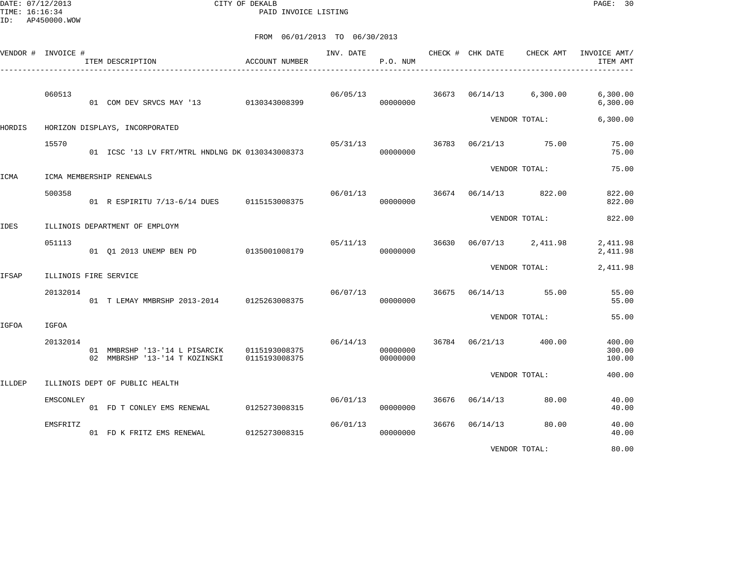DATE: 07/12/2013 CITY OF DEKALB
TIME: 16:16:34 PAID INVOICE LISTING
ID: AP450000.WOW

FROM 06/01/2013 TO 06/30/2013

| VENDOR # | INVOICE # | ITEM DESCRIPTION | ACCOUNT NUMBER | INV. DATE | P.O. NUM | CHECK # | CHK DATE | CHECK AMT | INVOICE AMT/ ITEM AMT |
|---|---|---|---|---|---|---|---|---|---|
| | 060513 | | | 06/05/13 | | 36673 | 06/14/13 | 6,300.00 | 6,300.00 |
| | | 01 COM DEV SRVCS MAY '13 | 0130343008399 | | 00000000 | | | | 6,300.00 |
| | | | | | | | VENDOR TOTAL: | | 6,300.00 |
| HORDIS | HORIZON DISPLAYS, INCORPORATED | | | | | | | | |
| | 15570 | | | 05/31/13 | | 36783 | 06/21/13 | 75.00 | 75.00 |
| | | 01 ICSC '13 LV FRT/MTRL HNDLNG DK | 0130343008373 | | 00000000 | | | | 75.00 |
| | | | | | | | VENDOR TOTAL: | | 75.00 |
| ICMA | ICMA MEMBERSHIP RENEWALS | | | | | | | | |
| | 500358 | | | 06/01/13 | | 36674 | 06/14/13 | 822.00 | 822.00 |
| | | 01 R ESPIRITU 7/13-6/14 DUES | 0115153008375 | | 00000000 | | | | 822.00 |
| | | | | | | | VENDOR TOTAL: | | 822.00 |
| IDES | ILLINOIS DEPARTMENT OF EMPLOYM | | | | | | | | |
| | 051113 | | | 05/11/13 | | 36630 | 06/07/13 | 2,411.98 | 2,411.98 |
| | | 01 Q1 2013 UNEMP BEN PD | 0135001008179 | | 00000000 | | | | 2,411.98 |
| | | | | | | | VENDOR TOTAL: | | 2,411.98 |
| IFSAP | ILLINOIS FIRE SERVICE | | | | | | | | |
| | 20132014 | | | 06/07/13 | | 36675 | 06/14/13 | 55.00 | 55.00 |
| | | 01 T LEMAY MMBRSHP 2013-2014 | 0125263008375 | | 00000000 | | | | 55.00 |
| | | | | | | | VENDOR TOTAL: | | 55.00 |
| IGFOA | IGFOA | | | | | | | | |
| | 20132014 | | | 06/14/13 | | 36784 | 06/21/13 | 400.00 | 400.00 |
| | | 01 MMBRSHP '13-'14 L PISARCIK | 0115193008375 | | 00000000 | | | | 300.00 |
| | | 02 MMBRSHP '13-'14 T KOZINSKI | 0115193008375 | | 00000000 | | | | 100.00 |
| | | | | | | | VENDOR TOTAL: | | 400.00 |
| ILLDEP | ILLINOIS DEPT OF PUBLIC HEALTH | | | | | | | | |
| | EMSCONLEY | | | 06/01/13 | | 36676 | 06/14/13 | 80.00 | 40.00 |
| | | 01 FD T CONLEY EMS RENEWAL | 0125273008315 | | 00000000 | | | | 40.00 |
| | EMSFRITZ | | | 06/01/13 | | 36676 | 06/14/13 | 80.00 | 40.00 |
| | | 01 FD K FRITZ EMS RENEWAL | 0125273008315 | | 00000000 | | | | 40.00 |
| | | | | | | | VENDOR TOTAL: | | 80.00 |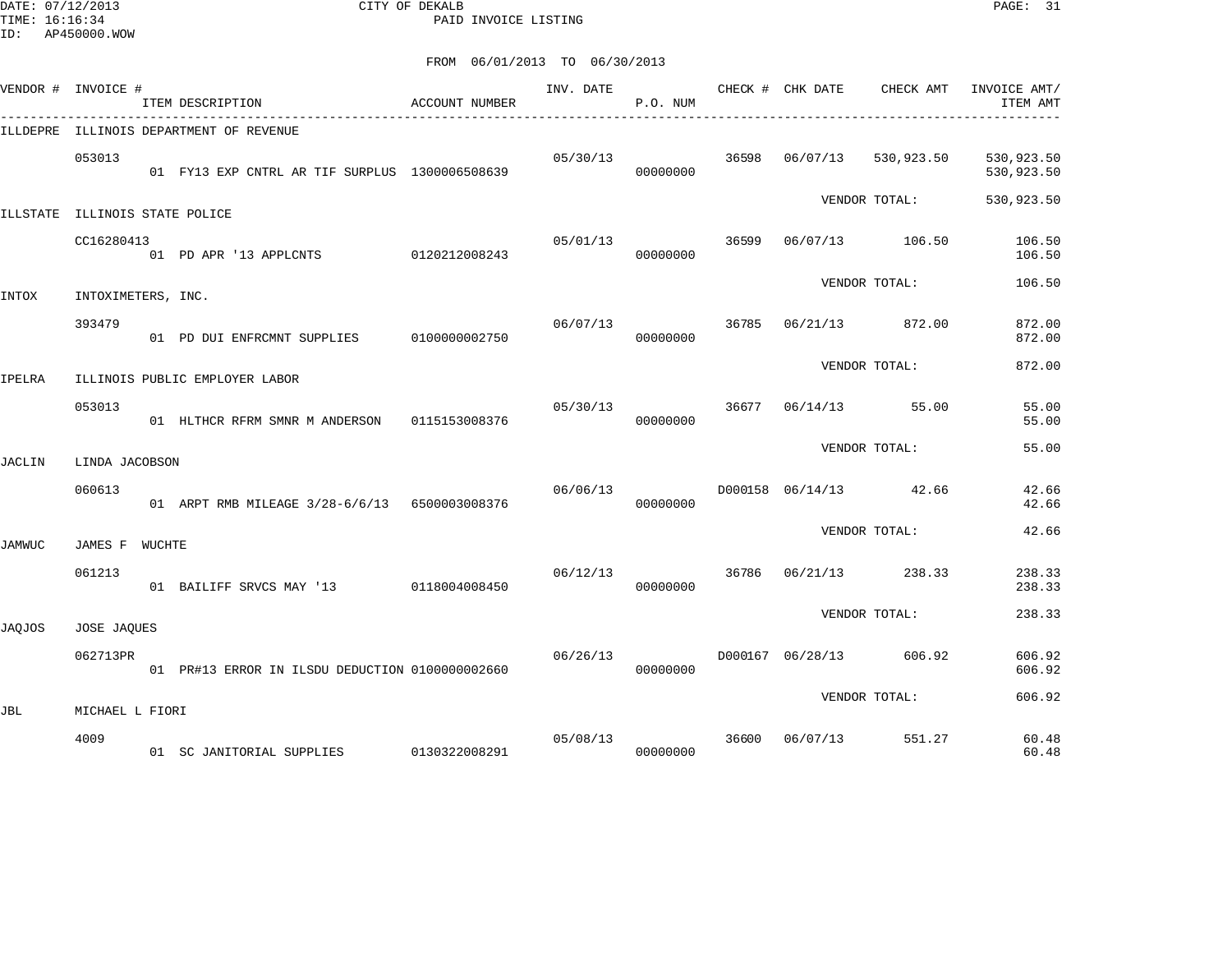CITY OF DEKALB

PAID INVOICE LISTING

FROM 06/01/2013 TO 06/30/2013

| VENDOR # | INVOICE # / ITEM DESCRIPTION | ACCOUNT NUMBER | INV. DATE | P.O. NUM | CHECK # | CHK DATE | CHECK AMT | INVOICE AMT/ ITEM AMT |
|---|---|---|---|---|---|---|---|---|
| ILLDEPRE | ILLINOIS DEPARTMENT OF REVENUE | | | | | | | |
| | 053013 | | 05/30/13 | | 36598 | 06/07/13 | 530,923.50 | 530,923.50 |
| | 01 FY13 EXP CNTRL AR TIF SURPLUS | 1300006508639 | | 00000000 | | | | 530,923.50 |
| | | | | | | VENDOR TOTAL: | | 530,923.50 |
| ILLSTATE | ILLINOIS STATE POLICE | | | | | | | |
| | CC16280413 | | 05/01/13 | | 36599 | 06/07/13 | 106.50 | 106.50 |
| | 01 PD APR '13 APPLCNTS | 0120212008243 | | 00000000 | | | | 106.50 |
| | | | | | | VENDOR TOTAL: | | 106.50 |
| INTOX | INTOXIMETERS, INC. | | | | | | | |
| | 393479 | | 06/07/13 | | 36785 | 06/21/13 | 872.00 | 872.00 |
| | 01 PD DUI ENFRCMNT SUPPLIES | 0100000002750 | | 00000000 | | | | 872.00 |
| | | | | | | VENDOR TOTAL: | | 872.00 |
| IPELRA | ILLINOIS PUBLIC EMPLOYER LABOR | | | | | | | |
| | 053013 | | 05/30/13 | | 36677 | 06/14/13 | 55.00 | 55.00 |
| | 01 HLTHCR RFRM SMNR M ANDERSON | 0115153008376 | | 00000000 | | | | 55.00 |
| | | | | | | VENDOR TOTAL: | | 55.00 |
| JACLIN | LINDA JACOBSON | | | | | | | |
| | 060613 | | 06/06/13 | | D000158 | 06/14/13 | 42.66 | 42.66 |
| | 01 ARPT RMB MILEAGE 3/28-6/6/13 | 6500003008376 | | 00000000 | | | | 42.66 |
| | | | | | | VENDOR TOTAL: | | 42.66 |
| JAMWUC | JAMES F WUCHTE | | | | | | | |
| | 061213 | | 06/12/13 | | 36786 | 06/21/13 | 238.33 | 238.33 |
| | 01 BAILIFF SRVCS MAY '13 | 0118004008450 | | 00000000 | | | | 238.33 |
| | | | | | | VENDOR TOTAL: | | 238.33 |
| JAQJOS | JOSE JAQUES | | | | | | | |
| | 062713PR | | 06/26/13 | | D000167 | 06/28/13 | 606.92 | 606.92 |
| | 01 PR#13 ERROR IN ILSDU DEDUCTION | 0100000002660 | | 00000000 | | | | 606.92 |
| | | | | | | VENDOR TOTAL: | | 606.92 |
| JBL | MICHAEL L FIORI | | | | | | | |
| | 4009 | | 05/08/13 | | 36600 | 06/07/13 | 551.27 | 60.48 |
| | 01 SC JANITORIAL SUPPLIES | 0130322008291 | | 00000000 | | | | 60.48 |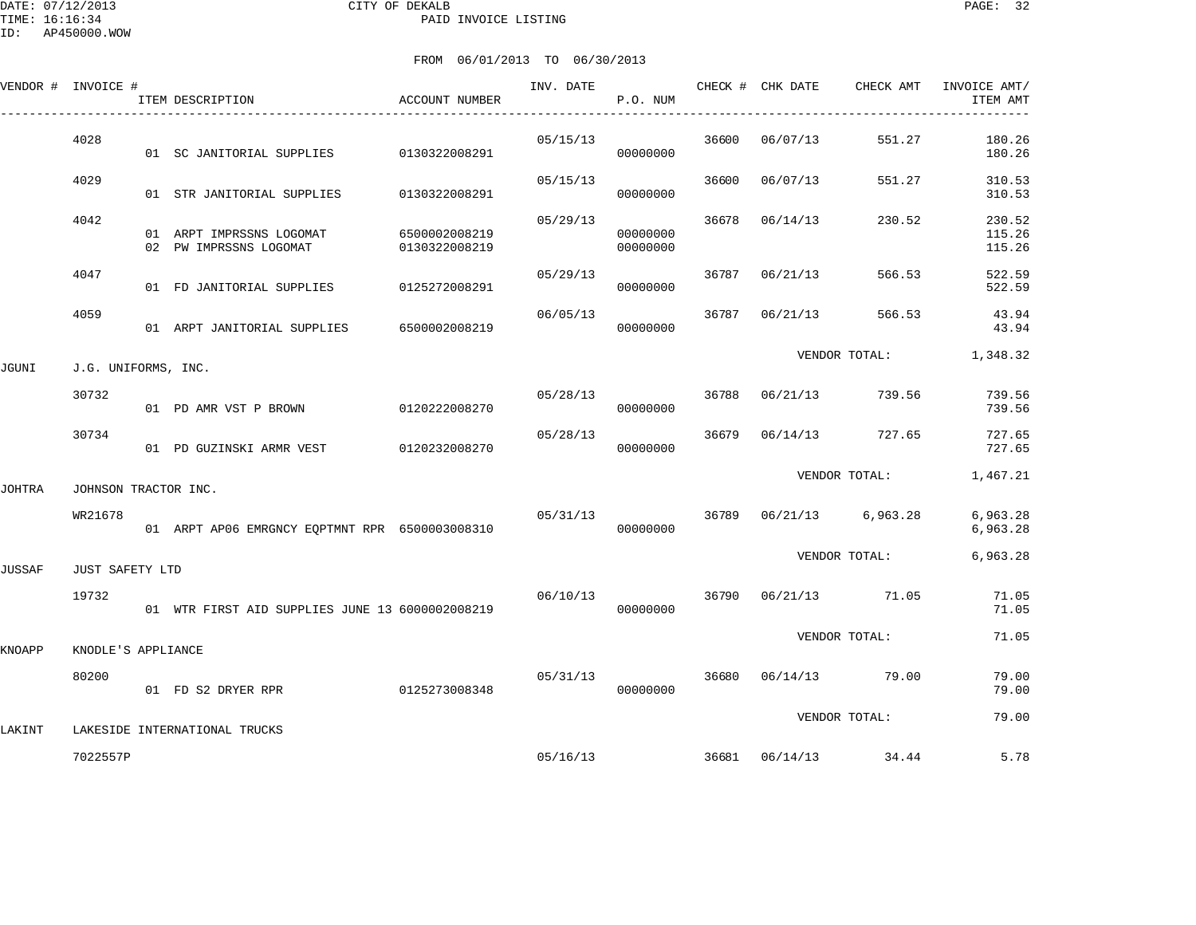CITY OF DEKALB
PAID INVOICE LISTING

FROM 06/01/2013 TO 06/30/2013

| VENDOR # | INVOICE # | ITEM DESCRIPTION | ACCOUNT NUMBER | INV. DATE | P.O. NUM | CHECK # | CHK DATE | CHECK AMT | INVOICE AMT/ ITEM AMT |
|---|---|---|---|---|---|---|---|---|---|
| | 4028 | | | 05/15/13 | | 36600 | 06/07/13 | 551.27 | 180.26 |
| | | 01 SC JANITORIAL SUPPLIES | 0130322008291 | | 00000000 | | | | 180.26 |
| | 4029 | | | 05/15/13 | | 36600 | 06/07/13 | 551.27 | 310.53 |
| | | 01 STR JANITORIAL SUPPLIES | 0130322008291 | | 00000000 | | | | 310.53 |
| | 4042 | | | 05/29/13 | | 36678 | 06/14/13 | 230.52 | 230.52 |
| | | 01 ARPT IMPRSSNS LOGOMAT | 6500002008219 | | 00000000 | | | | 115.26 |
| | | 02 PW IMPRSSNS LOGOMAT | 0130322008219 | | 00000000 | | | | 115.26 |
| | 4047 | | | 05/29/13 | | 36787 | 06/21/13 | 566.53 | 522.59 |
| | | 01 FD JANITORIAL SUPPLIES | 0125272008291 | | 00000000 | | | | 522.59 |
| | 4059 | | | 06/05/13 | | 36787 | 06/21/13 | 566.53 | 43.94 |
| | | 01 ARPT JANITORIAL SUPPLIES | 6500002008219 | | 00000000 | | | | 43.94 |
| | | | | | | | VENDOR TOTAL: | | 1,348.32 |
| JGUNI | J.G. UNIFORMS, INC. | | | | | | | | |
| | 30732 | | | 05/28/13 | | 36788 | 06/21/13 | 739.56 | 739.56 |
| | | 01 PD AMR VST P BROWN | 0120222008270 | | 00000000 | | | | 739.56 |
| | 30734 | | | 05/28/13 | | 36679 | 06/14/13 | 727.65 | 727.65 |
| | | 01 PD GUZINSKI ARMR VEST | 0120232008270 | | 00000000 | | | | 727.65 |
| | | | | | | | VENDOR TOTAL: | | 1,467.21 |
| JOHTRA | JOHNSON TRACTOR INC. | | | | | | | | |
| | WR21678 | | | 05/31/13 | | 36789 | 06/21/13 | 6,963.28 | 6,963.28 |
| | | 01 ARPT AP06 EMRGNCY EQPTMNT RPR | 6500003008310 | | 00000000 | | | | 6,963.28 |
| | | | | | | | VENDOR TOTAL: | | 6,963.28 |
| JUSSAF | JUST SAFETY LTD | | | | | | | | |
| | 19732 | | | 06/10/13 | | 36790 | 06/21/13 | 71.05 | 71.05 |
| | | 01 WTR FIRST AID SUPPLIES JUNE 13 | 6000002008219 | | 00000000 | | | | 71.05 |
| | | | | | | | VENDOR TOTAL: | | 71.05 |
| KNOAPP | KNODLE'S APPLIANCE | | | | | | | | |
| | 80200 | | | 05/31/13 | | 36680 | 06/14/13 | 79.00 | 79.00 |
| | | 01 FD S2 DRYER RPR | 0125273008348 | | 00000000 | | | | 79.00 |
| | | | | | | | VENDOR TOTAL: | | 79.00 |
| LAKINT | LAKESIDE INTERNATIONAL TRUCKS | | | | | | | | |
| | 7022557P | | | 05/16/13 | | 36681 | 06/14/13 | 34.44 | 5.78 |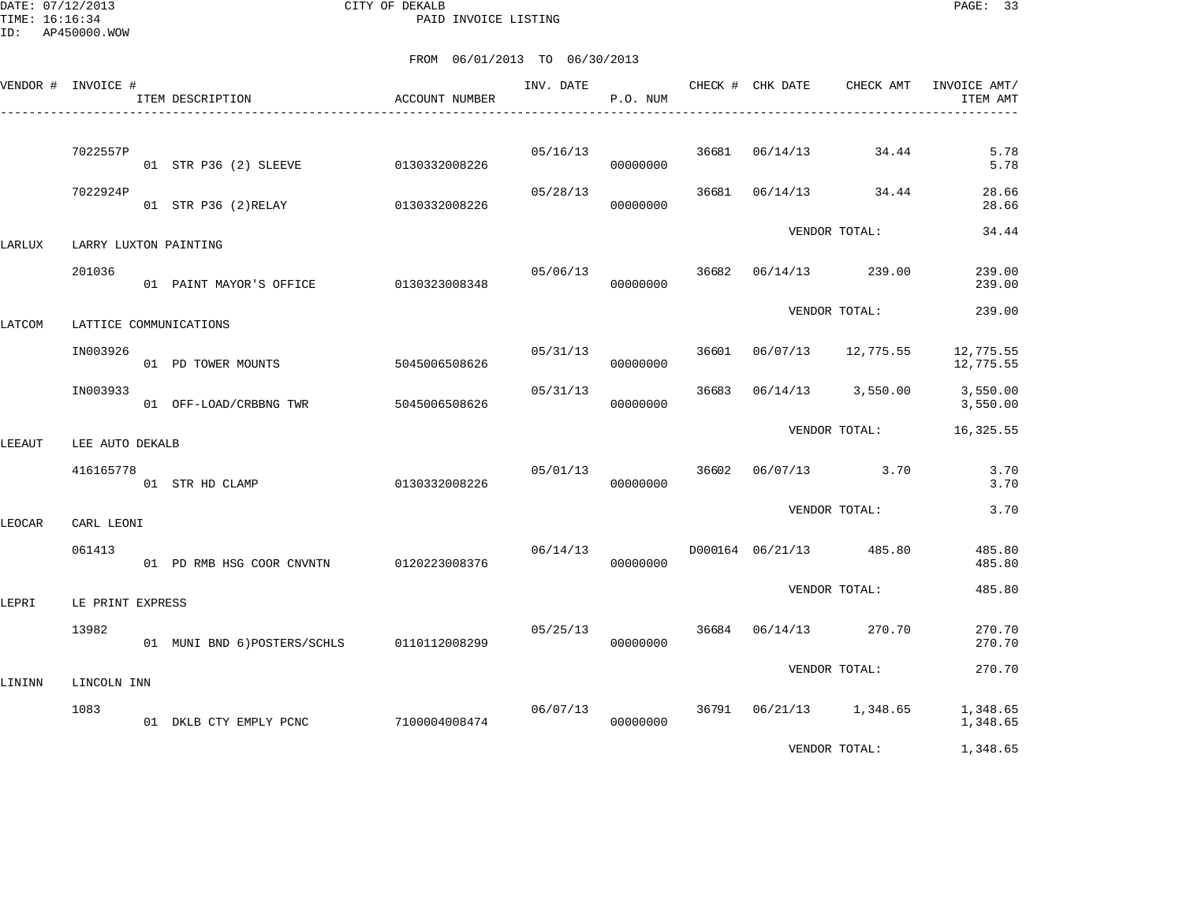DATE: 07/12/2013 CITY OF DEKALB
TIME: 16:16:34 PAID INVOICE LISTING
ID: AP450000.WOW

FROM 06/01/2013 TO 06/30/2013

| VENDOR # | INVOICE # / ITEM DESCRIPTION | ACCOUNT NUMBER | INV. DATE | P.O. NUM | CHECK # | CHK DATE | CHECK AMT | INVOICE AMT/ ITEM AMT |
|---|---|---|---|---|---|---|---|---|
| | 7022557P | | 05/16/13 | | 36681 | 06/14/13 | 34.44 | 5.78 |
| | 01 STR P36 (2) SLEEVE | 0130332008226 | | 00000000 | | | | 5.78 |
| | 7022924P | | 05/28/13 | | 36681 | 06/14/13 | 34.44 | 28.66 |
| | 01 STR P36 (2)RELAY | 0130332008226 | | 00000000 | | | | 28.66 |
| | | | | | | VENDOR TOTAL: | | 34.44 |
| LARLUX | LARRY LUXTON PAINTING | | | | | | | |
| | 201036 | | 05/06/13 | | 36682 | 06/14/13 | 239.00 | 239.00 |
| | 01 PAINT MAYOR'S OFFICE | 0130323008348 | | 00000000 | | | | 239.00 |
| | | | | | | VENDOR TOTAL: | | 239.00 |
| LATCOM | LATTICE COMMUNICATIONS | | | | | | | |
| | IN003926 | | 05/31/13 | | 36601 | 06/07/13 | 12,775.55 | 12,775.55 |
| | 01 PD TOWER MOUNTS | 5045006508626 | | 00000000 | | | | 12,775.55 |
| | IN003933 | | 05/31/13 | | 36683 | 06/14/13 | 3,550.00 | 3,550.00 |
| | 01 OFF-LOAD/CRBBNG TWR | 5045006508626 | | 00000000 | | | | 3,550.00 |
| | | | | | | VENDOR TOTAL: | | 16,325.55 |
| LEEAUT | LEE AUTO DEKALB | | | | | | | |
| | 416165778 | | 05/01/13 | | 36602 | 06/07/13 | 3.70 | 3.70 |
| | 01 STR HD CLAMP | 0130332008226 | | 00000000 | | | | 3.70 |
| | | | | | | VENDOR TOTAL: | | 3.70 |
| LEOCAR | CARL LEONI | | | | | | | |
| | 061413 | | 06/14/13 | | D000164 | 06/21/13 | 485.80 | 485.80 |
| | 01 PD RMB HSG COOR CNVNTN | 0120223008376 | | 00000000 | | | | 485.80 |
| | | | | | | VENDOR TOTAL: | | 485.80 |
| LEPRI | LE PRINT EXPRESS | | | | | | | |
| | 13982 | | 05/25/13 | | 36684 | 06/14/13 | 270.70 | 270.70 |
| | 01 MUNI BND 6)POSTERS/SCHLS | 0110112008299 | | 00000000 | | | | 270.70 |
| | | | | | | VENDOR TOTAL: | | 270.70 |
| LININN | LINCOLN INN | | | | | | | |
| | 1083 | | 06/07/13 | | 36791 | 06/21/13 | 1,348.65 | 1,348.65 |
| | 01 DKLB CTY EMPLY PCNC | 7100004008474 | | 00000000 | | | | 1,348.65 |
| | | | | | | VENDOR TOTAL: | | 1,348.65 |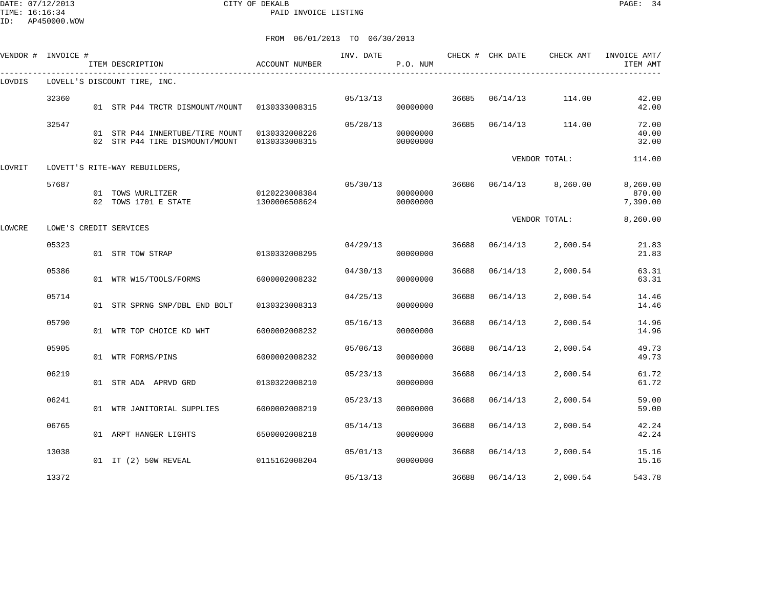CITY OF DEKALB
PAID INVOICE LISTING

FROM 06/01/2013 TO 06/30/2013

| VENDOR # | INVOICE # | ITEM DESCRIPTION | ACCOUNT NUMBER | INV. DATE | P.O. NUM | CHECK # | CHK DATE | CHECK AMT | INVOICE AMT/ ITEM AMT |
|---|---|---|---|---|---|---|---|---|---|
| LOVDIS | LOVELL'S DISCOUNT TIRE, INC. | | | | | | | | |
| | 32360 | | | 05/13/13 | | 36685 | 06/14/13 | 114.00 | 42.00 |
| | | 01 STR P44 TRCTR DISMOUNT/MOUNT | 0130333008315 | | 00000000 | | | | 42.00 |
| | 32547 | | | 05/28/13 | | 36685 | 06/14/13 | 114.00 | 72.00 |
| | | 01 STR P44 INNERTUBE/TIRE MOUNT | 0130332008226 | | 00000000 | | | | 40.00 |
| | | 02 STR P44 TIRE DISMOUNT/MOUNT | 0130333008315 | | 00000000 | | | | 32.00 |
| | | | | | | | | VENDOR TOTAL: | 114.00 |
| LOVRIT | LOVETT'S RITE-WAY REBUILDERS, | | | | | | | | |
| | 57687 | | | 05/30/13 | | 36686 | 06/14/13 | 8,260.00 | 8,260.00 |
| | | 01 TOWS WURLITZER | 0120223008384 | | 00000000 | | | | 870.00 |
| | | 02 TOWS 1701 E STATE | 1300006508624 | | 00000000 | | | | 7,390.00 |
| | | | | | | | | VENDOR TOTAL: | 8,260.00 |
| LOWCRE | LOWE'S CREDIT SERVICES | | | | | | | | |
| | 05323 | | | 04/29/13 | | 36688 | 06/14/13 | 2,000.54 | 21.83 |
| | | 01 STR TOW STRAP | 0130332008295 | | 00000000 | | | | 21.83 |
| | 05386 | | | 04/30/13 | | 36688 | 06/14/13 | 2,000.54 | 63.31 |
| | | 01 WTR W15/TOOLS/FORMS | 6000002008232 | | 00000000 | | | | 63.31 |
| | 05714 | | | 04/25/13 | | 36688 | 06/14/13 | 2,000.54 | 14.46 |
| | | 01 STR SPRNG SNP/DBL END BOLT | 0130323008313 | | 00000000 | | | | 14.46 |
| | 05790 | | | 05/16/13 | | 36688 | 06/14/13 | 2,000.54 | 14.96 |
| | | 01 WTR TOP CHOICE KD WHT | 6000002008232 | | 00000000 | | | | 14.96 |
| | 05905 | | | 05/06/13 | | 36688 | 06/14/13 | 2,000.54 | 49.73 |
| | | 01 WTR FORMS/PINS | 6000002008232 | | 00000000 | | | | 49.73 |
| | 06219 | | | 05/23/13 | | 36688 | 06/14/13 | 2,000.54 | 61.72 |
| | | 01 STR ADA APRVD GRD | 0130322008210 | | 00000000 | | | | 61.72 |
| | 06241 | | | 05/23/13 | | 36688 | 06/14/13 | 2,000.54 | 59.00 |
| | | 01 WTR JANITORIAL SUPPLIES | 6000002008219 | | 00000000 | | | | 59.00 |
| | 06765 | | | 05/14/13 | | 36688 | 06/14/13 | 2,000.54 | 42.24 |
| | | 01 ARPT HANGER LIGHTS | 6500002008218 | | 00000000 | | | | 42.24 |
| | 13038 | | | 05/01/13 | | 36688 | 06/14/13 | 2,000.54 | 15.16 |
| | | 01 IT (2) 50W REVEAL | 0115162008204 | | 00000000 | | | | 15.16 |
| | 13372 | | | 05/13/13 | | 36688 | 06/14/13 | 2,000.54 | 543.78 |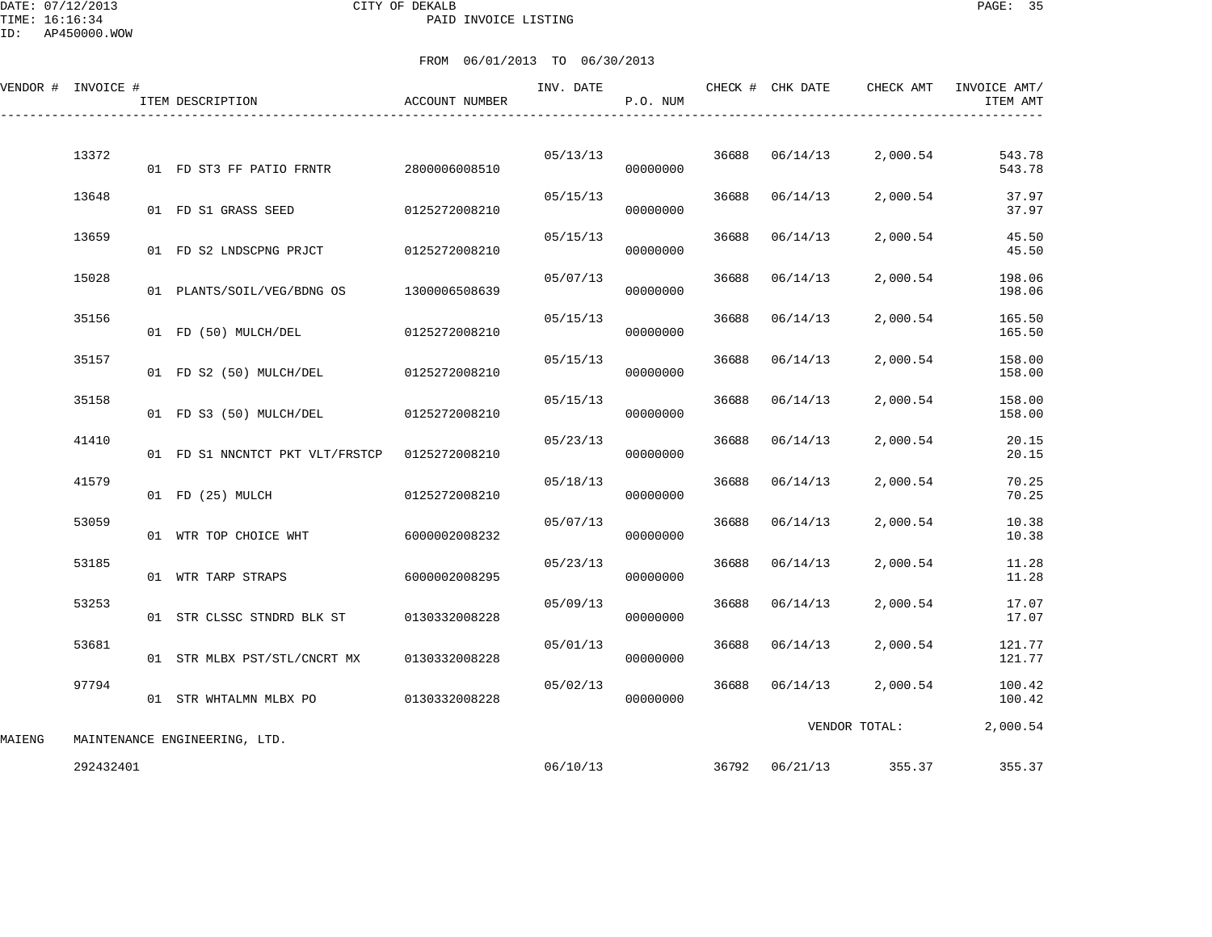CITY OF DEKALB
PAID INVOICE LISTING

FROM 06/01/2013 TO 06/30/2013

| VENDOR # | INVOICE # | ITEM DESCRIPTION | ACCOUNT NUMBER | INV. DATE | P.O. NUM | CHECK # | CHK DATE | CHECK AMT | INVOICE AMT/ ITEM AMT |
|---|---|---|---|---|---|---|---|---|---|
| | 13372 | | | 05/13/13 | | 36688 | 06/14/13 | 2,000.54 | 543.78 |
| | | 01 FD ST3 FF PATIO FRNTR | 2800006008510 | | 00000000 | | | | 543.78 |
| | 13648 | | | 05/15/13 | | 36688 | 06/14/13 | 2,000.54 | 37.97 |
| | | 01 FD S1 GRASS SEED | 0125272008210 | | 00000000 | | | | 37.97 |
| | 13659 | | | 05/15/13 | | 36688 | 06/14/13 | 2,000.54 | 45.50 |
| | | 01 FD S2 LNDSCPNG PRJCT | 0125272008210 | | 00000000 | | | | 45.50 |
| | 15028 | | | 05/07/13 | | 36688 | 06/14/13 | 2,000.54 | 198.06 |
| | | 01 PLANTS/SOIL/VEG/BDNG OS | 1300006508639 | | 00000000 | | | | 198.06 |
| | 35156 | | | 05/15/13 | | 36688 | 06/14/13 | 2,000.54 | 165.50 |
| | | 01 FD (50) MULCH/DEL | 0125272008210 | | 00000000 | | | | 165.50 |
| | 35157 | | | 05/15/13 | | 36688 | 06/14/13 | 2,000.54 | 158.00 |
| | | 01 FD S2 (50) MULCH/DEL | 0125272008210 | | 00000000 | | | | 158.00 |
| | 35158 | | | 05/15/13 | | 36688 | 06/14/13 | 2,000.54 | 158.00 |
| | | 01 FD S3 (50) MULCH/DEL | 0125272008210 | | 00000000 | | | | 158.00 |
| | 41410 | | | 05/23/13 | | 36688 | 06/14/13 | 2,000.54 | 20.15 |
| | | 01 FD S1 NNCNTCT PKT VLT/FRSTCP | 0125272008210 | | 00000000 | | | | 20.15 |
| | 41579 | | | 05/18/13 | | 36688 | 06/14/13 | 2,000.54 | 70.25 |
| | | 01 FD (25) MULCH | 0125272008210 | | 00000000 | | | | 70.25 |
| | 53059 | | | 05/07/13 | | 36688 | 06/14/13 | 2,000.54 | 10.38 |
| | | 01 WTR TOP CHOICE WHT | 6000002008232 | | 00000000 | | | | 10.38 |
| | 53185 | | | 05/23/13 | | 36688 | 06/14/13 | 2,000.54 | 11.28 |
| | | 01 WTR TARP STRAPS | 6000002008295 | | 00000000 | | | | 11.28 |
| | 53253 | | | 05/09/13 | | 36688 | 06/14/13 | 2,000.54 | 17.07 |
| | | 01 STR CLSSC STNDRD BLK ST | 0130332008228 | | 00000000 | | | | 17.07 |
| | 53681 | | | 05/01/13 | | 36688 | 06/14/13 | 2,000.54 | 121.77 |
| | | 01 STR MLBX PST/STL/CNCRT MX | 0130332008228 | | 00000000 | | | | 121.77 |
| | 97794 | | | 05/02/13 | | 36688 | 06/14/13 | 2,000.54 | 100.42 |
| | | 01 STR WHTALMN MLBX PO | 0130332008228 | | 00000000 | | | | 100.42 |
| | | | | | | | | VENDOR TOTAL: | 2,000.54 |
| MAIENG | MAINTENANCE ENGINEERING, LTD. | | | | | | | | |
| | 292432401 | | | 06/10/13 | | 36792 | 06/21/13 | 355.37 | 355.37 |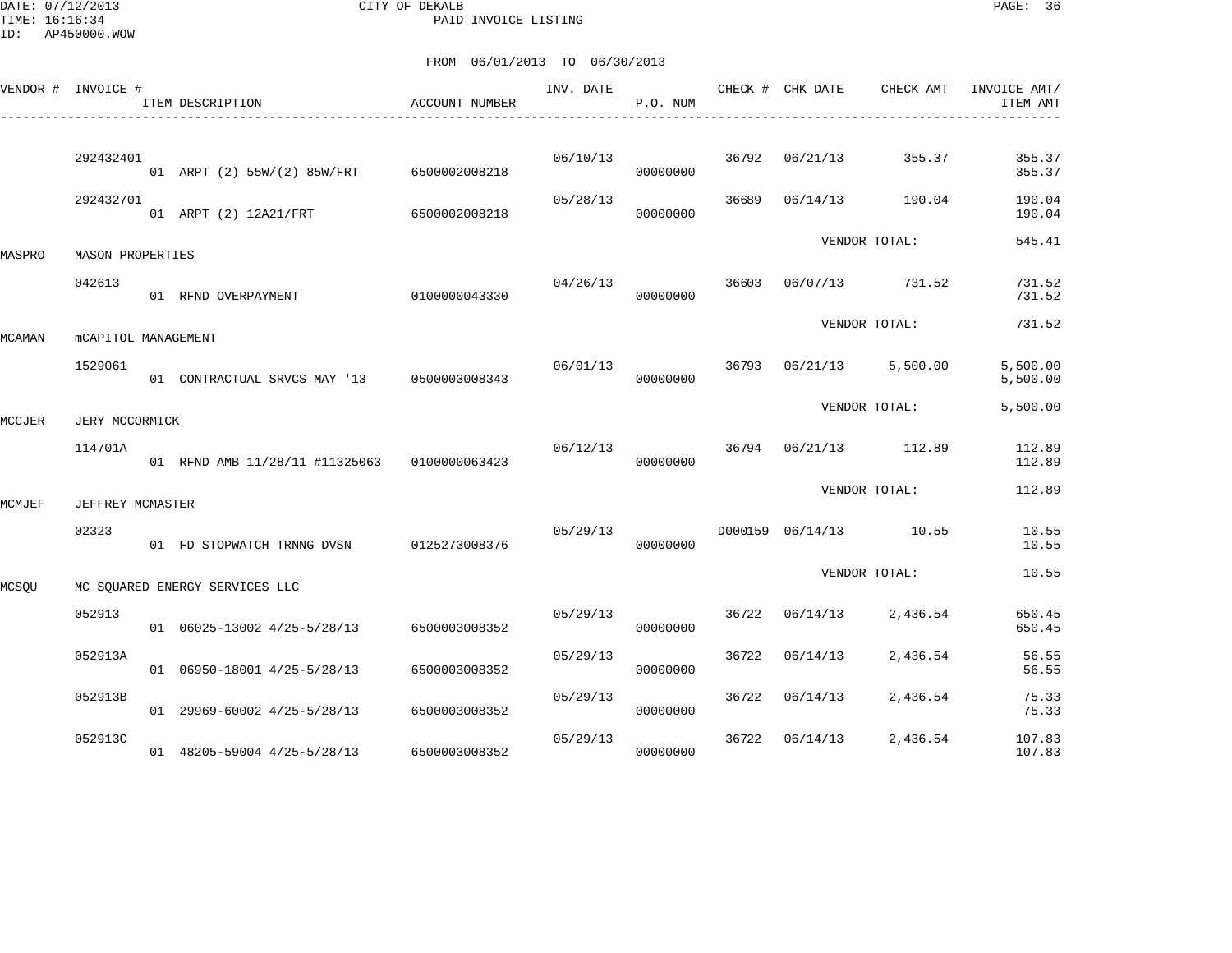FROM 06/01/2013 TO 06/30/2013

| VENDOR # | INVOICE # / ITEM DESCRIPTION | ACCOUNT NUMBER | INV. DATE | P.O. NUM | CHECK # | CHK DATE | CHECK AMT | INVOICE AMT/ ITEM AMT |
|---|---|---|---|---|---|---|---|---|
| | 292432401 | | 06/10/13 | | 36792 | 06/21/13 | 355.37 | 355.37 |
| | 01 ARPT (2) 55W/(2) 85W/FRT | 6500002008218 | | 00000000 | | | | 355.37 |
| | 292432701 | | 05/28/13 | | 36689 | 06/14/13 | 190.04 | 190.04 |
| | 01 ARPT (2) 12A21/FRT | 6500002008218 | | 00000000 | | | | 190.04 |
| | | | | | | VENDOR TOTAL: | | 545.41 |
| MASPRO | MASON PROPERTIES | | | | | | | |
| | 042613 | | 04/26/13 | | 36603 | 06/07/13 | 731.52 | 731.52 |
| | 01 RFND OVERPAYMENT | 0100000043330 | | 00000000 | | | | 731.52 |
| | | | | | | VENDOR TOTAL: | | 731.52 |
| MCAMAN | mCAPITOL MANAGEMENT | | | | | | | |
| | 1529061 | | 06/01/13 | | 36793 | 06/21/13 | 5,500.00 | 5,500.00 |
| | 01 CONTRACTUAL SRVCS MAY '13 | 0500003008343 | | 00000000 | | | | 5,500.00 |
| | | | | | | VENDOR TOTAL: | | 5,500.00 |
| MCCJER | JERY MCCORMICK | | | | | | | |
| | 114701A | | 06/12/13 | | 36794 | 06/21/13 | 112.89 | 112.89 |
| | 01 RFND AMB 11/28/11 #11325063 | 0100000063423 | | 00000000 | | | | 112.89 |
| | | | | | | VENDOR TOTAL: | | 112.89 |
| MCMJEF | JEFFREY MCMASTER | | | | | | | |
| | 02323 | | 05/29/13 | | D000159 | 06/14/13 | 10.55 | 10.55 |
| | 01 FD STOPWATCH TRNNG DVSN | 0125273008376 | | 00000000 | | | | 10.55 |
| | | | | | | VENDOR TOTAL: | | 10.55 |
| MCSQU | MC SQUARED ENERGY SERVICES LLC | | | | | | | |
| | 052913 | | 05/29/13 | | 36722 | 06/14/13 | 2,436.54 | 650.45 |
| | 01 06025-13002 4/25-5/28/13 | 6500003008352 | | 00000000 | | | | 650.45 |
| | 052913A | | 05/29/13 | | 36722 | 06/14/13 | 2,436.54 | 56.55 |
| | 01 06950-18001 4/25-5/28/13 | 6500003008352 | | 00000000 | | | | 56.55 |
| | 052913B | | 05/29/13 | | 36722 | 06/14/13 | 2,436.54 | 75.33 |
| | 01 29969-60002 4/25-5/28/13 | 6500003008352 | | 00000000 | | | | 75.33 |
| | 052913C | | 05/29/13 | | 36722 | 06/14/13 | 2,436.54 | 107.83 |
| | 01 48205-59004 4/25-5/28/13 | 6500003008352 | | 00000000 | | | | 107.83 |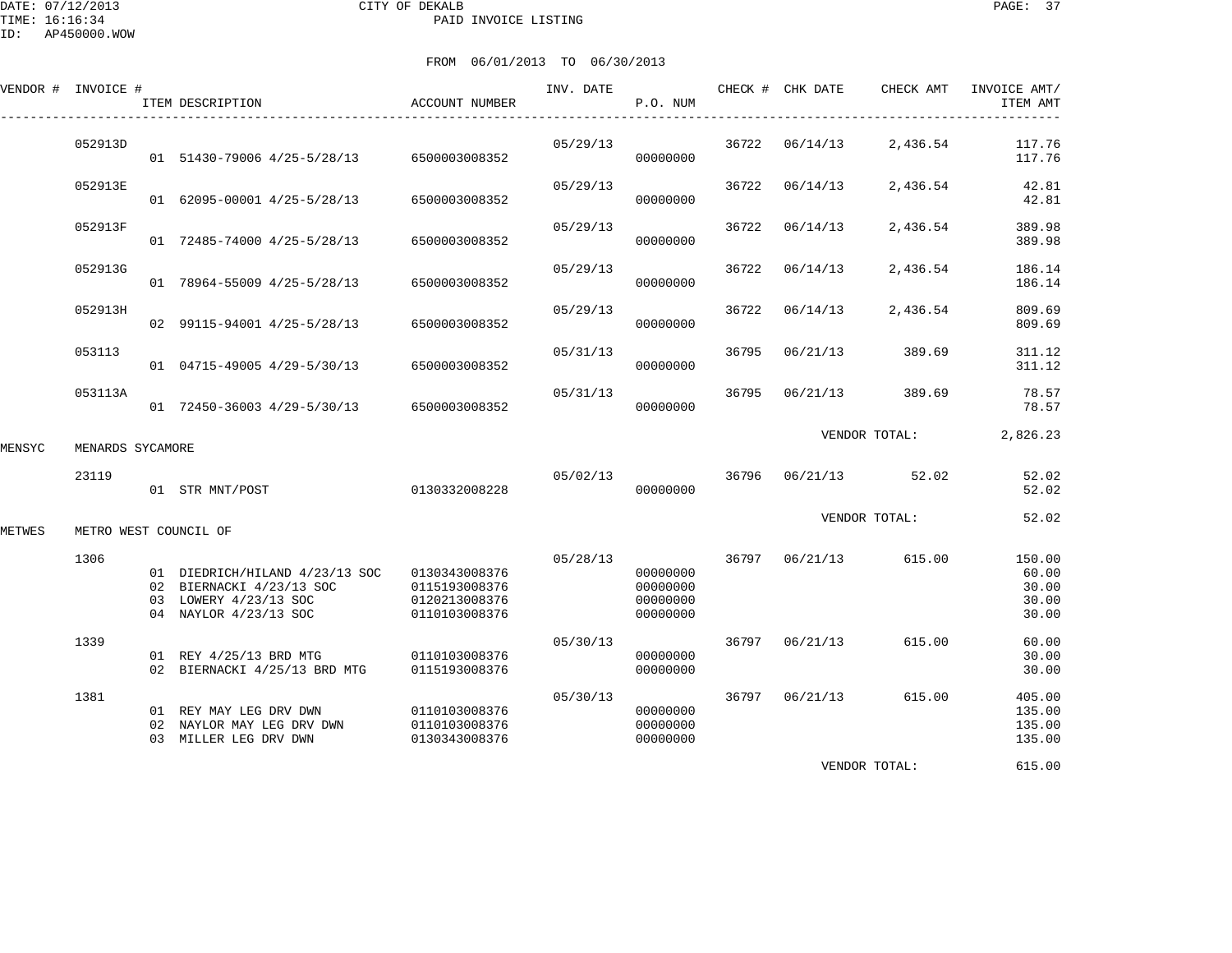CITY OF DEKALB
PAID INVOICE LISTING

DATE: 07/12/2013
TIME: 16:16:34
ID: AP450000.WOW

FROM 06/01/2013 TO 06/30/2013

| VENDOR # | INVOICE # | ITEM DESCRIPTION | ACCOUNT NUMBER | INV. DATE | P.O. NUM | CHECK # | CHK DATE | CHECK AMT | INVOICE AMT/ ITEM AMT |
|---|---|---|---|---|---|---|---|---|---|
| | 052913D | | | 05/29/13 | | 36722 | 06/14/13 | 2,436.54 | 117.76 |
| | | 01 51430-79006 4/25-5/28/13 | 6500003008352 | | 00000000 | | | | 117.76 |
| | 052913E | | | 05/29/13 | | 36722 | 06/14/13 | 2,436.54 | 42.81 |
| | | 01 62095-00001 4/25-5/28/13 | 6500003008352 | | 00000000 | | | | 42.81 |
| | 052913F | | | 05/29/13 | | 36722 | 06/14/13 | 2,436.54 | 389.98 |
| | | 01 72485-74000 4/25-5/28/13 | 6500003008352 | | 00000000 | | | | 389.98 |
| | 052913G | | | 05/29/13 | | 36722 | 06/14/13 | 2,436.54 | 186.14 |
| | | 01 78964-55009 4/25-5/28/13 | 6500003008352 | | 00000000 | | | | 186.14 |
| | 052913H | | | 05/29/13 | | 36722 | 06/14/13 | 2,436.54 | 809.69 |
| | | 02 99115-94001 4/25-5/28/13 | 6500003008352 | | 00000000 | | | | 809.69 |
| | 053113 | | | 05/31/13 | | 36795 | 06/21/13 | 389.69 | 311.12 |
| | | 01 04715-49005 4/29-5/30/13 | 6500003008352 | | 00000000 | | | | 311.12 |
| | 053113A | | | 05/31/13 | | 36795 | 06/21/13 | 389.69 | 78.57 |
| | | 01 72450-36003 4/29-5/30/13 | 6500003008352 | | 00000000 | | | | 78.57 |
| | | | | | | | VENDOR TOTAL: | | 2,826.23 |
| MENSYC | MENARDS SYCAMORE | | | | | | | | |
| | 23119 | | | 05/02/13 | | 36796 | 06/21/13 | 52.02 | 52.02 |
| | | 01 STR MNT/POST | 0130332008228 | | 00000000 | | | | 52.02 |
| | | | | | | | VENDOR TOTAL: | | 52.02 |
| METWES | METRO WEST COUNCIL OF | | | | | | | | |
| | 1306 | | | 05/28/13 | | 36797 | 06/21/13 | 615.00 | 150.00 |
| | | 01 DIEDRICH/HILAND 4/23/13 SOC | 0130343008376 | | 00000000 | | | | 60.00 |
| | | 02 BIERNACKI 4/23/13 SOC | 0115193008376 | | 00000000 | | | | 30.00 |
| | | 03 LOWERY 4/23/13 SOC | 0120213008376 | | 00000000 | | | | 30.00 |
| | | 04 NAYLOR 4/23/13 SOC | 0110103008376 | | 00000000 | | | | 30.00 |
| | 1339 | | | 05/30/13 | | 36797 | 06/21/13 | 615.00 | 60.00 |
| | | 01 REY 4/25/13 BRD MTG | 0110103008376 | | 00000000 | | | | 30.00 |
| | | 02 BIERNACKI 4/25/13 BRD MTG | 0115193008376 | | 00000000 | | | | 30.00 |
| | 1381 | | | 05/30/13 | | 36797 | 06/21/13 | 615.00 | 405.00 |
| | | 01 REY MAY LEG DRV DWN | 0110103008376 | | 00000000 | | | | 135.00 |
| | | 02 NAYLOR MAY LEG DRV DWN | 0110103008376 | | 00000000 | | | | 135.00 |
| | | 03 MILLER LEG DRV DWN | 0130343008376 | | 00000000 | | | | 135.00 |
| | | | | | | | VENDOR TOTAL: | | 615.00 |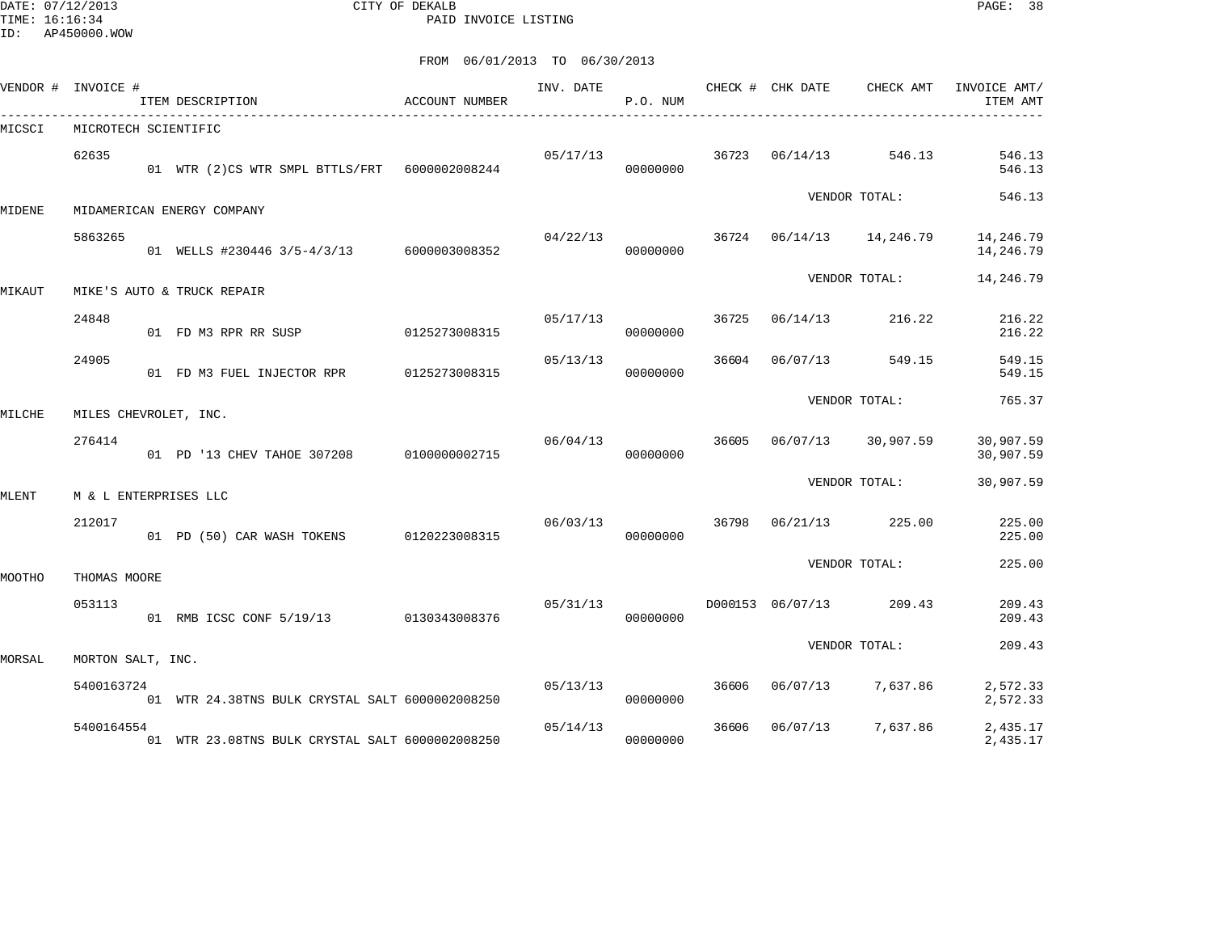DATE: 07/12/2013 CITY OF DEKALB
TIME: 16:16:34 PAID INVOICE LISTING
ID: AP450000.WOW

FROM 06/01/2013 TO 06/30/2013

| VENDOR # | INVOICE # | ITEM DESCRIPTION | ACCOUNT NUMBER | INV. DATE | P.O. NUM | CHECK # | CHK DATE | CHECK AMT | INVOICE AMT/ ITEM AMT |
|---|---|---|---|---|---|---|---|---|---|
| MICSCI | MICROTECH SCIENTIFIC | | | | | | | | |
| | 62635 | | | 05/17/13 | | 36723 | 06/14/13 | 546.13 | 546.13 |
| | | 01 WTR (2)CS WTR SMPL BTTLS/FRT | 6000002008244 | | 00000000 | | | | 546.13 |
| | | | | | | | | VENDOR TOTAL: | 546.13 |
| MIDENE | MIDAMERICAN ENERGY COMPANY | | | | | | | | |
| | 5863265 | | | 04/22/13 | | 36724 | 06/14/13 | 14,246.79 | 14,246.79 |
| | | 01 WELLS #230446 3/5-4/3/13 | 6000003008352 | | 00000000 | | | | 14,246.79 |
| | | | | | | | | VENDOR TOTAL: | 14,246.79 |
| MIKAUT | MIKE'S AUTO & TRUCK REPAIR | | | | | | | | |
| | 24848 | | | 05/17/13 | | 36725 | 06/14/13 | 216.22 | 216.22 |
| | | 01 FD M3 RPR RR SUSP | 0125273008315 | | 00000000 | | | | 216.22 |
| | 24905 | | | 05/13/13 | | 36604 | 06/07/13 | 549.15 | 549.15 |
| | | 01 FD M3 FUEL INJECTOR RPR | 0125273008315 | | 00000000 | | | | 549.15 |
| | | | | | | | | VENDOR TOTAL: | 765.37 |
| MILCHE | MILES CHEVROLET, INC. | | | | | | | | |
| | 276414 | | | 06/04/13 | | 36605 | 06/07/13 | 30,907.59 | 30,907.59 |
| | | 01 PD '13 CHEV TAHOE 307208 | 0100000002715 | | 00000000 | | | | 30,907.59 |
| | | | | | | | | VENDOR TOTAL: | 30,907.59 |
| MLENT | M & L ENTERPRISES LLC | | | | | | | | |
| | 212017 | | | 06/03/13 | | 36798 | 06/21/13 | 225.00 | 225.00 |
| | | 01 PD (50) CAR WASH TOKENS | 0120223008315 | | 00000000 | | | | 225.00 |
| | | | | | | | | VENDOR TOTAL: | 225.00 |
| MOOTHO | THOMAS MOORE | | | | | | | | |
| | 053113 | | | 05/31/13 | | D000153 | 06/07/13 | 209.43 | 209.43 |
| | | 01 RMB ICSC CONF 5/19/13 | 0130343008376 | | 00000000 | | | | 209.43 |
| | | | | | | | | VENDOR TOTAL: | 209.43 |
| MORSAL | MORTON SALT, INC. | | | | | | | | |
| | 5400163724 | | | 05/13/13 | | 36606 | 06/07/13 | 7,637.86 | 2,572.33 |
| | | 01 WTR 24.38TNS BULK CRYSTAL SALT | 6000002008250 | | 00000000 | | | | 2,572.33 |
| | 5400164554 | | | 05/14/13 | | 36606 | 06/07/13 | 7,637.86 | 2,435.17 |
| | | 01 WTR 23.08TNS BULK CRYSTAL SALT | 6000002008250 | | 00000000 | | | | 2,435.17 |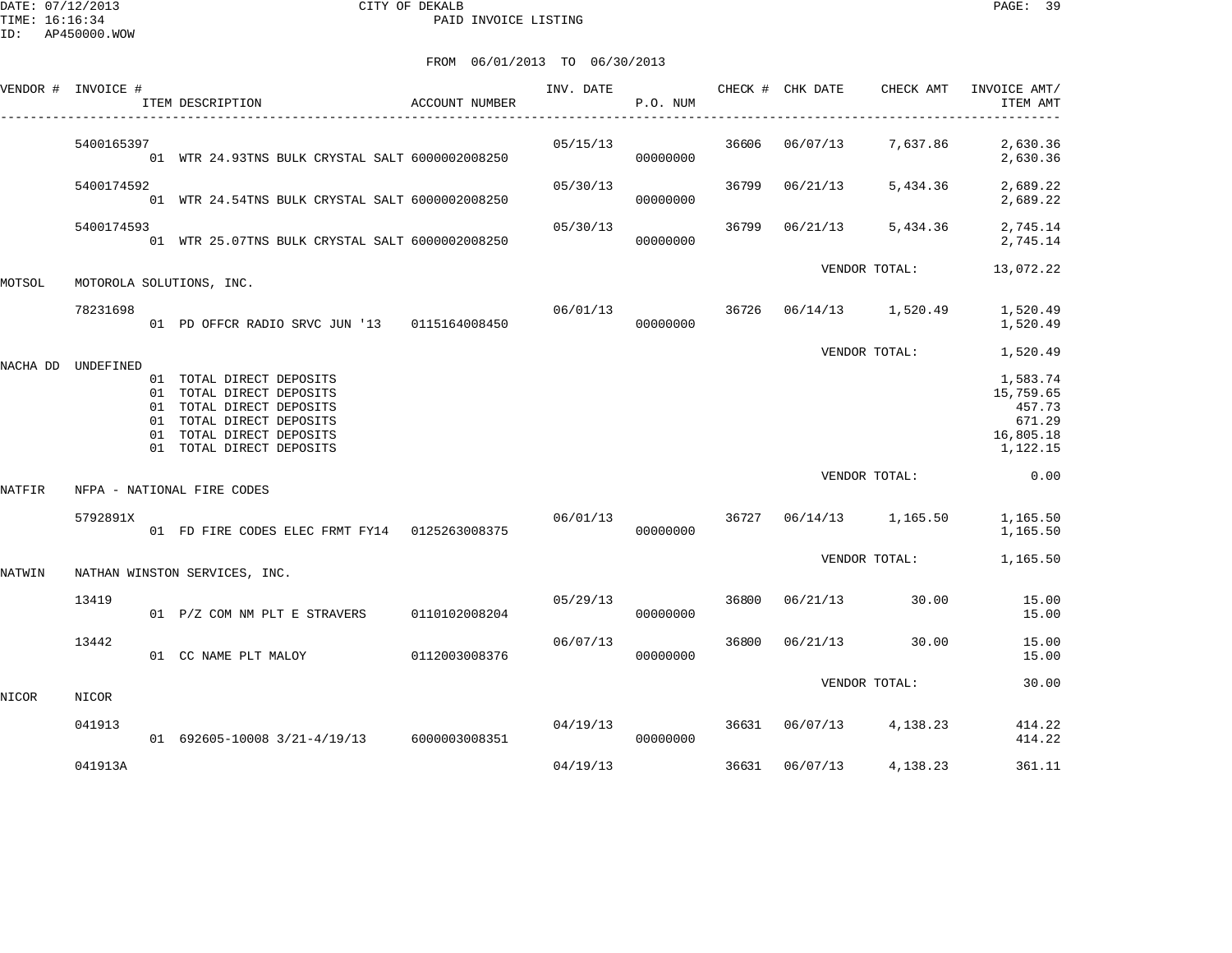DATE: 07/12/2013 CITY OF DEKALB
TIME: 16:16:34 PAID INVOICE LISTING
ID: AP450000.WOW

FROM 06/01/2013 TO 06/30/2013

| VENDOR # | INVOICE # | ITEM DESCRIPTION | ACCOUNT NUMBER | INV. DATE | P.O. NUM | CHECK # | CHK DATE | CHECK AMT | INVOICE AMT/ ITEM AMT |
|---|---|---|---|---|---|---|---|---|---|
| | 5400165397 | | | 05/15/13 | | 36606 | 06/07/13 | 7,637.86 | 2,630.36 |
| | | 01 WTR 24.93TNS BULK CRYSTAL SALT | 6000002008250 | | 00000000 | | | | 2,630.36 |
| | 5400174592 | | | 05/30/13 | | 36799 | 06/21/13 | 5,434.36 | 2,689.22 |
| | | 01 WTR 24.54TNS BULK CRYSTAL SALT | 6000002008250 | | 00000000 | | | | 2,689.22 |
| | 5400174593 | | | 05/30/13 | | 36799 | 06/21/13 | 5,434.36 | 2,745.14 |
| | | 01 WTR 25.07TNS BULK CRYSTAL SALT | 6000002008250 | | 00000000 | | | | 2,745.14 |
| | | | | | | | VENDOR TOTAL: | | 13,072.22 |
| MOTSOL | MOTOROLA SOLUTIONS, INC. | | | | | | | | |
| | 78231698 | | | 06/01/13 | | 36726 | 06/14/13 | 1,520.49 | 1,520.49 |
| | | 01 PD OFFCR RADIO SRVC JUN '13 | 0115164008450 | | 00000000 | | | | 1,520.49 |
| | | | | | | | VENDOR TOTAL: | | 1,520.49 |
| NACHA DD | UNDEFINED | | | | | | | | |
| | | 01 TOTAL DIRECT DEPOSITS | | | | | | | 1,583.74 |
| | | 01 TOTAL DIRECT DEPOSITS | | | | | | | 15,759.65 |
| | | 01 TOTAL DIRECT DEPOSITS | | | | | | | 457.73 |
| | | 01 TOTAL DIRECT DEPOSITS | | | | | | | 671.29 |
| | | 01 TOTAL DIRECT DEPOSITS | | | | | | | 16,805.18 |
| | | 01 TOTAL DIRECT DEPOSITS | | | | | | | 1,122.15 |
| | | | | | | | VENDOR TOTAL: | | 0.00 |
| NATFIR | NFPA - NATIONAL FIRE CODES | | | | | | | | |
| | 5792891X | | | 06/01/13 | | 36727 | 06/14/13 | 1,165.50 | 1,165.50 |
| | | 01 FD FIRE CODES ELEC FRMT FY14 | 0125263008375 | | 00000000 | | | | 1,165.50 |
| | | | | | | | VENDOR TOTAL: | | 1,165.50 |
| NATWIN | NATHAN WINSTON SERVICES, INC. | | | | | | | | |
| | 13419 | | | 05/29/13 | | 36800 | 06/21/13 | 30.00 | 15.00 |
| | | 01 P/Z COM NM PLT E STRAVERS | 0110102008204 | | 00000000 | | | | 15.00 |
| | 13442 | | | 06/07/13 | | 36800 | 06/21/13 | 30.00 | 15.00 |
| | | 01 CC NAME PLT MALOY | 0112003008376 | | 00000000 | | | | 15.00 |
| | | | | | | | VENDOR TOTAL: | | 30.00 |
| NICOR | NICOR | | | | | | | | |
| | 041913 | | | 04/19/13 | | 36631 | 06/07/13 | 4,138.23 | 414.22 |
| | | 01 692605-10008 3/21-4/19/13 | 6000003008351 | | 00000000 | | | | 414.22 |
| | 041913A | | | 04/19/13 | | 36631 | 06/07/13 | 4,138.23 | 361.11 |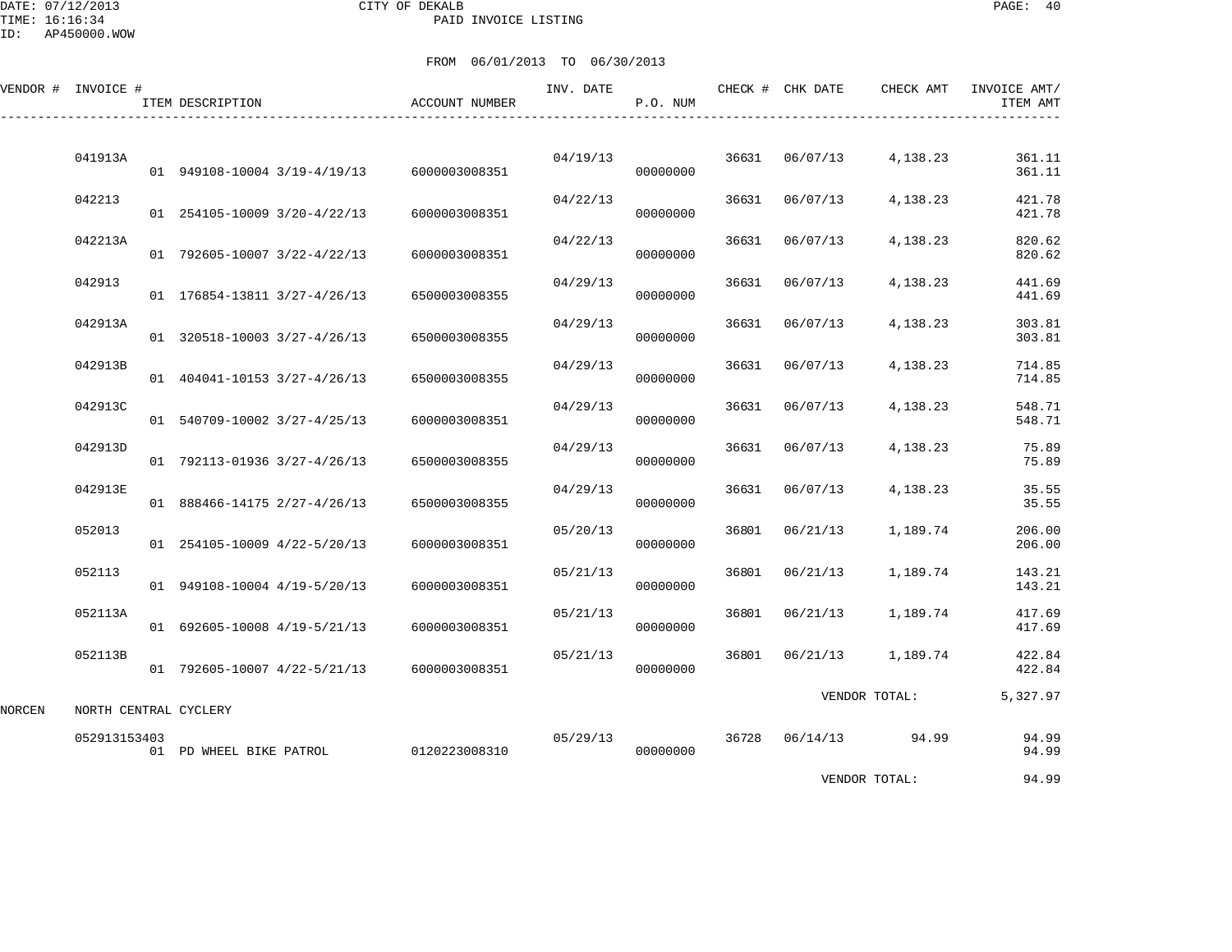DATE: 07/12/2013 CITY OF DEKALB
TIME: 16:16:34 PAID INVOICE LISTING
ID: AP450000.WOW

FROM 06/01/2013 TO 06/30/2013

| VENDOR # | INVOICE # | ITEM DESCRIPTION | ACCOUNT NUMBER | INV. DATE | P.O. NUM | CHECK # | CHK DATE | CHECK AMT | INVOICE AMT/ ITEM AMT |
|---|---|---|---|---|---|---|---|---|---|
| | 041913A | | | 04/19/13 | | 36631 | 06/07/13 | 4,138.23 | 361.11 |
| | | 01 949108-10004 3/19-4/19/13 | 6000003008351 | | 00000000 | | | | 361.11 |
| | 042213 | | | 04/22/13 | | 36631 | 06/07/13 | 4,138.23 | 421.78 |
| | | 01 254105-10009 3/20-4/22/13 | 6000003008351 | | 00000000 | | | | 421.78 |
| | 042213A | | | 04/22/13 | | 36631 | 06/07/13 | 4,138.23 | 820.62 |
| | | 01 792605-10007 3/22-4/22/13 | 6000003008351 | | 00000000 | | | | 820.62 |
| | 042913 | | | 04/29/13 | | 36631 | 06/07/13 | 4,138.23 | 441.69 |
| | | 01 176854-13811 3/27-4/26/13 | 6500003008355 | | 00000000 | | | | 441.69 |
| | 042913A | | | 04/29/13 | | 36631 | 06/07/13 | 4,138.23 | 303.81 |
| | | 01 320518-10003 3/27-4/26/13 | 6500003008355 | | 00000000 | | | | 303.81 |
| | 042913B | | | 04/29/13 | | 36631 | 06/07/13 | 4,138.23 | 714.85 |
| | | 01 404041-10153 3/27-4/26/13 | 6500003008355 | | 00000000 | | | | 714.85 |
| | 042913C | | | 04/29/13 | | 36631 | 06/07/13 | 4,138.23 | 548.71 |
| | | 01 540709-10002 3/27-4/25/13 | 6000003008351 | | 00000000 | | | | 548.71 |
| | 042913D | | | 04/29/13 | | 36631 | 06/07/13 | 4,138.23 | 75.89 |
| | | 01 792113-01936 3/27-4/26/13 | 6500003008355 | | 00000000 | | | | 75.89 |
| | 042913E | | | 04/29/13 | | 36631 | 06/07/13 | 4,138.23 | 35.55 |
| | | 01 888466-14175 2/27-4/26/13 | 6500003008355 | | 00000000 | | | | 35.55 |
| | 052013 | | | 05/20/13 | | 36801 | 06/21/13 | 1,189.74 | 206.00 |
| | | 01 254105-10009 4/22-5/20/13 | 6000003008351 | | 00000000 | | | | 206.00 |
| | 052113 | | | 05/21/13 | | 36801 | 06/21/13 | 1,189.74 | 143.21 |
| | | 01 949108-10004 4/19-5/20/13 | 6000003008351 | | 00000000 | | | | 143.21 |
| | 052113A | | | 05/21/13 | | 36801 | 06/21/13 | 1,189.74 | 417.69 |
| | | 01 692605-10008 4/19-5/21/13 | 6000003008351 | | 00000000 | | | | 417.69 |
| | 052113B | | | 05/21/13 | | 36801 | 06/21/13 | 1,189.74 | 422.84 |
| | | 01 792605-10007 4/22-5/21/13 | 6000003008351 | | 00000000 | | | | 422.84 |
| | | | | | | | | VENDOR TOTAL: | 5,327.97 |
| NORCEN | NORTH CENTRAL CYCLERY | | | | | | | | |
| | 052913153403 | | | 05/29/13 | | 36728 | 06/14/13 | 94.99 | 94.99 |
| | | 01 PD WHEEL BIKE PATROL | 0120223008310 | | 00000000 | | | | 94.99 |
| | | | | | | | | VENDOR TOTAL: | 94.99 |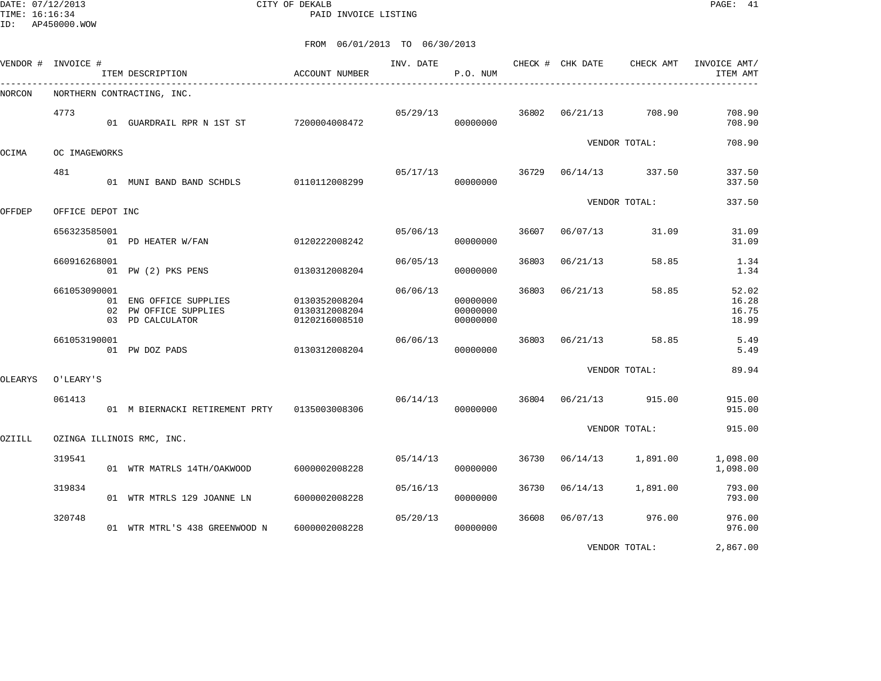FROM 06/01/2013 TO 06/30/2013

| VENDOR # | INVOICE # | ITEM DESCRIPTION | ACCOUNT NUMBER | INV. DATE | P.O. NUM | CHECK # | CHK DATE | CHECK AMT | INVOICE AMT/ ITEM AMT |
|---|---|---|---|---|---|---|---|---|---|
| NORCON | NORTHERN CONTRACTING, INC. | | | | | | | | |
| | 4773 | | | 05/29/13 | | 36802 | 06/21/13 | 708.90 | 708.90 |
| | | 01 GUARDRAIL RPR N 1ST ST | 7200004008472 | | 00000000 | | | | 708.90 |
| | | | | | | | | VENDOR TOTAL: | 708.90 |
| OCIMA | OC IMAGEWORKS | | | | | | | | |
| | 481 | | | 05/17/13 | | 36729 | 06/14/13 | 337.50 | 337.50 |
| | | 01 MUNI BAND BAND SCHDLS | 0110112008299 | | 00000000 | | | | 337.50 |
| | | | | | | | | VENDOR TOTAL: | 337.50 |
| OFFDEP | OFFICE DEPOT INC | | | | | | | | |
| | 656323585001 | | | 05/06/13 | | 36607 | 06/07/13 | 31.09 | 31.09 |
| | | 01 PD HEATER W/FAN | 0120222008242 | | 00000000 | | | | 31.09 |
| | 660916268001 | | | 06/05/13 | | 36803 | 06/21/13 | 58.85 | 1.34 |
| | | 01 PW (2) PKS PENS | 0130312008204 | | 00000000 | | | | 1.34 |
| | 661053090001 | | | 06/06/13 | | 36803 | 06/21/13 | 58.85 | 52.02 |
| | | 01 ENG OFFICE SUPPLIES | 0130352008204 | | 00000000 | | | | 16.28 |
| | | 02 PW OFFICE SUPPLIES | 0130312008204 | | 00000000 | | | | 16.75 |
| | | 03 PD CALCULATOR | 0120216008510 | | 00000000 | | | | 18.99 |
| | 661053190001 | | | 06/06/13 | | 36803 | 06/21/13 | 58.85 | 5.49 |
| | | 01 PW DOZ PADS | 0130312008204 | | 00000000 | | | | 5.49 |
| | | | | | | | | VENDOR TOTAL: | 89.94 |
| OLEARYS | O'LEARY'S | | | | | | | | |
| | 061413 | | | 06/14/13 | | 36804 | 06/21/13 | 915.00 | 915.00 |
| | | 01 M BIERNACKI RETIREMENT PRTY | 0135003008306 | | 00000000 | | | | 915.00 |
| | | | | | | | | VENDOR TOTAL: | 915.00 |
| OZIILL | OZINGA ILLINOIS RMC, INC. | | | | | | | | |
| | 319541 | | | 05/14/13 | | 36730 | 06/14/13 | 1,891.00 | 1,098.00 |
| | | 01 WTR MATRLS 14TH/OAKWOOD | 6000002008228 | | 00000000 | | | | 1,098.00 |
| | 319834 | | | 05/16/13 | | 36730 | 06/14/13 | 1,891.00 | 793.00 |
| | | 01 WTR MTRLS 129 JOANNE LN | 6000002008228 | | 00000000 | | | | 793.00 |
| | 320748 | | | 05/20/13 | | 36608 | 06/07/13 | 976.00 | 976.00 |
| | | 01 WTR MTRL'S 438 GREENWOOD N | 6000002008228 | | 00000000 | | | | 976.00 |
| | | | | | | | | VENDOR TOTAL: | 2,867.00 |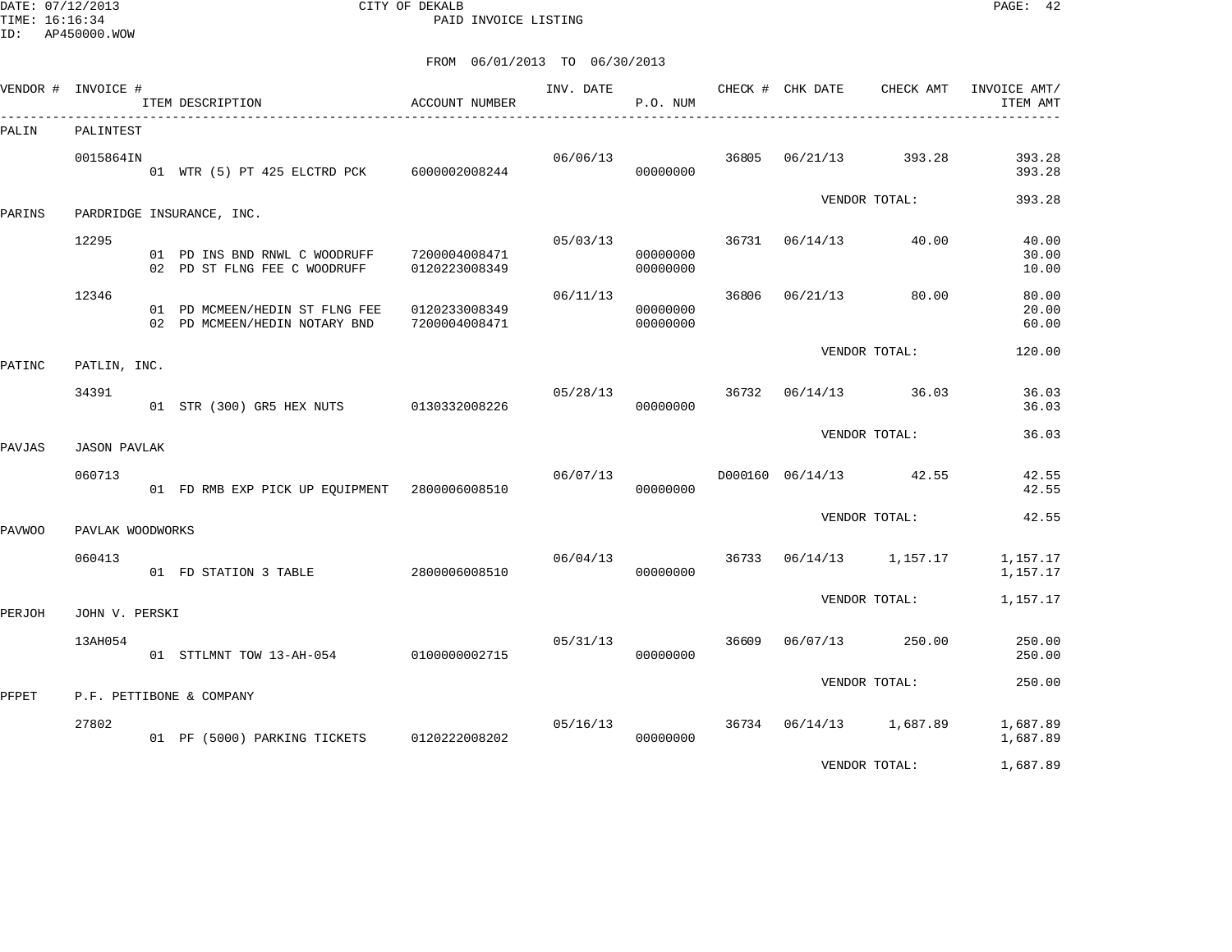DATE: 07/12/2013 CITY OF DEKALB
TIME: 16:16:34 PAID INVOICE LISTING
ID: AP450000.WOW

FROM 06/01/2013 TO 06/30/2013

| VENDOR # | INVOICE # | ITEM DESCRIPTION | ACCOUNT NUMBER | INV. DATE | P.O. NUM | CHECK # | CHK DATE | CHECK AMT | INVOICE AMT/ ITEM AMT |
|---|---|---|---|---|---|---|---|---|---|
| PALIN | PALINTEST | | | | | | | | |
| | 0015864IN | | | 06/06/13 | | 36805 | 06/21/13 | 393.28 | 393.28 |
| | | 01 WTR (5) PT 425 ELCTRD PCK | 6000002008244 | | 00000000 | | | | 393.28 |
| | | | | | | | | VENDOR TOTAL: | 393.28 |
| PARINS | PARDRIDGE INSURANCE, INC. | | | | | | | | |
| | 12295 | | | 05/03/13 | | 36731 | 06/14/13 | 40.00 | 40.00 |
| | | 01 PD INS BND RNWL C WOODRUFF | 7200004008471 | | 00000000 | | | | 30.00 |
| | | 02 PD ST FLNG FEE C WOODRUFF | 0120223008349 | | 00000000 | | | | 10.00 |
| | 12346 | | | 06/11/13 | | 36806 | 06/21/13 | 80.00 | 80.00 |
| | | 01 PD MCMEEN/HEDIN ST FLNG FEE | 0120233008349 | | 00000000 | | | | 20.00 |
| | | 02 PD MCMEEN/HEDIN NOTARY BND | 7200004008471 | | 00000000 | | | | 60.00 |
| | | | | | | | | VENDOR TOTAL: | 120.00 |
| PATINC | PATLIN, INC. | | | | | | | | |
| | 34391 | | | 05/28/13 | | 36732 | 06/14/13 | 36.03 | 36.03 |
| | | 01 STR (300) GR5 HEX NUTS | 0130332008226 | | 00000000 | | | | 36.03 |
| | | | | | | | | VENDOR TOTAL: | 36.03 |
| PAVJAS | JASON PAVLAK | | | | | | | | |
| | 060713 | | | 06/07/13 | | D000160 | 06/14/13 | 42.55 | 42.55 |
| | | 01 FD RMB EXP PICK UP EQUIPMENT | 2800006008510 | | 00000000 | | | | 42.55 |
| | | | | | | | | VENDOR TOTAL: | 42.55 |
| PAVWOO | PAVLAK WOODWORKS | | | | | | | | |
| | 060413 | | | 06/04/13 | | 36733 | 06/14/13 | 1,157.17 | 1,157.17 |
| | | 01 FD STATION 3 TABLE | 2800006008510 | | 00000000 | | | | 1,157.17 |
| | | | | | | | | VENDOR TOTAL: | 1,157.17 |
| PERJOH | JOHN V. PERSKI | | | | | | | | |
| | 13AH054 | | | 05/31/13 | | 36609 | 06/07/13 | 250.00 | 250.00 |
| | | 01 STTLMNT TOW 13-AH-054 | 0100000002715 | | 00000000 | | | | 250.00 |
| | | | | | | | | VENDOR TOTAL: | 250.00 |
| PFPET | P.F. PETTIBONE & COMPANY | | | | | | | | |
| | 27802 | | | 05/16/13 | | 36734 | 06/14/13 | 1,687.89 | 1,687.89 |
| | | 01 PF (5000) PARKING TICKETS | 0120222008202 | | 00000000 | | | | 1,687.89 |
| | | | | | | | | VENDOR TOTAL: | 1,687.89 |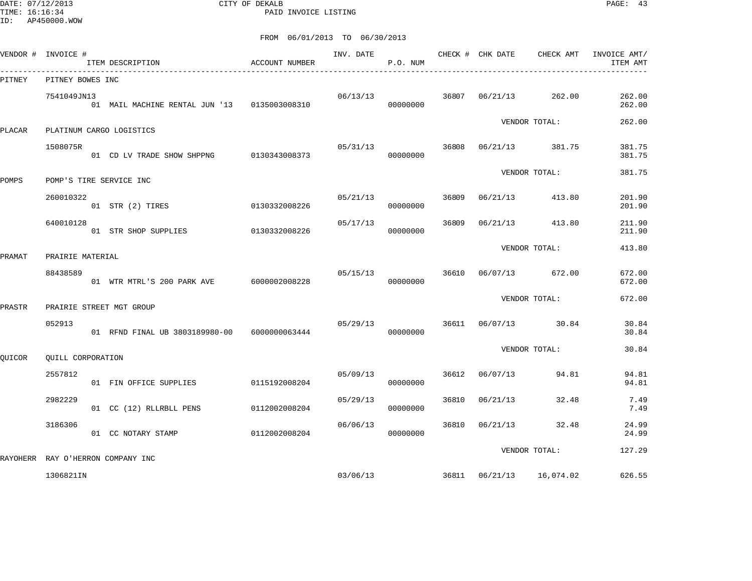CITY OF DEKALB
PAID INVOICE LISTING

DATE: 07/12/2013
TIME: 16:16:34
ID: AP450000.WOW

FROM 06/01/2013 TO 06/30/2013

| VENDOR # | INVOICE # / ITEM DESCRIPTION | ACCOUNT NUMBER | INV. DATE | P.O. NUM | CHECK # | CHK DATE | CHECK AMT | INVOICE AMT/ ITEM AMT |
|---|---|---|---|---|---|---|---|---|
| PITNEY | PITNEY BOWES INC | | | | | | | |
| | 7541049JN13 | | 06/13/13 | | 36807 | 06/21/13 | 262.00 | 262.00 |
| | 01 MAIL MACHINE RENTAL JUN '13 | 0135003008310 | | 00000000 | | | | 262.00 |
| | | | | | | VENDOR TOTAL: | | 262.00 |
| PLACAR | PLATINUM CARGO LOGISTICS | | | | | | | |
| | 1508075R | | 05/31/13 | | 36808 | 06/21/13 | 381.75 | 381.75 |
| | 01 CD LV TRADE SHOW SHPPNG | 0130343008373 | | 00000000 | | | | 381.75 |
| | | | | | | VENDOR TOTAL: | | 381.75 |
| POMPS | POMP'S TIRE SERVICE INC | | | | | | | |
| | 260010322 | | 05/21/13 | | 36809 | 06/21/13 | 413.80 | 201.90 |
| | 01 STR (2) TIRES | 0130332008226 | | 00000000 | | | | 201.90 |
| | 640010128 | | 05/17/13 | | 36809 | 06/21/13 | 413.80 | 211.90 |
| | 01 STR SHOP SUPPLIES | 0130332008226 | | 00000000 | | | | 211.90 |
| | | | | | | VENDOR TOTAL: | | 413.80 |
| PRAMAT | PRAIRIE MATERIAL | | | | | | | |
| | 88438589 | | 05/15/13 | | 36610 | 06/07/13 | 672.00 | 672.00 |
| | 01 WTR MTRL'S 200 PARK AVE | 6000002008228 | | 00000000 | | | | 672.00 |
| | | | | | | VENDOR TOTAL: | | 672.00 |
| PRASTR | PRAIRIE STREET MGT GROUP | | | | | | | |
| | 052913 | | 05/29/13 | | 36611 | 06/07/13 | 30.84 | 30.84 |
| | 01 RFND FINAL UB 3803189980-00 | 6000000063444 | | 00000000 | | | | 30.84 |
| | | | | | | VENDOR TOTAL: | | 30.84 |
| QUICOR | QUILL CORPORATION | | | | | | | |
| | 2557812 | | 05/09/13 | | 36612 | 06/07/13 | 94.81 | 94.81 |
| | 01 FIN OFFICE SUPPLIES | 0115192008204 | | 00000000 | | | | 94.81 |
| | 2982229 | | 05/29/13 | | 36810 | 06/21/13 | 32.48 | 7.49 |
| | 01 CC (12) RLLRBLL PENS | 0112002008204 | | 00000000 | | | | 7.49 |
| | 3186306 | | 06/06/13 | | 36810 | 06/21/13 | 32.48 | 24.99 |
| | 01 CC NOTARY STAMP | 0112002008204 | | 00000000 | | | | 24.99 |
| | | | | | | VENDOR TOTAL: | | 127.29 |
| RAYOHERR | RAY O'HERRON COMPANY INC | | | | | | | |
| | 1306821IN | | 03/06/13 | | 36811 | 06/21/13 | 16,074.02 | 626.55 |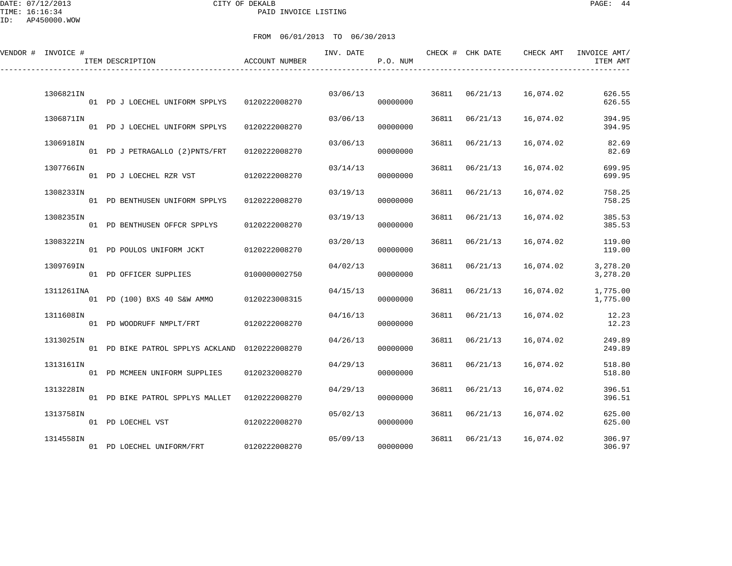DATE: 07/12/2013 CITY OF DEKALB PAGE: 44
TIME: 16:16:34 PAID INVOICE LISTING
ID: AP450000.WOW

FROM 06/01/2013 TO 06/30/2013

| VENDOR # | INVOICE # | ITEM DESCRIPTION | ACCOUNT NUMBER | INV. DATE | P.O. NUM | CHECK # | CHK DATE | CHECK AMT | INVOICE AMT/ ITEM AMT |
|---|---|---|---|---|---|---|---|---|---|
| | 1306821IN | | | 03/06/13 | | 36811 | 06/21/13 | 16,074.02 | 626.55 |
| | | 01 PD J LOECHEL UNIFORM SPPLYS | 0120222008270 | | 00000000 | | | | 626.55 |
| | 1306871IN | | | 03/06/13 | | 36811 | 06/21/13 | 16,074.02 | 394.95 |
| | | 01 PD J LOECHEL UNIFORM SPPLYS | 0120222008270 | | 00000000 | | | | 394.95 |
| | 1306918IN | | | 03/06/13 | | 36811 | 06/21/13 | 16,074.02 | 82.69 |
| | | 01 PD J PETRAGALLO (2)PNTS/FRT | 0120222008270 | | 00000000 | | | | 82.69 |
| | 1307766IN | | | 03/14/13 | | 36811 | 06/21/13 | 16,074.02 | 699.95 |
| | | 01 PD J LOECHEL RZR VST | 0120222008270 | | 00000000 | | | | 699.95 |
| | 1308233IN | | | 03/19/13 | | 36811 | 06/21/13 | 16,074.02 | 758.25 |
| | | 01 PD BENTHUSEN UNIFORM SPPLYS | 0120222008270 | | 00000000 | | | | 758.25 |
| | 1308235IN | | | 03/19/13 | | 36811 | 06/21/13 | 16,074.02 | 385.53 |
| | | 01 PD BENTHUSEN OFFCR SPPLYS | 0120222008270 | | 00000000 | | | | 385.53 |
| | 1308322IN | | | 03/20/13 | | 36811 | 06/21/13 | 16,074.02 | 119.00 |
| | | 01 PD POULOS UNIFORM JCKT | 0120222008270 | | 00000000 | | | | 119.00 |
| | 1309769IN | | | 04/02/13 | | 36811 | 06/21/13 | 16,074.02 | 3,278.20 |
| | | 01 PD OFFICER SUPPLIES | 0100000002750 | | 00000000 | | | | 3,278.20 |
| | 1311261INA | | | 04/15/13 | | 36811 | 06/21/13 | 16,074.02 | 1,775.00 |
| | | 01 PD (100) BXS 40 S&W AMMO | 0120223008315 | | 00000000 | | | | 1,775.00 |
| | 1311608IN | | | 04/16/13 | | 36811 | 06/21/13 | 16,074.02 | 12.23 |
| | | 01 PD WOODRUFF NMPLT/FRT | 0120222008270 | | 00000000 | | | | 12.23 |
| | 1313025IN | | | 04/26/13 | | 36811 | 06/21/13 | 16,074.02 | 249.89 |
| | | 01 PD BIKE PATROL SPPLYS ACKLAND | 0120222008270 | | 00000000 | | | | 249.89 |
| | 1313161IN | | | 04/29/13 | | 36811 | 06/21/13 | 16,074.02 | 518.80 |
| | | 01 PD MCMEEN UNIFORM SUPPLIES | 0120232008270 | | 00000000 | | | | 518.80 |
| | 1313228IN | | | 04/29/13 | | 36811 | 06/21/13 | 16,074.02 | 396.51 |
| | | 01 PD BIKE PATROL SPPLYS MALLET | 0120222008270 | | 00000000 | | | | 396.51 |
| | 1313758IN | | | 05/02/13 | | 36811 | 06/21/13 | 16,074.02 | 625.00 |
| | | 01 PD LOECHEL VST | 0120222008270 | | 00000000 | | | | 625.00 |
| | 1314558IN | | | 05/09/13 | | 36811 | 06/21/13 | 16,074.02 | 306.97 |
| | | 01 PD LOECHEL UNIFORM/FRT | 0120222008270 | | 00000000 | | | | 306.97 |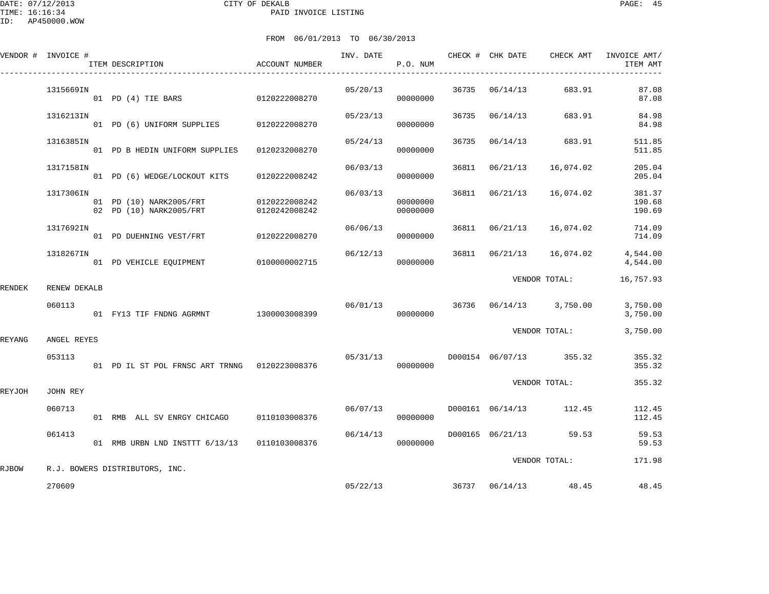DATE: 07/12/2013 CITY OF DEKALB
TIME: 16:16:34 PAID INVOICE LISTING
ID: AP450000.WOW

FROM 06/01/2013 TO 06/30/2013

| VENDOR # | INVOICE # | ITEM DESCRIPTION | ACCOUNT NUMBER | INV. DATE | P.O. NUM | CHECK # | CHK DATE | CHECK AMT | INVOICE AMT/ ITEM AMT |
|---|---|---|---|---|---|---|---|---|---|
| | 1315669IN | | | 05/20/13 | | 36735 | 06/14/13 | 683.91 | 87.08 |
| | | 01 PD (4) TIE BARS | 0120222008270 | | 00000000 | | | | 87.08 |
| | 1316213IN | | | 05/23/13 | | 36735 | 06/14/13 | 683.91 | 84.98 |
| | | 01 PD (6) UNIFORM SUPPLIES | 0120222008270 | | 00000000 | | | | 84.98 |
| | 1316385IN | | | 05/24/13 | | 36735 | 06/14/13 | 683.91 | 511.85 |
| | | 01 PD B HEDIN UNIFORM SUPPLIES | 0120232008270 | | 00000000 | | | | 511.85 |
| | 1317158IN | | | 06/03/13 | | 36811 | 06/21/13 | 16,074.02 | 205.04 |
| | | 01 PD (6) WEDGE/LOCKOUT KITS | 0120222008242 | | 00000000 | | | | 205.04 |
| | 1317306IN | | | 06/03/13 | | 36811 | 06/21/13 | 16,074.02 | 381.37 |
| | | 01 PD (10) NARK2005/FRT | 0120222008242 | | 00000000 | | | | 190.68 |
| | | 02 PD (10) NARK2005/FRT | 0120242008242 | | 00000000 | | | | 190.69 |
| | 1317692IN | | | 06/06/13 | | 36811 | 06/21/13 | 16,074.02 | 714.09 |
| | | 01 PD DUEHNING VEST/FRT | 0120222008270 | | 00000000 | | | | 714.09 |
| | 1318267IN | | | 06/12/13 | | 36811 | 06/21/13 | 16,074.02 | 4,544.00 |
| | | 01 PD VEHICLE EQUIPMENT | 0100000002715 | | 00000000 | | | | 4,544.00 |
| | | | | | | | VENDOR TOTAL: | | 16,757.93 |
| RENDEK | RENEW DEKALB | | | | | | | | |
| | 060113 | | | 06/01/13 | | 36736 | 06/14/13 | 3,750.00 | 3,750.00 |
| | | 01 FY13 TIF FNDNG AGRMNT | 1300003008399 | | 00000000 | | | | 3,750.00 |
| | | | | | | | VENDOR TOTAL: | | 3,750.00 |
| REYANG | ANGEL REYES | | | | | | | | |
| | 053113 | | | 05/31/13 | | D000154 | 06/07/13 | 355.32 | 355.32 |
| | | 01 PD IL ST POL FRNSC ART TRNNG | 0120223008376 | | 00000000 | | | | 355.32 |
| | | | | | | | VENDOR TOTAL: | | 355.32 |
| REYJOH | JOHN REY | | | | | | | | |
| | 060713 | | | 06/07/13 | | D000161 | 06/14/13 | 112.45 | 112.45 |
| | | 01 RMB ALL SV ENRGY CHICAGO | 0110103008376 | | 00000000 | | | | 112.45 |
| | 061413 | | | 06/14/13 | | D000165 | 06/21/13 | 59.53 | 59.53 |
| | | 01 RMB URBN LND INSTTT 6/13/13 | 0110103008376 | | 00000000 | | | | 59.53 |
| | | | | | | | VENDOR TOTAL: | | 171.98 |
| RJBOW | R.J. BOWERS DISTRIBUTORS, INC. | | | | | | | | |
| | 270609 | | | 05/22/13 | | 36737 | 06/14/13 | 48.45 | 48.45 |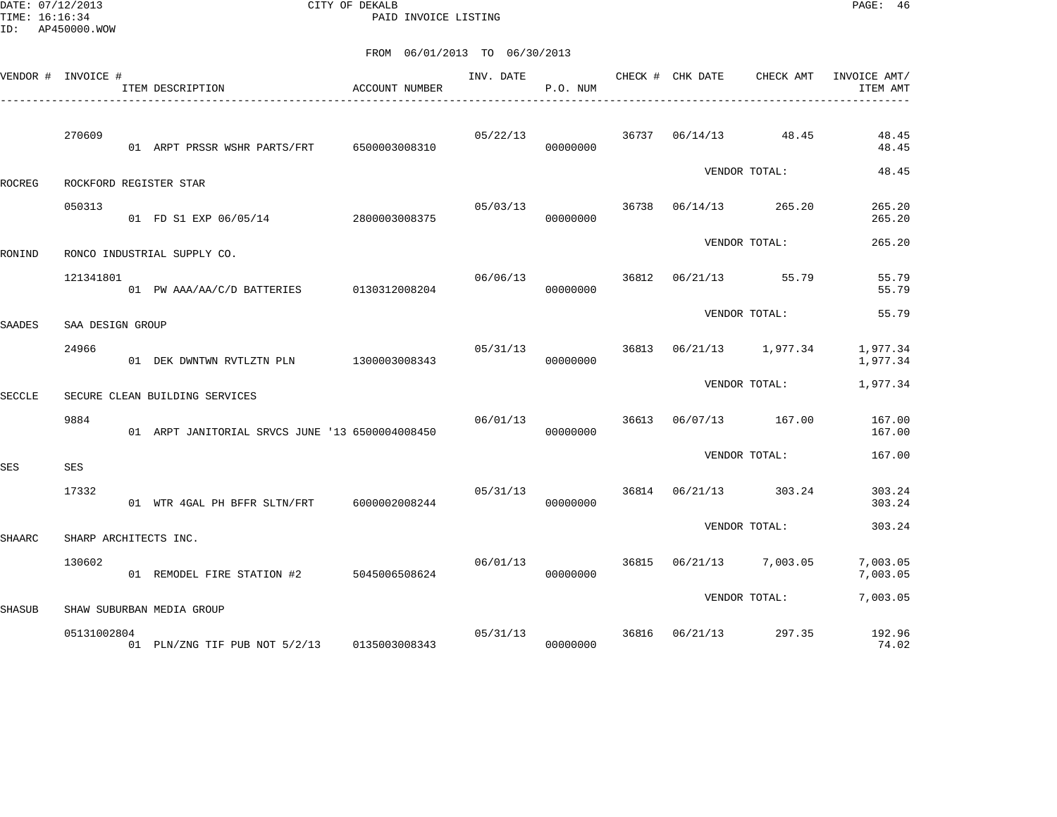DATE: 07/12/2013
TIME: 16:16:34
ID: AP450000.WOW

CITY OF DEKALB
PAID INVOICE LISTING

FROM 06/01/2013 TO 06/30/2013

| VENDOR # | INVOICE # / ITEM DESCRIPTION | ACCOUNT NUMBER | INV. DATE | P.O. NUM | CHECK # | CHK DATE | CHECK AMT | INVOICE AMT/ ITEM AMT |
|---|---|---|---|---|---|---|---|---|
| | 270609 | | 05/22/13 | | 36737 | 06/14/13 | 48.45 | 48.45 |
| | 01 ARPT PRSSR WSHR PARTS/FRT | 6500003008310 | | 00000000 | | | | 48.45 |
| | | | | | | VENDOR TOTAL: | | 48.45 |
| ROCREG | ROCKFORD REGISTER STAR | | | | | | | |
| | 050313 | | 05/03/13 | | 36738 | 06/14/13 | 265.20 | 265.20 |
| | 01 FD S1 EXP 06/05/14 | 2800003008375 | | 00000000 | | | | 265.20 |
| | | | | | | VENDOR TOTAL: | | 265.20 |
| RONIND | RONCO INDUSTRIAL SUPPLY CO. | | | | | | | |
| | 121341801 | | 06/06/13 | | 36812 | 06/21/13 | 55.79 | 55.79 |
| | 01 PW AAA/AA/C/D BATTERIES | 0130312008204 | | 00000000 | | | | 55.79 |
| | | | | | | VENDOR TOTAL: | | 55.79 |
| SAADES | SAA DESIGN GROUP | | | | | | | |
| | 24966 | | 05/31/13 | | 36813 | 06/21/13 | 1,977.34 | 1,977.34 |
| | 01 DEK DWNTWN RVTLZTN PLN | 1300003008343 | | 00000000 | | | | 1,977.34 |
| | | | | | | VENDOR TOTAL: | | 1,977.34 |
| SECCLE | SECURE CLEAN BUILDING SERVICES | | | | | | | |
| | 9884 | | 06/01/13 | | 36613 | 06/07/13 | 167.00 | 167.00 |
| | 01 ARPT JANITORIAL SRVCS JUNE '13 | 6500004008450 | | 00000000 | | | | 167.00 |
| | | | | | | VENDOR TOTAL: | | 167.00 |
| SES | SES | | | | | | | |
| | 17332 | | 05/31/13 | | 36814 | 06/21/13 | 303.24 | 303.24 |
| | 01 WTR 4GAL PH BFFR SLTN/FRT | 6000002008244 | | 00000000 | | | | 303.24 |
| | | | | | | VENDOR TOTAL: | | 303.24 |
| SHAARC | SHARP ARCHITECTS INC. | | | | | | | |
| | 130602 | | 06/01/13 | | 36815 | 06/21/13 | 7,003.05 | 7,003.05 |
| | 01 REMODEL FIRE STATION #2 | 5045006508624 | | 00000000 | | | | 7,003.05 |
| | | | | | | VENDOR TOTAL: | | 7,003.05 |
| SHASUB | SHAW SUBURBAN MEDIA GROUP | | | | | | | |
| | 05131002804 | | 05/31/13 | | 36816 | 06/21/13 | 297.35 | 192.96 |
| | 01 PLN/ZNG TIF PUB NOT 5/2/13 | 0135003008343 | | 00000000 | | | | 74.02 |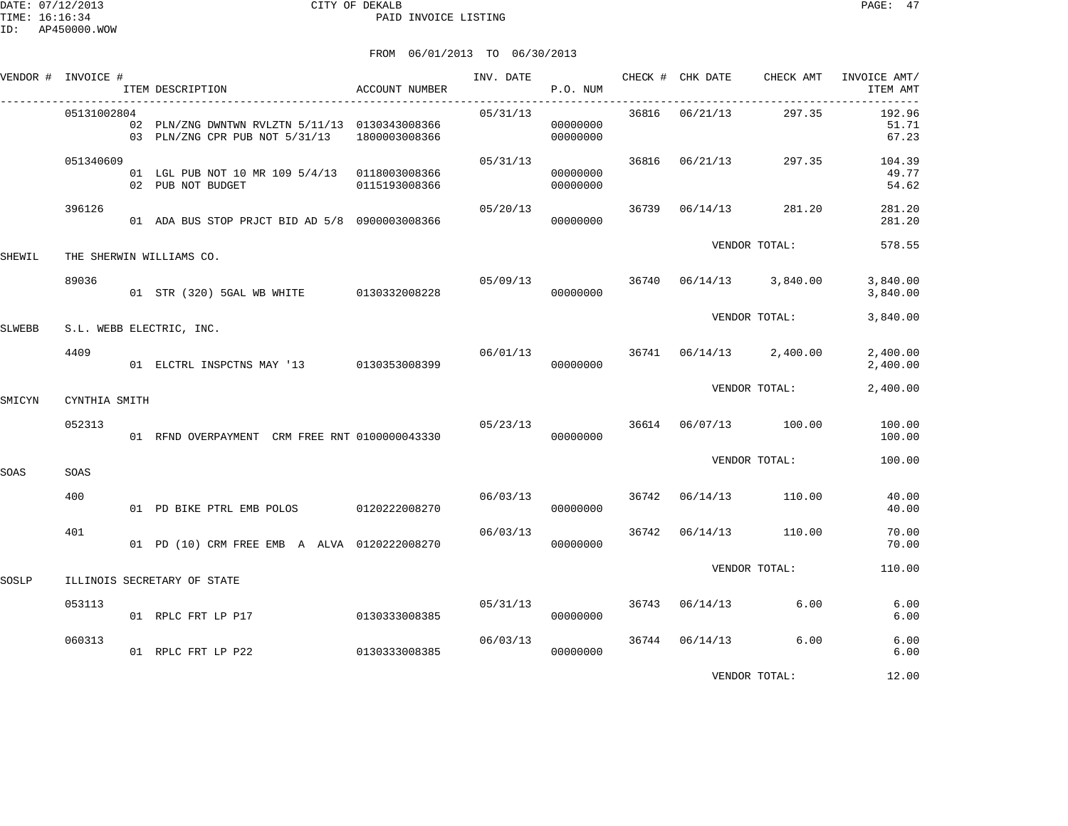DATE: 07/12/2013
TIME: 16:16:34
ID: AP450000.WOW

CITY OF DEKALB
PAID INVOICE LISTING

FROM 06/01/2013 TO 06/30/2013

| VENDOR # | INVOICE # | ITEM DESCRIPTION | ACCOUNT NUMBER | INV. DATE | P.O. NUM | CHECK # | CHK DATE | CHECK AMT | INVOICE AMT/ ITEM AMT |
|---|---|---|---|---|---|---|---|---|---|
| | 05131002804 | | | 05/31/13 | | 36816 | 06/21/13 | 297.35 | 192.96 |
| | | 02 PLN/ZNG DWNTWN RVLZTN 5/11/13 | 0130343008366 | | 00000000 | | | | 51.71 |
| | | 03 PLN/ZNG CPR PUB NOT 5/31/13 | 1800003008366 | | 00000000 | | | | 67.23 |
| | 051340609 | | | 05/31/13 | | 36816 | 06/21/13 | 297.35 | 104.39 |
| | | 01 LGL PUB NOT 10 MR 109 5/4/13 | 0118003008366 | | 00000000 | | | | 49.77 |
| | | 02 PUB NOT BUDGET | 0115193008366 | | 00000000 | | | | 54.62 |
| | 396126 | | | 05/20/13 | | 36739 | 06/14/13 | 281.20 | 281.20 |
| | | 01 ADA BUS STOP PRJCT BID AD 5/8 | 0900003008366 | | 00000000 | | | | 281.20 |
| | | | | | | | VENDOR TOTAL: | | 578.55 |
| SHEWIL | THE SHERWIN WILLIAMS CO. | | | | | | | | |
| | 89036 | | | 05/09/13 | | 36740 | 06/14/13 | 3,840.00 | 3,840.00 |
| | | 01 STR (320) 5GAL WB WHITE | 0130332008228 | | 00000000 | | | | 3,840.00 |
| | | | | | | | VENDOR TOTAL: | | 3,840.00 |
| SLWEBB | S.L. WEBB ELECTRIC, INC. | | | | | | | | |
| | 4409 | | | 06/01/13 | | 36741 | 06/14/13 | 2,400.00 | 2,400.00 |
| | | 01 ELCTRL INSPCTNS MAY '13 | 0130353008399 | | 00000000 | | | | 2,400.00 |
| | | | | | | | VENDOR TOTAL: | | 2,400.00 |
| SMICYN | CYNTHIA SMITH | | | | | | | | |
| | 052313 | | | 05/23/13 | | 36614 | 06/07/13 | 100.00 | 100.00 |
| | | 01 RFND OVERPAYMENT CRM FREE RNT | 0100000043330 | | 00000000 | | | | 100.00 |
| | | | | | | | VENDOR TOTAL: | | 100.00 |
| SOAS | SOAS | | | | | | | | |
| | 400 | | | 06/03/13 | | 36742 | 06/14/13 | 110.00 | 40.00 |
| | | 01 PD BIKE PTRL EMB POLOS | 0120222008270 | | 00000000 | | | | 40.00 |
| | 401 | | | 06/03/13 | | 36742 | 06/14/13 | 110.00 | 70.00 |
| | | 01 PD (10) CRM FREE EMB A ALVA | 0120222008270 | | 00000000 | | | | 70.00 |
| | | | | | | | VENDOR TOTAL: | | 110.00 |
| SOSLP | ILLINOIS SECRETARY OF STATE | | | | | | | | |
| | 053113 | | | 05/31/13 | | 36743 | 06/14/13 | 6.00 | 6.00 |
| | | 01 RPLC FRT LP P17 | 0130333008385 | | 00000000 | | | | 6.00 |
| | 060313 | | | 06/03/13 | | 36744 | 06/14/13 | 6.00 | 6.00 |
| | | 01 RPLC FRT LP P22 | 0130333008385 | | 00000000 | | | | 6.00 |
| | | | | | | | VENDOR TOTAL: | | 12.00 |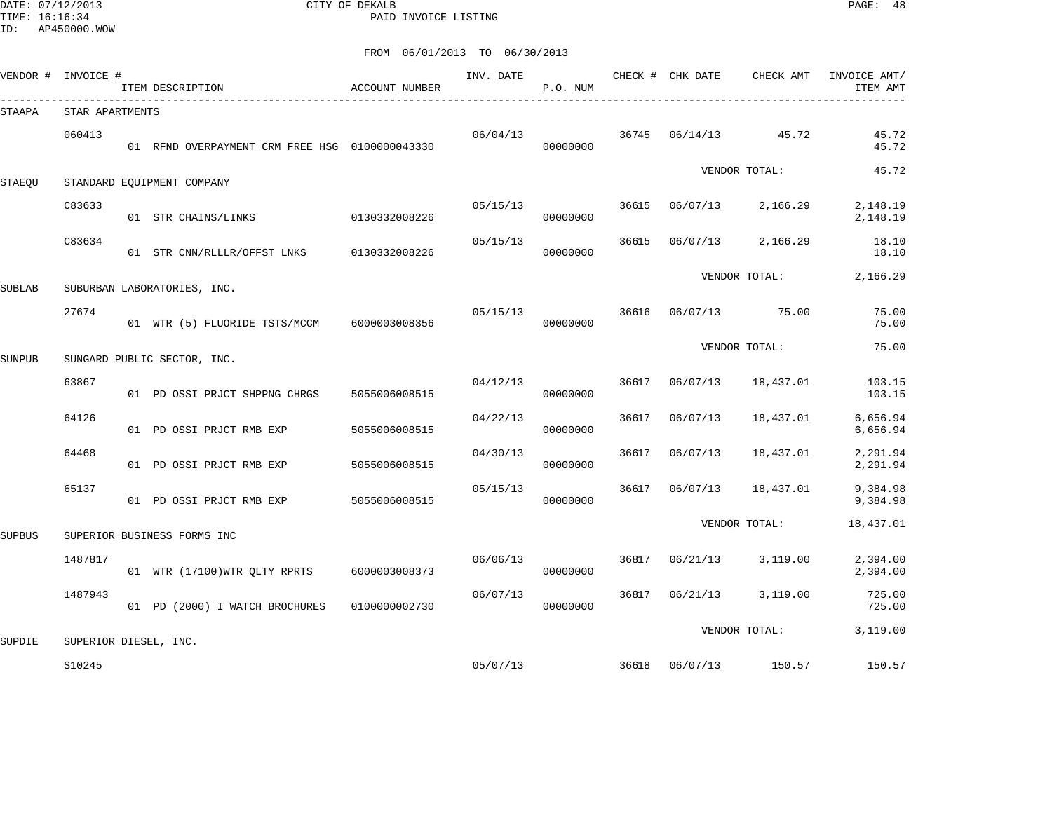DATE: 07/12/2013 CITY OF DEKALB
TIME: 16:16:34 PAID INVOICE LISTING
ID: AP450000.WOW

FROM 06/01/2013 TO 06/30/2013

| VENDOR # | INVOICE # | ITEM DESCRIPTION | ACCOUNT NUMBER | INV. DATE | P.O. NUM | CHECK # | CHK DATE | CHECK AMT | INVOICE AMT/ ITEM AMT |
|---|---|---|---|---|---|---|---|---|---|
| STAAPA | STAR APARTMENTS | | | | | | | | |
| | 060413 | | | 06/04/13 | | 36745 | 06/14/13 | 45.72 | 45.72 |
| | | 01 RFND OVERPAYMENT CRM FREE HSG | 0100000043330 | | 00000000 | | | | 45.72 |
| | | | | | | | | VENDOR TOTAL: | 45.72 |
| STAEQU | STANDARD EQUIPMENT COMPANY | | | | | | | | |
| | C83633 | | | 05/15/13 | | 36615 | 06/07/13 | 2,166.29 | 2,148.19 |
| | | 01 STR CHAINS/LINKS | 0130332008226 | | 00000000 | | | | 2,148.19 |
| | C83634 | | | 05/15/13 | | 36615 | 06/07/13 | 2,166.29 | 18.10 |
| | | 01 STR CNN/RLLLR/OFFST LNKS | 0130332008226 | | 00000000 | | | | 18.10 |
| | | | | | | | | VENDOR TOTAL: | 2,166.29 |
| SUBLAB | SUBURBAN LABORATORIES, INC. | | | | | | | | |
| | 27674 | | | 05/15/13 | | 36616 | 06/07/13 | 75.00 | 75.00 |
| | | 01 WTR (5) FLUORIDE TSTS/MCCM | 6000003008356 | | 00000000 | | | | 75.00 |
| | | | | | | | | VENDOR TOTAL: | 75.00 |
| SUNPUB | SUNGARD PUBLIC SECTOR, INC. | | | | | | | | |
| | 63867 | | | 04/12/13 | | 36617 | 06/07/13 | 18,437.01 | 103.15 |
| | | 01 PD OSSI PRJCT SHPPNG CHRGS | 5055006008515 | | 00000000 | | | | 103.15 |
| | 64126 | | | 04/22/13 | | 36617 | 06/07/13 | 18,437.01 | 6,656.94 |
| | | 01 PD OSSI PRJCT RMB EXP | 5055006008515 | | 00000000 | | | | 6,656.94 |
| | 64468 | | | 04/30/13 | | 36617 | 06/07/13 | 18,437.01 | 2,291.94 |
| | | 01 PD OSSI PRJCT RMB EXP | 5055006008515 | | 00000000 | | | | 2,291.94 |
| | 65137 | | | 05/15/13 | | 36617 | 06/07/13 | 18,437.01 | 9,384.98 |
| | | 01 PD OSSI PRJCT RMB EXP | 5055006008515 | | 00000000 | | | | 9,384.98 |
| | | | | | | | | VENDOR TOTAL: | 18,437.01 |
| SUPBUS | SUPERIOR BUSINESS FORMS INC | | | | | | | | |
| | 1487817 | | | 06/06/13 | | 36817 | 06/21/13 | 3,119.00 | 2,394.00 |
| | | 01 WTR (17100)WTR QLTY RPRTS | 6000003008373 | | 00000000 | | | | 2,394.00 |
| | 1487943 | | | 06/07/13 | | 36817 | 06/21/13 | 3,119.00 | 725.00 |
| | | 01 PD (2000) I WATCH BROCHURES | 0100000002730 | | 00000000 | | | | 725.00 |
| | | | | | | | | VENDOR TOTAL: | 3,119.00 |
| SUPDIE | SUPERIOR DIESEL, INC. | | | | | | | | |
| | S10245 | | | 05/07/13 | | 36618 | 06/07/13 | 150.57 | 150.57 |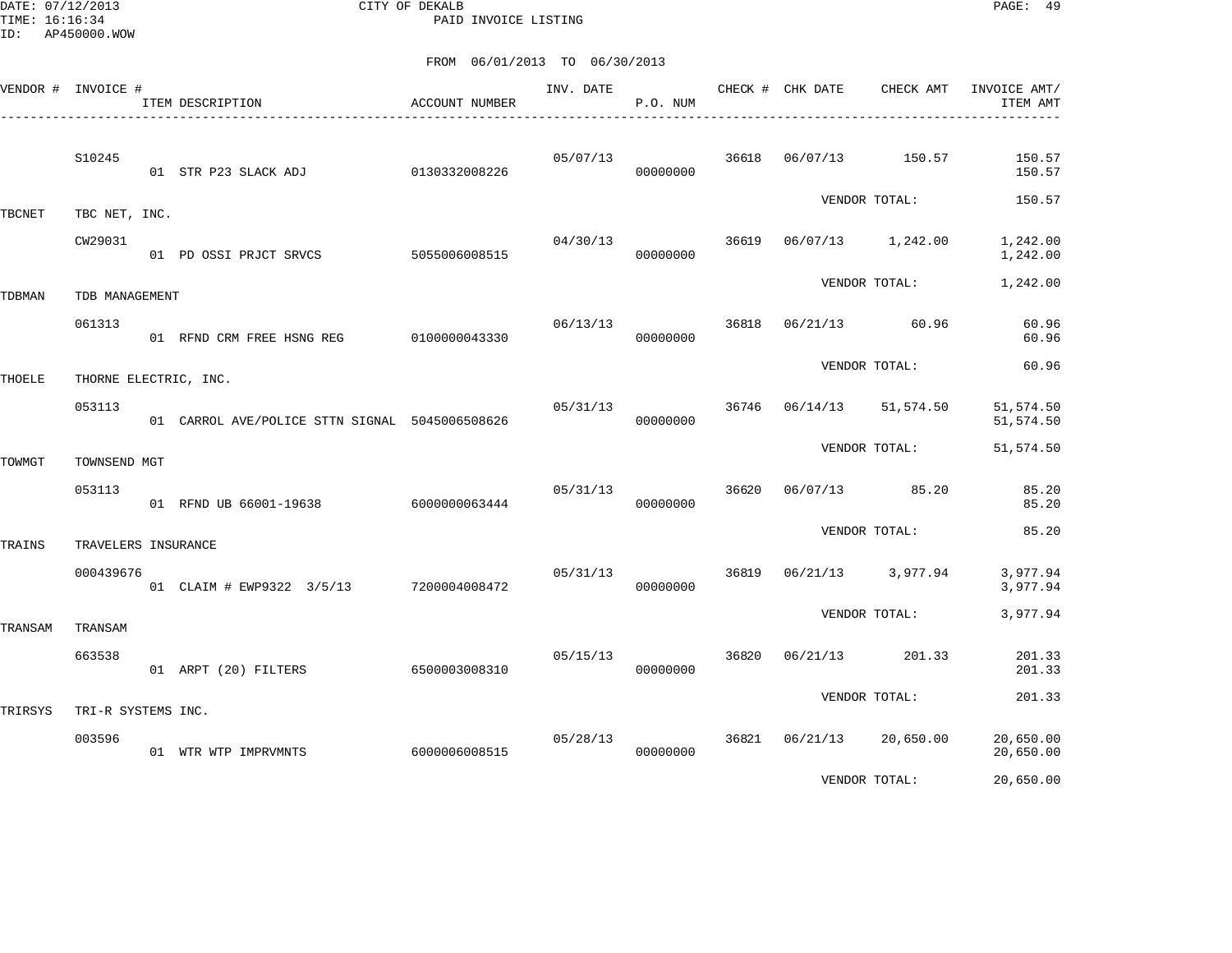CITY OF DEKALB

PAID INVOICE LISTING

DATE: 07/12/2013
TIME: 16:16:34
ID: AP450000.WOW

FROM 06/01/2013 TO 06/30/2013

| VENDOR # | INVOICE # | ITEM DESCRIPTION | ACCOUNT NUMBER | INV. DATE | P.O. NUM | CHECK # | CHK DATE | CHECK AMT | INVOICE AMT/ ITEM AMT |
|---|---|---|---|---|---|---|---|---|---|
| | S10245 | | | 05/07/13 | | 36618 | 06/07/13 | 150.57 | 150.57 |
| | | 01 STR P23 SLACK ADJ | 0130332008226 | | 00000000 | | | | 150.57 |
| | | | | | | | | VENDOR TOTAL: | 150.57 |
| TBCNET | TBC NET, INC. | | | | | | | | |
| | CW29031 | | | 04/30/13 | | 36619 | 06/07/13 | 1,242.00 | 1,242.00 |
| | | 01 PD OSSI PRJCT SRVCS | 5055006008515 | | 00000000 | | | | 1,242.00 |
| | | | | | | | | VENDOR TOTAL: | 1,242.00 |
| TDBMAN | TDB MANAGEMENT | | | | | | | | |
| | 061313 | | | 06/13/13 | | 36818 | 06/21/13 | 60.96 | 60.96 |
| | | 01 RFND CRM FREE HSNG REG | 0100000043330 | | 00000000 | | | | 60.96 |
| | | | | | | | | VENDOR TOTAL: | 60.96 |
| THOELE | THORNE ELECTRIC, INC. | | | | | | | | |
| | 053113 | | | 05/31/13 | | 36746 | 06/14/13 | 51,574.50 | 51,574.50 |
| | | 01 CARROL AVE/POLICE STTN SIGNAL | 5045006508626 | | 00000000 | | | | 51,574.50 |
| | | | | | | | | VENDOR TOTAL: | 51,574.50 |
| TOWMGT | TOWNSEND MGT | | | | | | | | |
| | 053113 | | | 05/31/13 | | 36620 | 06/07/13 | 85.20 | 85.20 |
| | | 01 RFND UB 66001-19638 | 6000000063444 | | 00000000 | | | | 85.20 |
| | | | | | | | | VENDOR TOTAL: | 85.20 |
| TRAINS | TRAVELERS INSURANCE | | | | | | | | |
| | 000439676 | | | 05/31/13 | | 36819 | 06/21/13 | 3,977.94 | 3,977.94 |
| | | 01 CLAIM # EWP9322 3/5/13 | 7200004008472 | | 00000000 | | | | 3,977.94 |
| | | | | | | | | VENDOR TOTAL: | 3,977.94 |
| TRANSAM | TRANSAM | | | | | | | | |
| | 663538 | | | 05/15/13 | | 36820 | 06/21/13 | 201.33 | 201.33 |
| | | 01 ARPT (20) FILTERS | 6500003008310 | | 00000000 | | | | 201.33 |
| | | | | | | | | VENDOR TOTAL: | 201.33 |
| TRIRSYS | TRI-R SYSTEMS INC. | | | | | | | | |
| | 003596 | | | 05/28/13 | | 36821 | 06/21/13 | 20,650.00 | 20,650.00 |
| | | 01 WTR WTP IMPRVMNTS | 6000006008515 | | 00000000 | | | | 20,650.00 |
| | | | | | | | | VENDOR TOTAL: | 20,650.00 |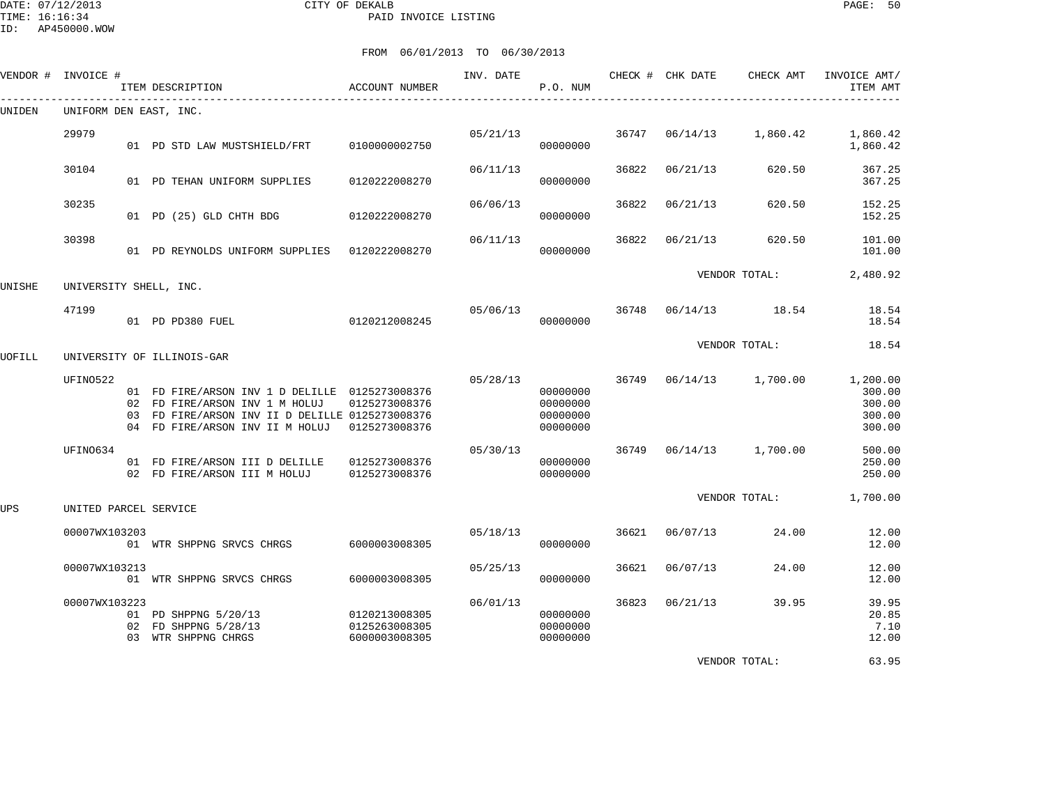DATE: 07/12/2013 CITY OF DEKALB
TIME: 16:16:34 PAID INVOICE LISTING
ID: AP450000.WOW

FROM 06/01/2013 TO 06/30/2013

| VENDOR # | INVOICE # | ITEM DESCRIPTION | ACCOUNT NUMBER | INV. DATE | P.O. NUM | CHECK # | CHK DATE | CHECK AMT | INVOICE AMT/ ITEM AMT |
|---|---|---|---|---|---|---|---|---|---|
| UNIDEN | UNIFORM DEN EAST, INC. | | | | | | | | |
| | 29979 | | | 05/21/13 | | 36747 | 06/14/13 | 1,860.42 | 1,860.42 |
| | | 01 PD STD LAW MUSTSHIELD/FRT | 0100000002750 | | 00000000 | | | | 1,860.42 |
| | 30104 | | | 06/11/13 | | 36822 | 06/21/13 | 620.50 | 367.25 |
| | | 01 PD TEHAN UNIFORM SUPPLIES | 0120222008270 | | 00000000 | | | | 367.25 |
| | 30235 | | | 06/06/13 | | 36822 | 06/21/13 | 620.50 | 152.25 |
| | | 01 PD (25) GLD CHTH BDG | 0120222008270 | | 00000000 | | | | 152.25 |
| | 30398 | | | 06/11/13 | | 36822 | 06/21/13 | 620.50 | 101.00 |
| | | 01 PD REYNOLDS UNIFORM SUPPLIES | 0120222008270 | | 00000000 | | | | 101.00 |
| | | | | | | | VENDOR TOTAL: | | 2,480.92 |
| UNISHE | UNIVERSITY SHELL, INC. | | | | | | | | |
| | 47199 | | | 05/06/13 | | 36748 | 06/14/13 | 18.54 | 18.54 |
| | | 01 PD PD380 FUEL | 0120212008245 | | 00000000 | | | | 18.54 |
| | | | | | | | VENDOR TOTAL: | | 18.54 |
| UOFILL | UNIVERSITY OF ILLINOIS-GAR | | | | | | | | |
| | UFINO522 | | | 05/28/13 | | 36749 | 06/14/13 | 1,700.00 | 1,200.00 |
| | | 01 FD FIRE/ARSON INV 1 D DELILLE | 0125273008376 | | 00000000 | | | | 300.00 |
| | | 02 FD FIRE/ARSON INV 1 M HOLUJ | 0125273008376 | | 00000000 | | | | 300.00 |
| | | 03 FD FIRE/ARSON INV II D DELILLE | 0125273008376 | | 00000000 | | | | 300.00 |
| | | 04 FD FIRE/ARSON INV II M HOLUJ | 0125273008376 | | 00000000 | | | | 300.00 |
| | UFINO634 | | | 05/30/13 | | 36749 | 06/14/13 | 1,700.00 | 500.00 |
| | | 01 FD FIRE/ARSON III D DELILLE | 0125273008376 | | 00000000 | | | | 250.00 |
| | | 02 FD FIRE/ARSON III M HOLUJ | 0125273008376 | | 00000000 | | | | 250.00 |
| | | | | | | | VENDOR TOTAL: | | 1,700.00 |
| UPS | UNITED PARCEL SERVICE | | | | | | | | |
| | 00007WX103203 | | | 05/18/13 | | 36621 | 06/07/13 | 24.00 | 12.00 |
| | | 01 WTR SHPPNG SRVCS CHRGS | 6000003008305 | | 00000000 | | | | 12.00 |
| | 00007WX103213 | | | 05/25/13 | | 36621 | 06/07/13 | 24.00 | 12.00 |
| | | 01 WTR SHPPNG SRVCS CHRGS | 6000003008305 | | 00000000 | | | | 12.00 |
| | 00007WX103223 | | | 06/01/13 | | 36823 | 06/21/13 | 39.95 | 39.95 |
| | | 01 PD SHPPNG 5/20/13 | 0120213008305 | | 00000000 | | | | 20.85 |
| | | 02 FD SHPPNG 5/28/13 | 0125263008305 | | 00000000 | | | | 7.10 |
| | | 03 WTR SHPPNG CHRGS | 6000003008305 | | 00000000 | | | | 12.00 |
| | | | | | | | VENDOR TOTAL: | | 63.95 |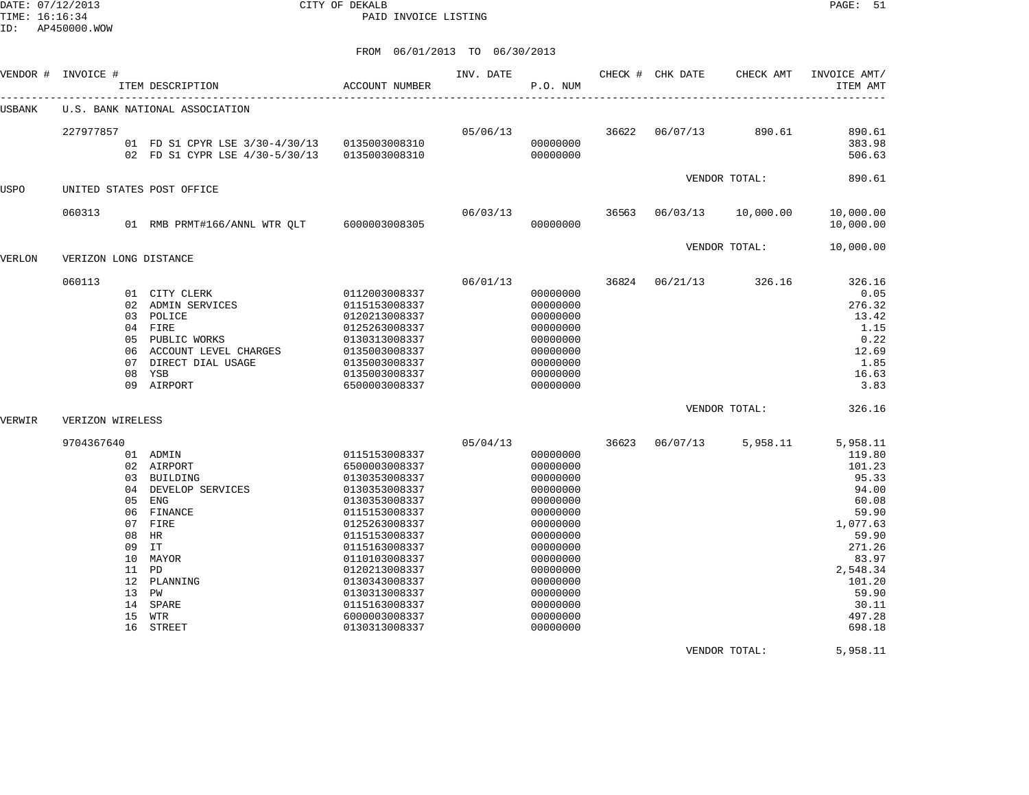DATE: 07/12/2013 CITY OF DEKALB
TIME: 16:16:34 PAID INVOICE LISTING
ID: AP450000.WOW

FROM 06/01/2013 TO 06/30/2013

| VENDOR # | INVOICE # | ITEM DESCRIPTION | ACCOUNT NUMBER | INV. DATE | P.O. NUM | CHECK # | CHK DATE | CHECK AMT | INVOICE AMT/ ITEM AMT |
|---|---|---|---|---|---|---|---|---|---|
| USBANK | U.S. BANK NATIONAL ASSOCIATION | | | | | | | | |
| | 227977857 | | | 05/06/13 | | 36622 | 06/07/13 | 890.61 | 890.61 |
| | | 01 FD S1 CPYR LSE 3/30-4/30/13 | 0135003008310 | | 00000000 | | | | 383.98 |
| | | 02 FD S1 CYPR LSE 4/30-5/30/13 | 0135003008310 | | 00000000 | | | | 506.63 |
| | | | | | | | VENDOR TOTAL: | | 890.61 |
| USPO | UNITED STATES POST OFFICE | | | | | | | | |
| | 060313 | | | 06/03/13 | | 36563 | 06/03/13 | 10,000.00 | 10,000.00 |
| | | 01 RMB PRMT#166/ANNL WTR QLT | 6000003008305 | | 00000000 | | | | 10,000.00 |
| | | | | | | | VENDOR TOTAL: | | 10,000.00 |
| VERLON | VERIZON LONG DISTANCE | | | | | | | | |
| | 060113 | | | 06/01/13 | | 36824 | 06/21/13 | 326.16 | 326.16 |
| | | 01 CITY CLERK | 0112003008337 | | 00000000 | | | | 0.05 |
| | | 02 ADMIN SERVICES | 0115153008337 | | 00000000 | | | | 276.32 |
| | | 03 POLICE | 0120213008337 | | 00000000 | | | | 13.42 |
| | | 04 FIRE | 0125263008337 | | 00000000 | | | | 1.15 |
| | | 05 PUBLIC WORKS | 0130313008337 | | 00000000 | | | | 0.22 |
| | | 06 ACCOUNT LEVEL CHARGES | 0135003008337 | | 00000000 | | | | 12.69 |
| | | 07 DIRECT DIAL USAGE | 0135003008337 | | 00000000 | | | | 1.85 |
| | | 08 YSB | 0135003008337 | | 00000000 | | | | 16.63 |
| | | 09 AIRPORT | 6500003008337 | | 00000000 | | | | 3.83 |
| | | | | | | | VENDOR TOTAL: | | 326.16 |
| VERWIR | VERIZON WIRELESS | | | | | | | | |
| | 9704367640 | | | 05/04/13 | | 36623 | 06/07/13 | 5,958.11 | 5,958.11 |
| | | 01 ADMIN | 0115153008337 | | 00000000 | | | | 119.80 |
| | | 02 AIRPORT | 6500003008337 | | 00000000 | | | | 101.23 |
| | | 03 BUILDING | 0130353008337 | | 00000000 | | | | 95.33 |
| | | 04 DEVELOP SERVICES | 0130353008337 | | 00000000 | | | | 94.00 |
| | | 05 ENG | 0130353008337 | | 00000000 | | | | 60.08 |
| | | 06 FINANCE | 0115153008337 | | 00000000 | | | | 59.90 |
| | | 07 FIRE | 0125263008337 | | 00000000 | | | | 1,077.63 |
| | | 08 HR | 0115153008337 | | 00000000 | | | | 59.90 |
| | | 09 IT | 0115163008337 | | 00000000 | | | | 271.26 |
| | | 10 MAYOR | 0110103008337 | | 00000000 | | | | 83.97 |
| | | 11 PD | 0120213008337 | | 00000000 | | | | 2,548.34 |
| | | 12 PLANNING | 0130343008337 | | 00000000 | | | | 101.20 |
| | | 13 PW | 0130313008337 | | 00000000 | | | | 59.90 |
| | | 14 SPARE | 0115163008337 | | 00000000 | | | | 30.11 |
| | | 15 WTR | 6000003008337 | | 00000000 | | | | 497.28 |
| | | 16 STREET | 0130313008337 | | 00000000 | | | | 698.18 |
| | | | | | | | VENDOR TOTAL: | | 5,958.11 |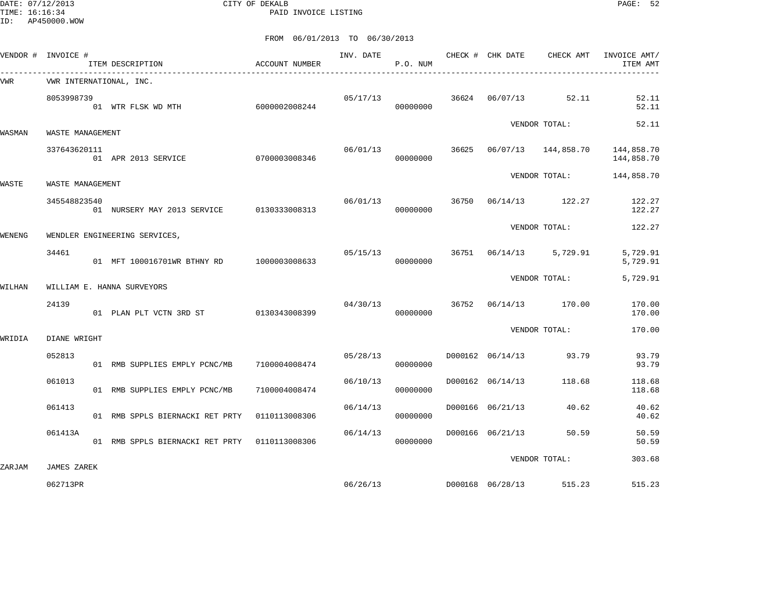DATE: 07/12/2013 CITY OF DEKALB
TIME: 16:16:34 PAID INVOICE LISTING
ID: AP450000.WOW

FROM 06/01/2013 TO 06/30/2013

| VENDOR # | INVOICE # / ITEM DESCRIPTION | ACCOUNT NUMBER | INV. DATE | P.O. NUM | CHECK # | CHK DATE | CHECK AMT | INVOICE AMT/ ITEM AMT |
|---|---|---|---|---|---|---|---|---|
| VWR | VWR INTERNATIONAL, INC. | | | | | | | |
| | 8053998739 | | 05/17/13 | | 36624 | 06/07/13 | 52.11 | 52.11 |
| | 01 WTR FLSK WD MTH | 6000002008244 | | 00000000 | | | | 52.11 |
| | | | | | | VENDOR TOTAL: | | 52.11 |
| WASMAN | WASTE MANAGEMENT | | | | | | | |
| | 337643620111 | | 06/01/13 | | 36625 | 06/07/13 | 144,858.70 | 144,858.70 |
| | 01 APR 2013 SERVICE | 0700003008346 | | 00000000 | | | | 144,858.70 |
| | | | | | | VENDOR TOTAL: | | 144,858.70 |
| WASTE | WASTE MANAGEMENT | | | | | | | |
| | 345548823540 | | 06/01/13 | | 36750 | 06/14/13 | 122.27 | 122.27 |
| | 01 NURSERY MAY 2013 SERVICE | 0130333008313 | | 00000000 | | | | 122.27 |
| | | | | | | VENDOR TOTAL: | | 122.27 |
| WENENG | WENDLER ENGINEERING SERVICES, | | | | | | | |
| | 34461 | | 05/15/13 | | 36751 | 06/14/13 | 5,729.91 | 5,729.91 |
| | 01 MFT 100016701WR BTHNY RD | 1000003008633 | | 00000000 | | | | 5,729.91 |
| | | | | | | VENDOR TOTAL: | | 5,729.91 |
| WILHAN | WILLIAM E. HANNA SURVEYORS | | | | | | | |
| | 24139 | | 04/30/13 | | 36752 | 06/14/13 | 170.00 | 170.00 |
| | 01 PLAN PLT VCTN 3RD ST | 0130343008399 | | 00000000 | | | | 170.00 |
| | | | | | | VENDOR TOTAL: | | 170.00 |
| WRIDIA | DIANE WRIGHT | | | | | | | |
| | 052813 | | 05/28/13 | | D000162 | 06/14/13 | 93.79 | 93.79 |
| | 01 RMB SUPPLIES EMPLY PCNC/MB | 7100004008474 | | 00000000 | | | | 93.79 |
| | 061013 | | 06/10/13 | | D000162 | 06/14/13 | 118.68 | 118.68 |
| | 01 RMB SUPPLIES EMPLY PCNC/MB | 7100004008474 | | 00000000 | | | | 118.68 |
| | 061413 | | 06/14/13 | | D000166 | 06/21/13 | 40.62 | 40.62 |
| | 01 RMB SPPLS BIERNACKI RET PRTY | 0110113008306 | | 00000000 | | | | 40.62 |
| | 061413A | | 06/14/13 | | D000166 | 06/21/13 | 50.59 | 50.59 |
| | 01 RMB SPPLS BIERNACKI RET PRTY | 0110113008306 | | 00000000 | | | | 50.59 |
| | | | | | | VENDOR TOTAL: | | 303.68 |
| ZARJAM | JAMES ZAREK | | | | | | | |
| | 062713PR | | 06/26/13 | | D000168 | 06/28/13 | 515.23 | 515.23 |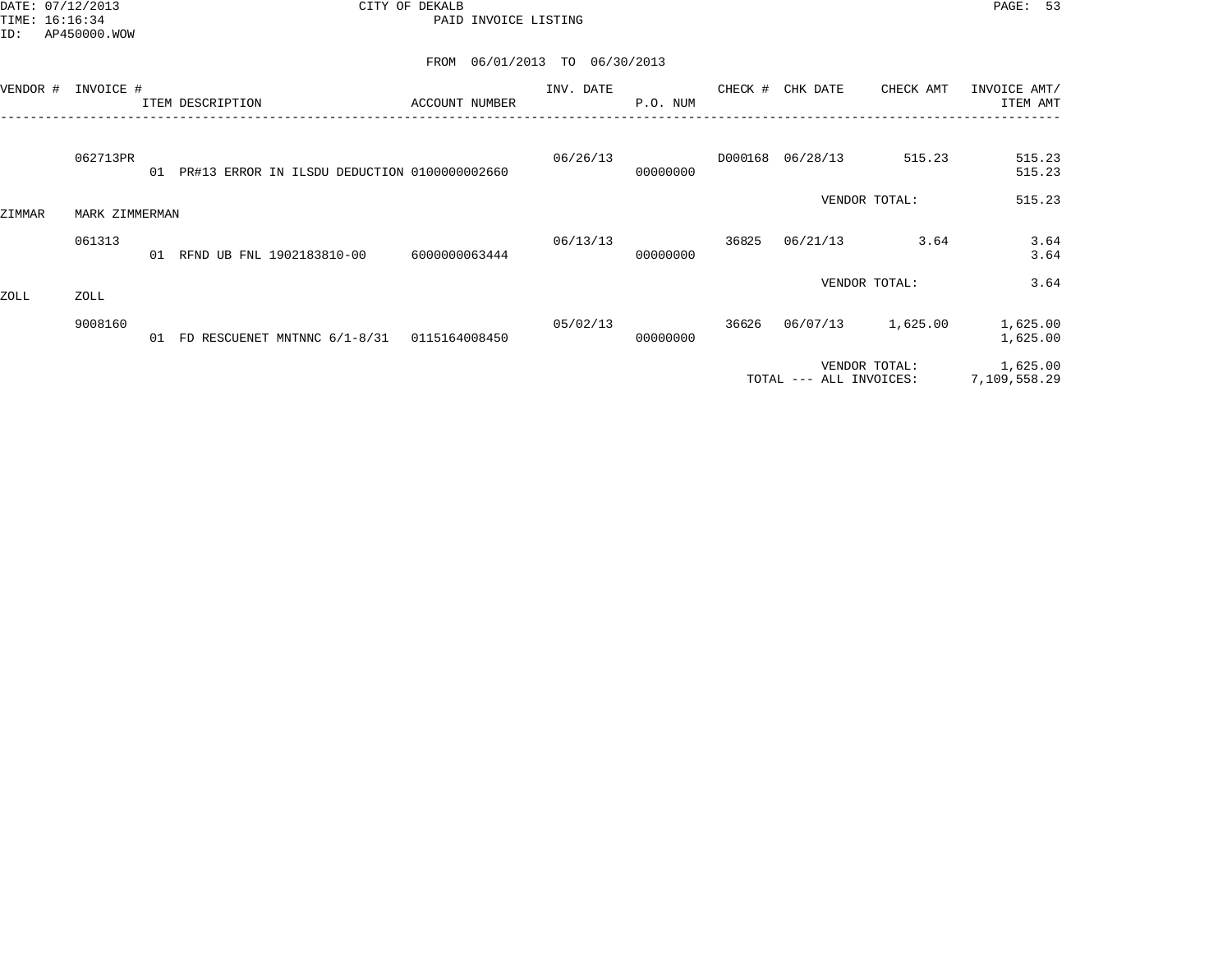DATE: 07/12/2013
TIME: 16:16:34
ID: AP450000.WOW

CITY OF DEKALB
PAID INVOICE LISTING

FROM 06/01/2013 TO 06/30/2013

| VENDOR # | INVOICE # / ITEM DESCRIPTION | ACCOUNT NUMBER | INV. DATE | P.O. NUM | CHECK # | CHK DATE | CHECK AMT | INVOICE AMT/ ITEM AMT |
|---|---|---|---|---|---|---|---|---|
| | 062713PR | | 06/26/13 | | D000168 | 06/28/13 | 515.23 | 515.23 |
| | 01 PR#13 ERROR IN ILSDU DEDUCTION | 0100000002660 | | 00000000 | | | | 515.23 |
| | | | | | | VENDOR TOTAL: | | 515.23 |
| ZIMMAR | MARK ZIMMERMAN | | | | | | | |
| | 061313 | | 06/13/13 | | 36825 | 06/21/13 | 3.64 | 3.64 |
| | 01 RFND UB FNL 1902183810-00 | 6000000063444 | | 00000000 | | | | 3.64 |
| | | | | | | VENDOR TOTAL: | | 3.64 |
| ZOLL | ZOLL | | | | | | | |
| | 9008160 | | 05/02/13 | | 36626 | 06/07/13 | 1,625.00 | 1,625.00 |
| | 01 FD RESCUENET MNTNNC 6/1-8/31 | 0115164008450 | | 00000000 | | | | 1,625.00 |
| | | | | | | VENDOR TOTAL: | | 1,625.00 |
| | | | | | | TOTAL --- ALL INVOICES: | | 7,109,558.29 |